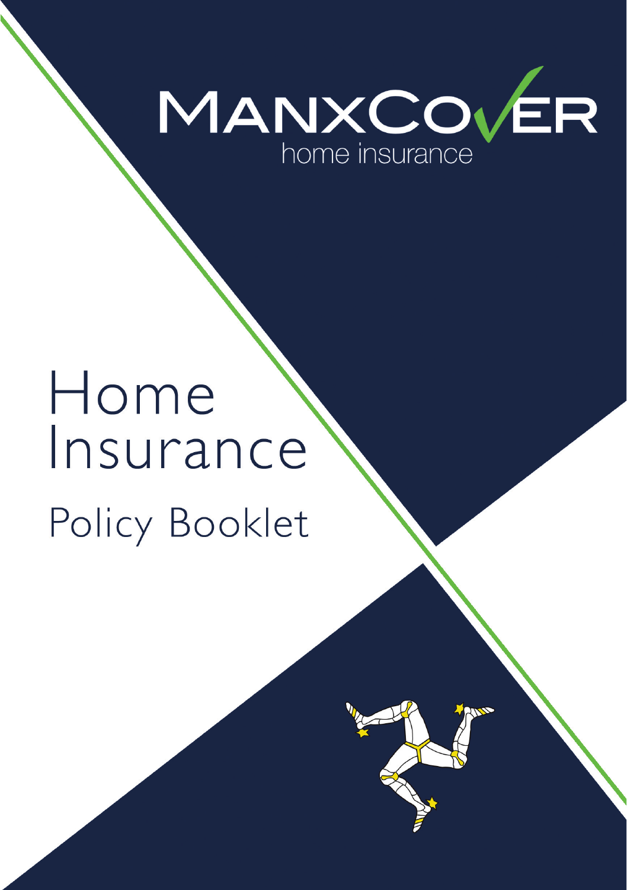MANXCOVER
home insurance

# Home Insurance

## Policy Booklet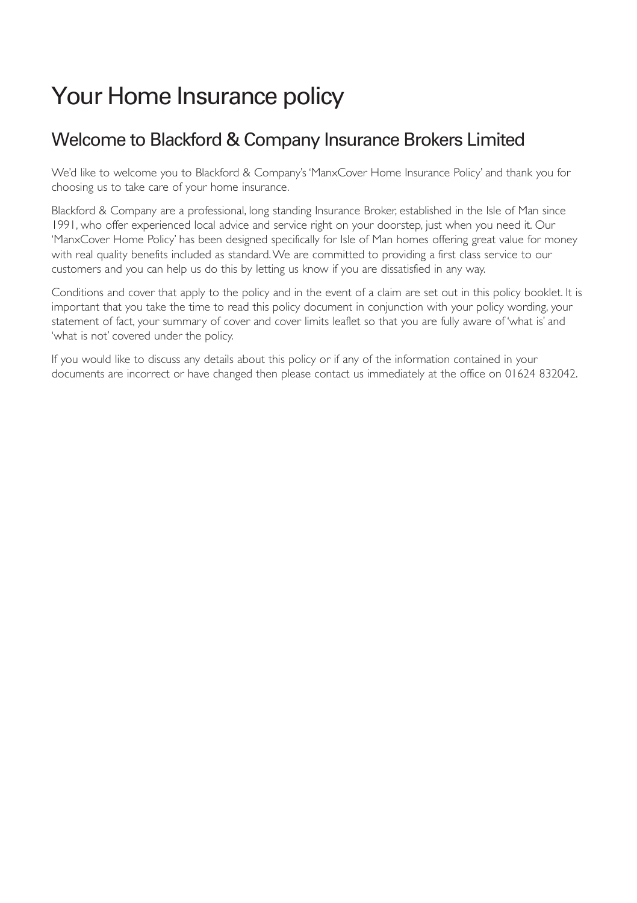# Your Home Insurance policy

## Welcome to Blackford & Company Insurance Brokers Limited

We'd like to welcome you to Blackford & Company's 'ManxCover Home Insurance Policy' and thank you for choosing us to take care of your home insurance.

Blackford & Company are a professional, long standing Insurance Broker, established in the Isle of Man since 1991, who offer experienced local advice and service right on your doorstep, just when you need it. Our 'ManxCover Home Policy' has been designed specifically for Isle of Man homes offering great value for money with real quality benefits included as standard. We are committed to providing a first class service to our customers and you can help us do this by letting us know if you are dissatisfied in any way.

Conditions and cover that apply to the policy and in the event of a claim are set out in this policy booklet. It is important that you take the time to read this policy document in conjunction with your policy wording, your statement of fact, your summary of cover and cover limits leaflet so that you are fully aware of 'what is' and 'what is not' covered under the policy.

If you would like to discuss any details about this policy or if any of the information contained in your documents are incorrect or have changed then please contact us immediately at the office on 01624 832042.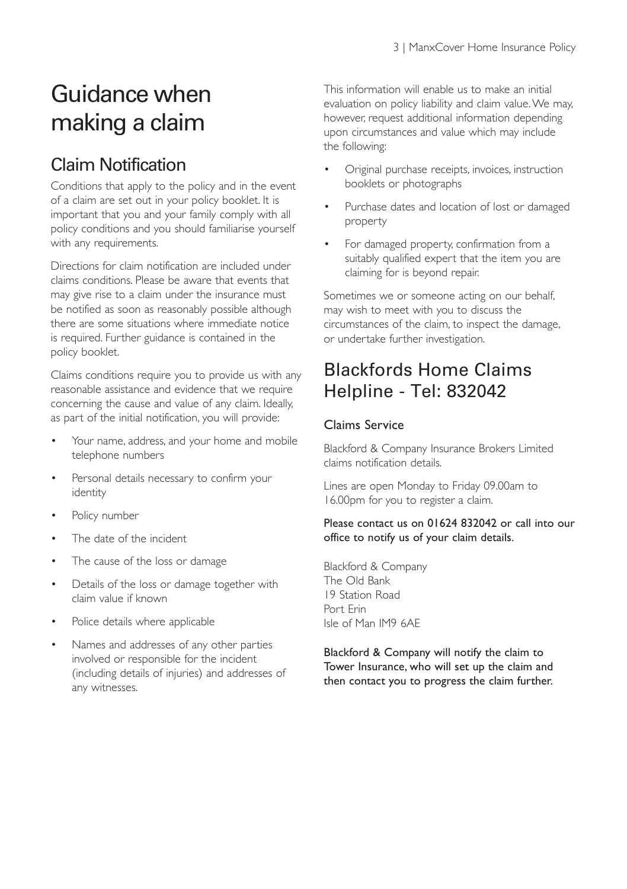# Guidance when making a claim

## Claim Notification

Conditions that apply to the policy and in the event of a claim are set out in your policy booklet. It is important that you and your family comply with all policy conditions and you should familiarise yourself with any requirements.

Directions for claim notification are included under claims conditions. Please be aware that events that may give rise to a claim under the insurance must be notified as soon as reasonably possible although there are some situations where immediate notice is required. Further guidance is contained in the policy booklet.

Claims conditions require you to provide us with any reasonable assistance and evidence that we require concerning the cause and value of any claim. Ideally, as part of the initial notification, you will provide:

- Your name, address, and your home and mobile telephone numbers
- Personal details necessary to confirm your identity
- Policy number
- The date of the incident
- The cause of the loss or damage
- Details of the loss or damage together with claim value if known
- Police details where applicable
- Names and addresses of any other parties involved or responsible for the incident (including details of injuries) and addresses of any witnesses.

This information will enable us to make an initial evaluation on policy liability and claim value. We may, however, request additional information depending upon circumstances and value which may include the following:

- Original purchase receipts, invoices, instruction booklets or photographs
- Purchase dates and location of lost or damaged property
- For damaged property, confirmation from a suitably qualified expert that the item you are claiming for is beyond repair.

Sometimes we or someone acting on our behalf, may wish to meet with you to discuss the circumstances of the claim, to inspect the damage, or undertake further investigation.

## Blackfords Home Claims Helpline - Tel: 832042

### Claims Service

Blackford & Company Insurance Brokers Limited claims notification details.

Lines are open Monday to Friday 09.00am to 16.00pm for you to register a claim.

**Please contact us on 01624 832042 or call into our office to notify us of your claim details.**

Blackford & Company
The Old Bank
19 Station Road
Port Erin
Isle of Man IM9 6AE

**Blackford & Company will notify the claim to Tower Insurance, who will set up the claim and then contact you to progress the claim further.**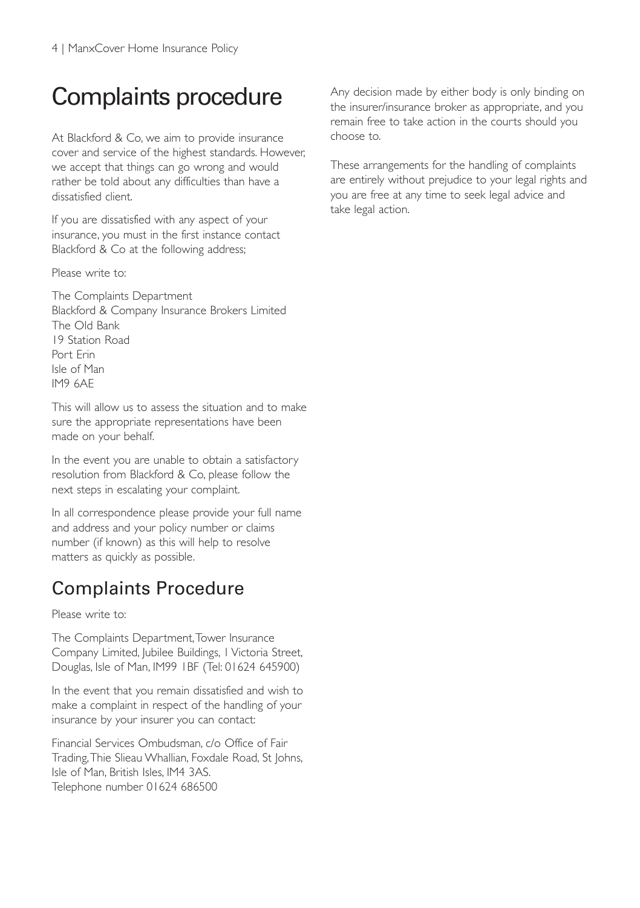# Complaints procedure

At Blackford & Co, we aim to provide insurance cover and service of the highest standards. However, we accept that things can go wrong and would rather be told about any difficulties than have a dissatisfied client.

If you are dissatisfied with any aspect of your insurance, you must in the first instance contact Blackford & Co at the following address;

Please write to:

The Complaints Department
Blackford & Company Insurance Brokers Limited
The Old Bank
19 Station Road
Port Erin
Isle of Man
IM9 6AE

This will allow us to assess the situation and to make sure the appropriate representations have been made on your behalf.

In the event you are unable to obtain a satisfactory resolution from Blackford & Co, please follow the next steps in escalating your complaint.

In all correspondence please provide your full name and address and your policy number or claims number (if known) as this will help to resolve matters as quickly as possible.

## Complaints Procedure

Please write to:

The Complaints Department, Tower Insurance Company Limited, Jubilee Buildings, 1 Victoria Street, Douglas, Isle of Man, IM99 1BF (Tel: 01624 645900)

In the event that you remain dissatisfied and wish to make a complaint in respect of the handling of your insurance by your insurer you can contact:

Financial Services Ombudsman, c/o Office of Fair Trading, Thie Slieau Whallian, Foxdale Road, St Johns, Isle of Man, British Isles, IM4 3AS.
Telephone number 01624 686500

Any decision made by either body is only binding on the insurer/insurance broker as appropriate, and you remain free to take action in the courts should you choose to.

These arrangements for the handling of complaints are entirely without prejudice to your legal rights and you are free at any time to seek legal advice and take legal action.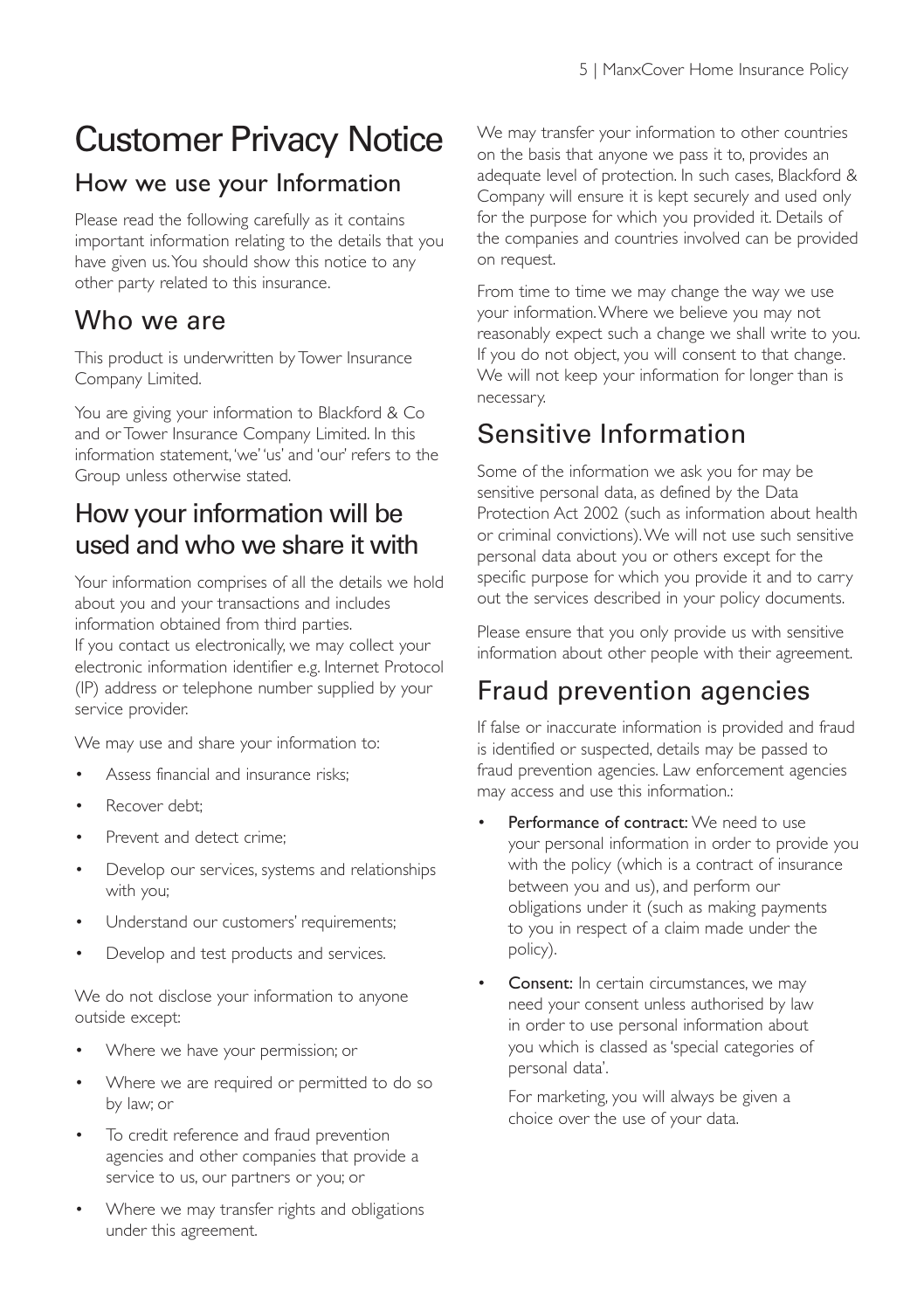# Customer Privacy Notice

## How we use your Information

Please read the following carefully as it contains important information relating to the details that you have given us. You should show this notice to any other party related to this insurance.

## Who we are

This product is underwritten by Tower Insurance Company Limited.

You are giving your information to Blackford & Co and or Tower Insurance Company Limited. In this information statement, 'we' 'us' and 'our' refers to the Group unless otherwise stated.

## How your information will be used and who we share it with

Your information comprises of all the details we hold about you and your transactions and includes information obtained from third parties.
If you contact us electronically, we may collect your electronic information identifier e.g. Internet Protocol (IP) address or telephone number supplied by your service provider.

We may use and share your information to:

- Assess financial and insurance risks;
- Recover debt;
- Prevent and detect crime;
- Develop our services, systems and relationships with you;
- Understand our customers' requirements;
- Develop and test products and services.

We do not disclose your information to anyone outside except:

- Where we have your permission; or
- Where we are required or permitted to do so by law; or
- To credit reference and fraud prevention agencies and other companies that provide a service to us, our partners or you; or
- Where we may transfer rights and obligations under this agreement.

We may transfer your information to other countries on the basis that anyone we pass it to, provides an adequate level of protection. In such cases, Blackford & Company will ensure it is kept securely and used only for the purpose for which you provided it. Details of the companies and countries involved can be provided on request.

From time to time we may change the way we use your information. Where we believe you may not reasonably expect such a change we shall write to you. If you do not object, you will consent to that change. We will not keep your information for longer than is necessary.

## Sensitive Information

Some of the information we ask you for may be sensitive personal data, as defined by the Data Protection Act 2002 (such as information about health or criminal convictions). We will not use such sensitive personal data about you or others except for the specific purpose for which you provide it and to carry out the services described in your policy documents.

Please ensure that you only provide us with sensitive information about other people with their agreement.

## Fraud prevention agencies

If false or inaccurate information is provided and fraud is identified or suspected, details may be passed to fraud prevention agencies. Law enforcement agencies may access and use this information.:

- **Performance of contract:** We need to use your personal information in order to provide you with the policy (which is a contract of insurance between you and us), and perform our obligations under it (such as making payments to you in respect of a claim made under the policy).
- **Consent:** In certain circumstances, we may need your consent unless authorised by law in order to use personal information about you which is classed as 'special categories of personal data'.

  For marketing, you will always be given a choice over the use of your data.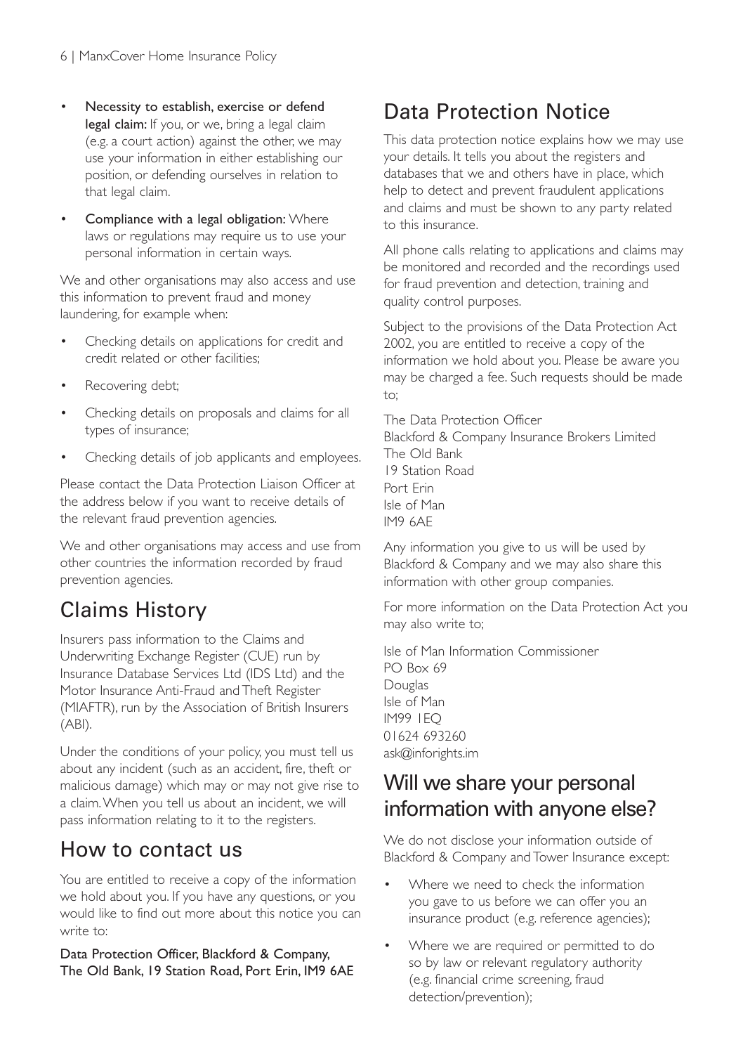- **Necessity to establish, exercise or defend legal claim:** If you, or we, bring a legal claim (e.g. a court action) against the other, we may use your information in either establishing our position, or defending ourselves in relation to that legal claim.
- **Compliance with a legal obligation:** Where laws or regulations may require us to use your personal information in certain ways.

We and other organisations may also access and use this information to prevent fraud and money laundering, for example when:

- Checking details on applications for credit and credit related or other facilities;
- Recovering debt;
- Checking details on proposals and claims for all types of insurance;
- Checking details of job applicants and employees.

Please contact the Data Protection Liaison Officer at the address below if you want to receive details of the relevant fraud prevention agencies.

We and other organisations may access and use from other countries the information recorded by fraud prevention agencies.

## Claims History

Insurers pass information to the Claims and Underwriting Exchange Register (CUE) run by Insurance Database Services Ltd (IDS Ltd) and the Motor Insurance Anti-Fraud and Theft Register (MIAFTR), run by the Association of British Insurers (ABI).

Under the conditions of your policy, you must tell us about any incident (such as an accident, fire, theft or malicious damage) which may or may not give rise to a claim. When you tell us about an incident, we will pass information relating to it to the registers.

## How to contact us

You are entitled to receive a copy of the information we hold about you. If you have any questions, or you would like to find out more about this notice you can write to:

**Data Protection Officer, Blackford & Company, The Old Bank, 19 Station Road, Port Erin, IM9 6AE**

## Data Protection Notice

This data protection notice explains how we may use your details. It tells you about the registers and databases that we and others have in place, which help to detect and prevent fraudulent applications and claims and must be shown to any party related to this insurance.

All phone calls relating to applications and claims may be monitored and recorded and the recordings used for fraud prevention and detection, training and quality control purposes.

Subject to the provisions of the Data Protection Act 2002, you are entitled to receive a copy of the information we hold about you. Please be aware you may be charged a fee. Such requests should be made to;

The Data Protection Officer
Blackford & Company Insurance Brokers Limited
The Old Bank
19 Station Road
Port Erin
Isle of Man
IM9 6AE

Any information you give to us will be used by Blackford & Company and we may also share this information with other group companies.

For more information on the Data Protection Act you may also write to;

Isle of Man Information Commissioner
PO Box 69
Douglas
Isle of Man
IM99 1EQ
01624 693260
ask@inforights.im

## Will we share your personal information with anyone else?

We do not disclose your information outside of Blackford & Company and Tower Insurance except:

- Where we need to check the information you gave to us before we can offer you an insurance product (e.g. reference agencies);
- Where we are required or permitted to do so by law or relevant regulatory authority (e.g. financial crime screening, fraud detection/prevention);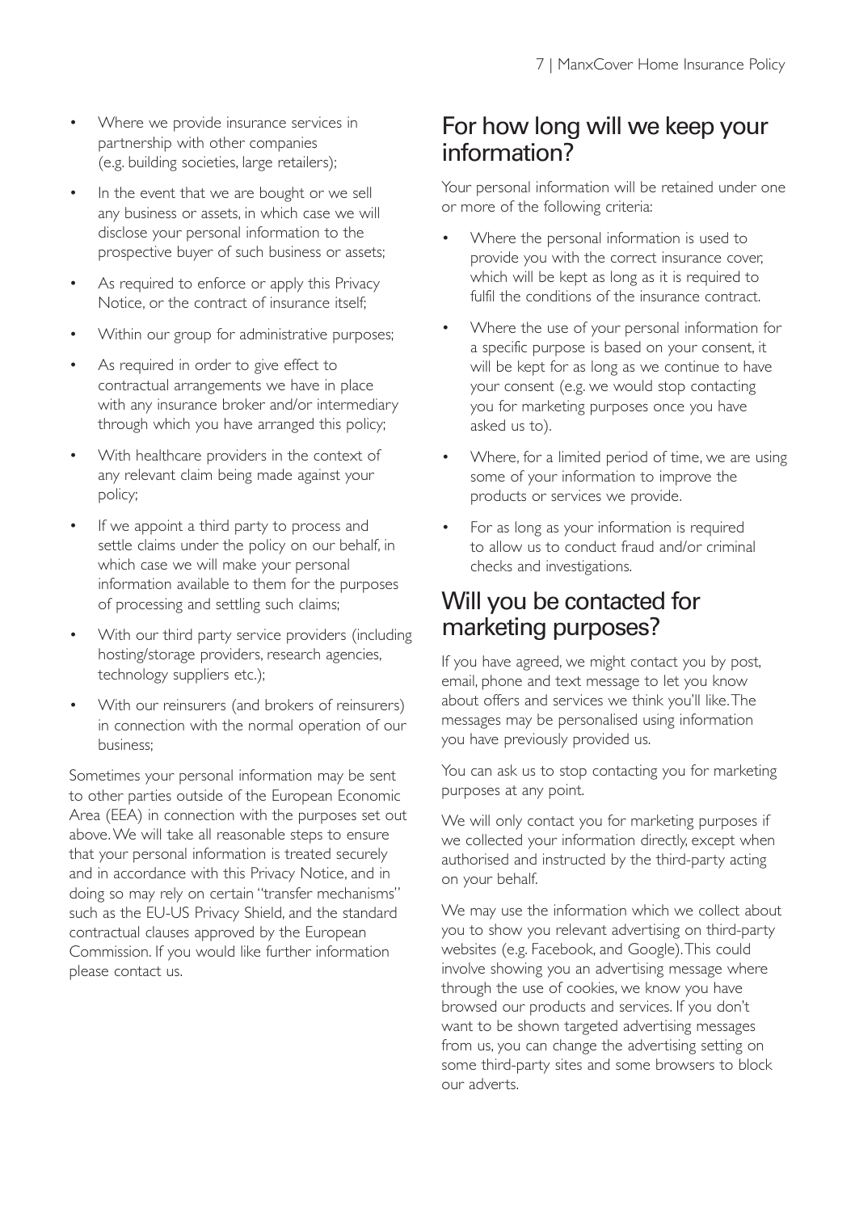- Where we provide insurance services in partnership with other companies (e.g. building societies, large retailers);
- In the event that we are bought or we sell any business or assets, in which case we will disclose your personal information to the prospective buyer of such business or assets;
- As required to enforce or apply this Privacy Notice, or the contract of insurance itself;
- Within our group for administrative purposes;
- As required in order to give effect to contractual arrangements we have in place with any insurance broker and/or intermediary through which you have arranged this policy;
- With healthcare providers in the context of any relevant claim being made against your policy;
- If we appoint a third party to process and settle claims under the policy on our behalf, in which case we will make your personal information available to them for the purposes of processing and settling such claims;
- With our third party service providers (including hosting/storage providers, research agencies, technology suppliers etc.);
- With our reinsurers (and brokers of reinsurers) in connection with the normal operation of our business;

Sometimes your personal information may be sent to other parties outside of the European Economic Area (EEA) in connection with the purposes set out above. We will take all reasonable steps to ensure that your personal information is treated securely and in accordance with this Privacy Notice, and in doing so may rely on certain "transfer mechanisms" such as the EU-US Privacy Shield, and the standard contractual clauses approved by the European Commission. If you would like further information please contact us.

## For how long will we keep your information?

Your personal information will be retained under one or more of the following criteria:

- Where the personal information is used to provide you with the correct insurance cover, which will be kept as long as it is required to fulfil the conditions of the insurance contract.
- Where the use of your personal information for a specific purpose is based on your consent, it will be kept for as long as we continue to have your consent (e.g. we would stop contacting you for marketing purposes once you have asked us to).
- Where, for a limited period of time, we are using some of your information to improve the products or services we provide.
- For as long as your information is required to allow us to conduct fraud and/or criminal checks and investigations.

## Will you be contacted for marketing purposes?

If you have agreed, we might contact you by post, email, phone and text message to let you know about offers and services we think you'll like. The messages may be personalised using information you have previously provided us.

You can ask us to stop contacting you for marketing purposes at any point.

We will only contact you for marketing purposes if we collected your information directly, except when authorised and instructed by the third-party acting on your behalf.

We may use the information which we collect about you to show you relevant advertising on third-party websites (e.g. Facebook, and Google). This could involve showing you an advertising message where through the use of cookies, we know you have browsed our products and services. If you don't want to be shown targeted advertising messages from us, you can change the advertising setting on some third-party sites and some browsers to block our adverts.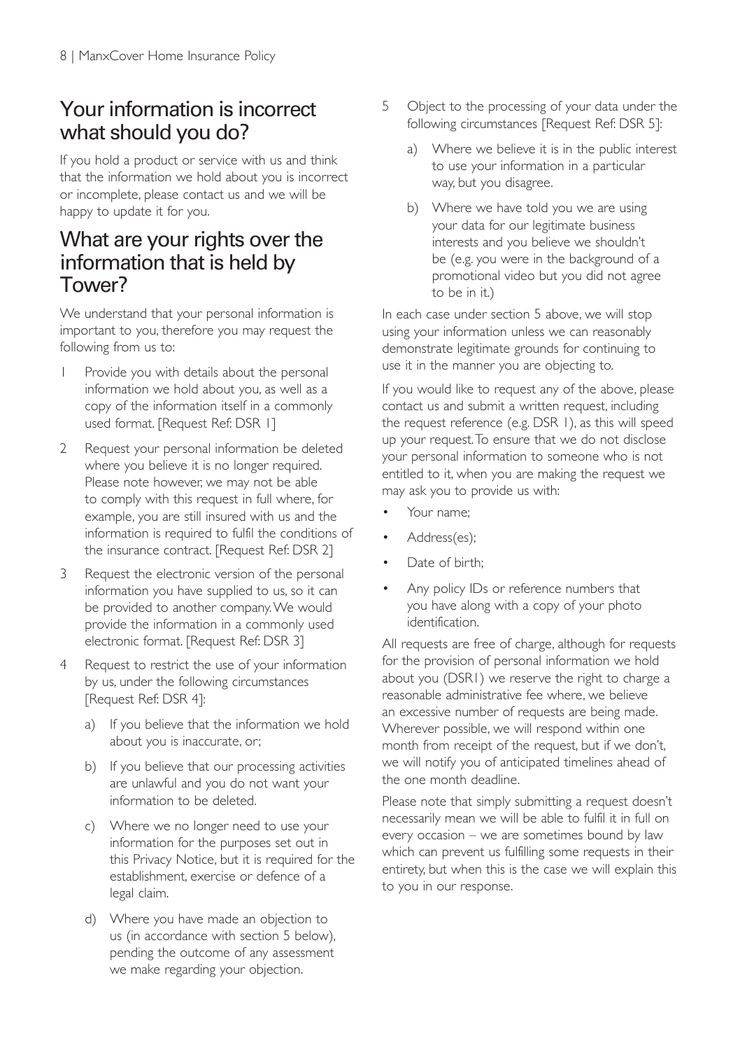## Your information is incorrect what should you do?

If you hold a product or service with us and think that the information we hold about you is incorrect or incomplete, please contact us and we will be happy to update it for you.

## What are your rights over the information that is held by Tower?

We understand that your personal information is important to you, therefore you may request the following from us to:

1. Provide you with details about the personal information we hold about you, as well as a copy of the information itself in a commonly used format. [Request Ref: DSR 1]
2. Request your personal information be deleted where you believe it is no longer required. Please note however, we may not be able to comply with this request in full where, for example, you are still insured with us and the information is required to fulfil the conditions of the insurance contract. [Request Ref: DSR 2]
3. Request the electronic version of the personal information you have supplied to us, so it can be provided to another company. We would provide the information in a commonly used electronic format. [Request Ref: DSR 3]
4. Request to restrict the use of your information by us, under the following circumstances [Request Ref: DSR 4]:
   a) If you believe that the information we hold about you is inaccurate, or;
   b) If you believe that our processing activities are unlawful and you do not want your information to be deleted.
   c) Where we no longer need to use your information for the purposes set out in this Privacy Notice, but it is required for the establishment, exercise or defence of a legal claim.
   d) Where you have made an objection to us (in accordance with section 5 below), pending the outcome of any assessment we make regarding your objection.
5. Object to the processing of your data under the following circumstances [Request Ref: DSR 5]:
   a) Where we believe it is in the public interest to use your information in a particular way, but you disagree.
   b) Where we have told you we are using your data for our legitimate business interests and you believe we shouldn't be (e.g. you were in the background of a promotional video but you did not agree to be in it.)

In each case under section 5 above, we will stop using your information unless we can reasonably demonstrate legitimate grounds for continuing to use it in the manner you are objecting to.

If you would like to request any of the above, please contact us and submit a written request, including the request reference (e.g. DSR 1), as this will speed up your request. To ensure that we do not disclose your personal information to someone who is not entitled to it, when you are making the request we may ask you to provide us with:

- Your name;
- Address(es);
- Date of birth;
- Any policy IDs or reference numbers that you have along with a copy of your photo identification.

All requests are free of charge, although for requests for the provision of personal information we hold about you (DSR1) we reserve the right to charge a reasonable administrative fee where, we believe an excessive number of requests are being made. Wherever possible, we will respond within one month from receipt of the request, but if we don't, we will notify you of anticipated timelines ahead of the one month deadline.

Please note that simply submitting a request doesn't necessarily mean we will be able to fulfil it in full on every occasion – we are sometimes bound by law which can prevent us fulfilling some requests in their entirety, but when this is the case we will explain this to you in our response.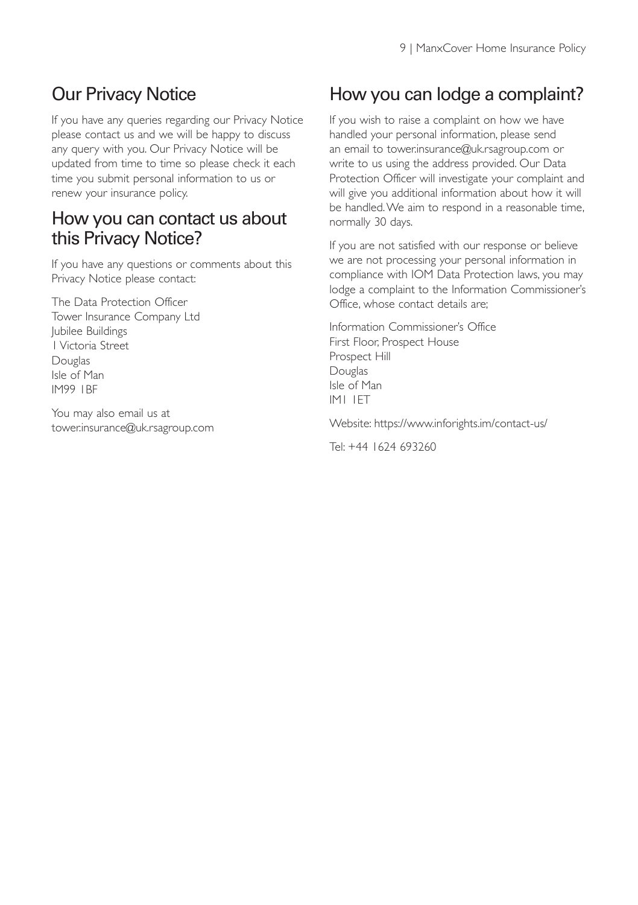## Our Privacy Notice

If you have any queries regarding our Privacy Notice please contact us and we will be happy to discuss any query with you. Our Privacy Notice will be updated from time to time so please check it each time you submit personal information to us or renew your insurance policy.

## How you can contact us about this Privacy Notice?

If you have any questions or comments about this Privacy Notice please contact:

The Data Protection Officer
Tower Insurance Company Ltd
Jubilee Buildings
1 Victoria Street
Douglas
Isle of Man
IM99 1BF

You may also email us at tower.insurance@uk.rsagroup.com

## How you can lodge a complaint?

If you wish to raise a complaint on how we have handled your personal information, please send an email to tower.insurance@uk.rsagroup.com or write to us using the address provided. Our Data Protection Officer will investigate your complaint and will give you additional information about how it will be handled. We aim to respond in a reasonable time, normally 30 days.

If you are not satisfied with our response or believe we are not processing your personal information in compliance with IOM Data Protection laws, you may lodge a complaint to the Information Commissioner's Office, whose contact details are;

Information Commissioner's Office
First Floor, Prospect House
Prospect Hill
Douglas
Isle of Man
IM1 1ET

Website: https://www.inforights.im/contact-us/

Tel: +44 1624 693260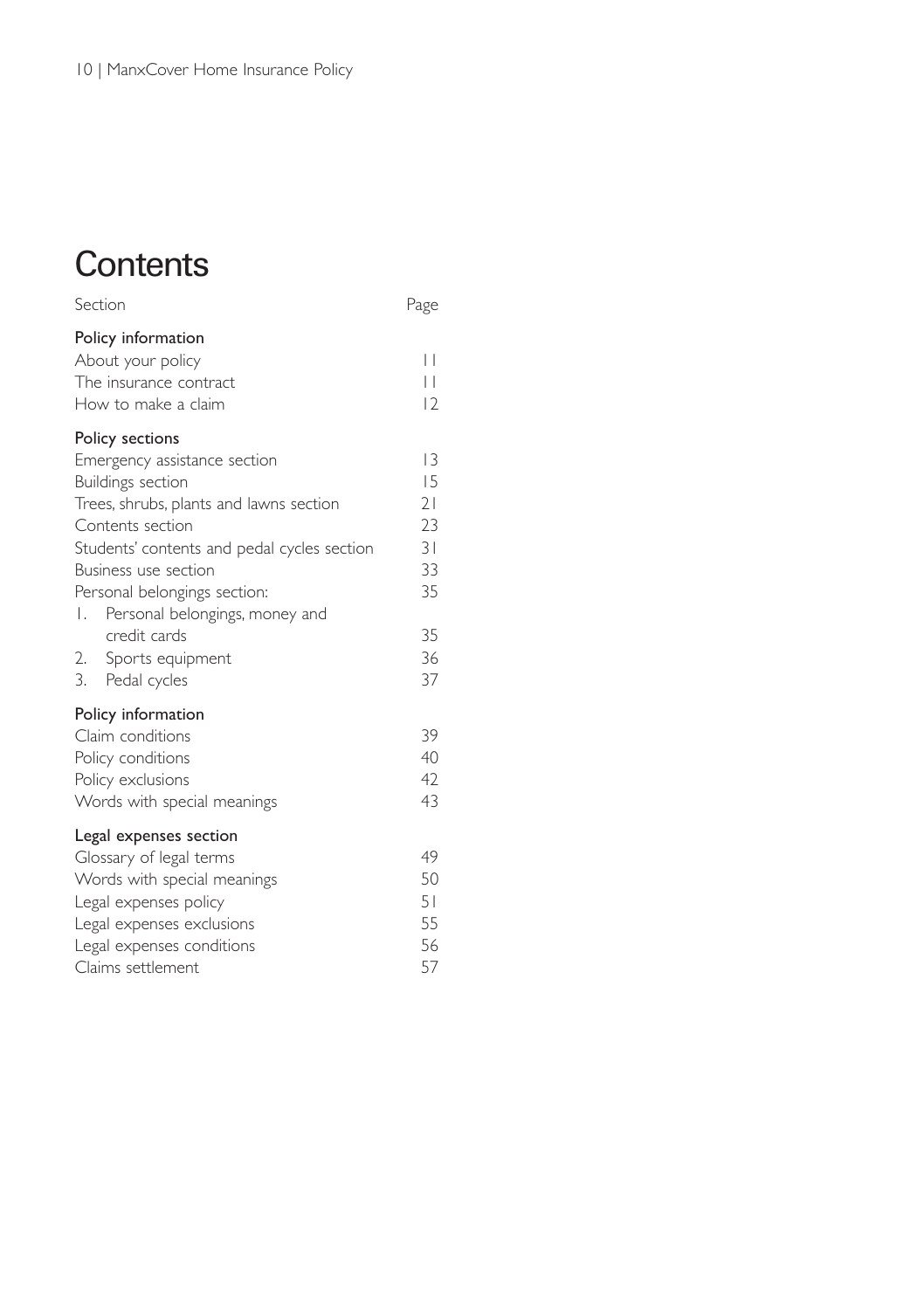# Contents

| Section | Page |
|---|---|
| **Policy information** | |
| About your policy | 11 |
| The insurance contract | 11 |
| How to make a claim | 12 |
| **Policy sections** | |
| Emergency assistance section | 13 |
| Buildings section | 15 |
| Trees, shrubs, plants and lawns section | 21 |
| Contents section | 23 |
| Students' contents and pedal cycles section | 31 |
| Business use section | 33 |
| Personal belongings section: | 35 |
| 1. Personal belongings, money and credit cards | 35 |
| 2. Sports equipment | 36 |
| 3. Pedal cycles | 37 |
| **Policy information** | |
| Claim conditions | 39 |
| Policy conditions | 40 |
| Policy exclusions | 42 |
| Words with special meanings | 43 |
| **Legal expenses section** | |
| Glossary of legal terms | 49 |
| Words with special meanings | 50 |
| Legal expenses policy | 51 |
| Legal expenses exclusions | 55 |
| Legal expenses conditions | 56 |
| Claims settlement | 57 |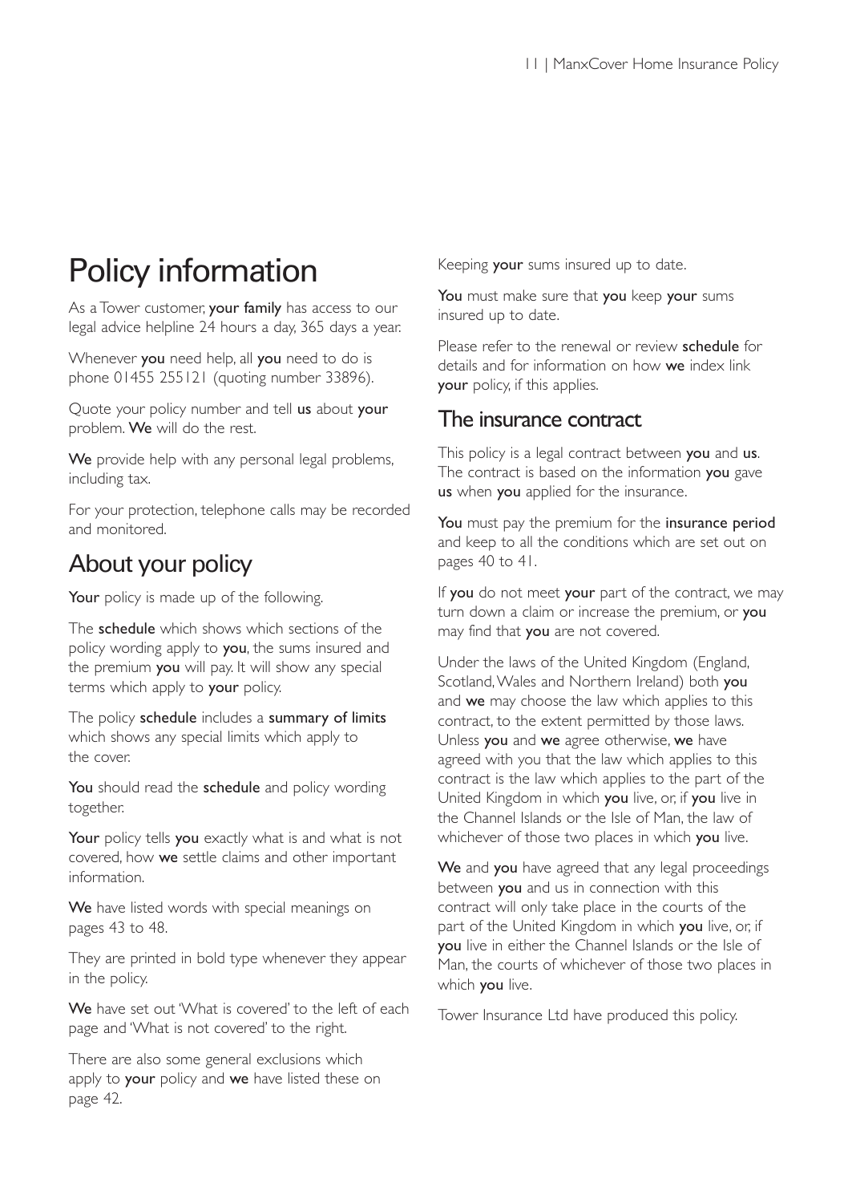# Policy information

As a Tower customer, **your family** has access to our legal advice helpline 24 hours a day, 365 days a year.

Whenever **you** need help, all **you** need to do is phone 01455 255121 (quoting number 33896).

Quote your policy number and tell **us** about **your** problem. **We** will do the rest.

**We** provide help with any personal legal problems, including tax.

For your protection, telephone calls may be recorded and monitored.

## About your policy

**Your** policy is made up of the following.

The **schedule** which shows which sections of the policy wording apply to **you**, the sums insured and the premium **you** will pay. It will show any special terms which apply to **your** policy.

The policy **schedule** includes a **summary of limits** which shows any special limits which apply to the cover.

**You** should read the **schedule** and policy wording together.

**Your** policy tells **you** exactly what is and what is not covered, how **we** settle claims and other important information.

**We** have listed words with special meanings on pages 43 to 48.

They are printed in bold type whenever they appear in the policy.

**We** have set out 'What is covered' to the left of each page and 'What is not covered' to the right.

There are also some general exclusions which apply to **your** policy and **we** have listed these on page 42.

Keeping **your** sums insured up to date.

**You** must make sure that **you** keep **your** sums insured up to date.

Please refer to the renewal or review **schedule** for details and for information on how **we** index link **your** policy, if this applies.

## The insurance contract

This policy is a legal contract between **you** and **us**. The contract is based on the information **you** gave **us** when **you** applied for the insurance.

**You** must pay the premium for the **insurance period** and keep to all the conditions which are set out on pages 40 to 41.

If **you** do not meet **your** part of the contract, we may turn down a claim or increase the premium, or **you** may find that **you** are not covered.

Under the laws of the United Kingdom (England, Scotland, Wales and Northern Ireland) both **you** and **we** may choose the law which applies to this contract, to the extent permitted by those laws. Unless **you** and **we** agree otherwise, **we** have agreed with you that the law which applies to this contract is the law which applies to the part of the United Kingdom in which **you** live, or, if **you** live in the Channel Islands or the Isle of Man, the law of whichever of those two places in which **you** live.

**We** and **you** have agreed that any legal proceedings between **you** and us in connection with this contract will only take place in the courts of the part of the United Kingdom in which **you** live, or, if **you** live in either the Channel Islands or the Isle of Man, the courts of whichever of those two places in which **you** live.

Tower Insurance Ltd have produced this policy.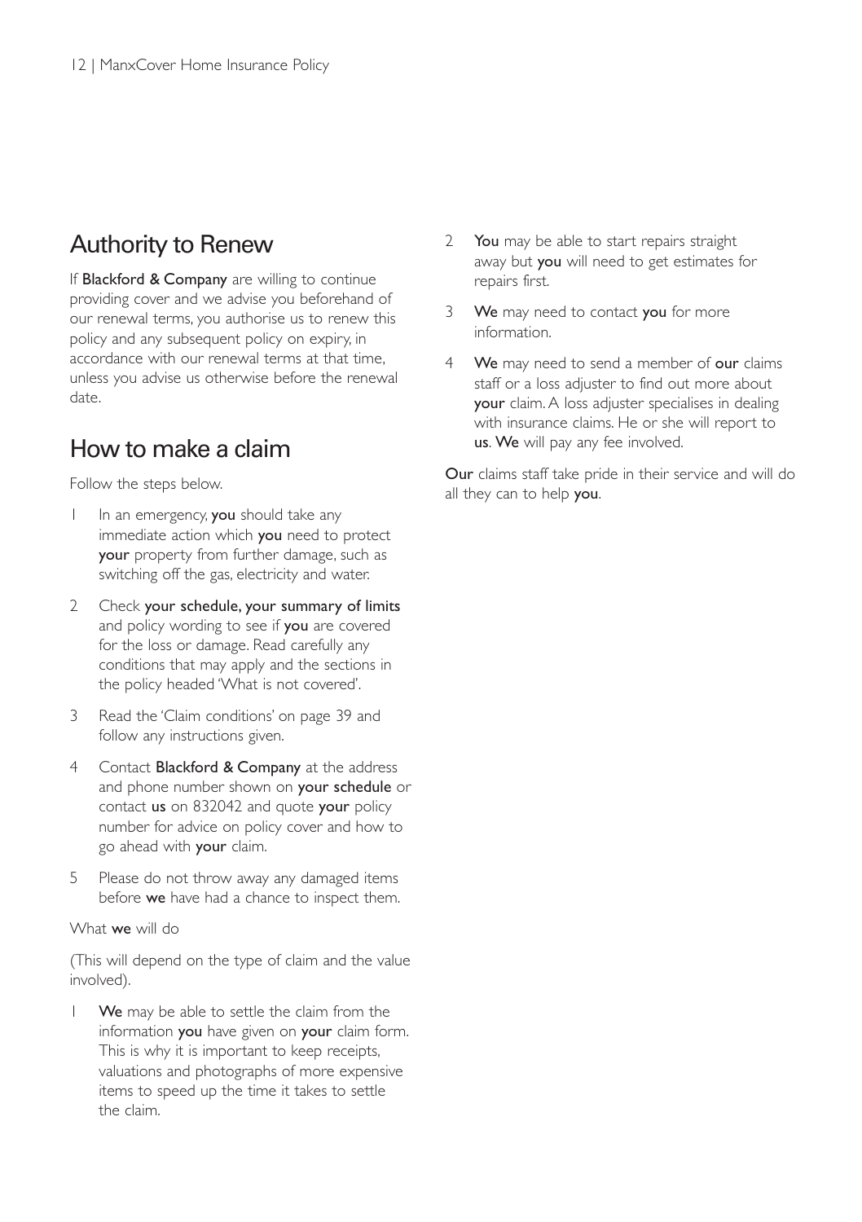## Authority to Renew

If **Blackford & Company** are willing to continue providing cover and we advise you beforehand of our renewal terms, you authorise us to renew this policy and any subsequent policy on expiry, in accordance with our renewal terms at that time, unless you advise us otherwise before the renewal date.

## How to make a claim

Follow the steps below.

1. In an emergency, **you** should take any immediate action which **you** need to protect **your** property from further damage, such as switching off the gas, electricity and water.
2. Check **your schedule, your summary of limits** and policy wording to see if **you** are covered for the loss or damage. Read carefully any conditions that may apply and the sections in the policy headed 'What is not covered'.
3. Read the 'Claim conditions' on page 39 and follow any instructions given.
4. Contact **Blackford & Company** at the address and phone number shown on **your schedule** or contact **us** on 832042 and quote **your** policy number for advice on policy cover and how to go ahead with **your** claim.
5. Please do not throw away any damaged items before **we** have had a chance to inspect them.

What **we** will do

(This will depend on the type of claim and the value involved).

1. **We** may be able to settle the claim from the information **you** have given on **your** claim form. This is why it is important to keep receipts, valuations and photographs of more expensive items to speed up the time it takes to settle the claim.
2. **You** may be able to start repairs straight away but **you** will need to get estimates for repairs first.
3. **We** may need to contact **you** for more information.
4. **We** may need to send a member of **our** claims staff or a loss adjuster to find out more about **your** claim. A loss adjuster specialises in dealing with insurance claims. He or she will report to **us**. **We** will pay any fee involved.

**Our** claims staff take pride in their service and will do all they can to help **you**.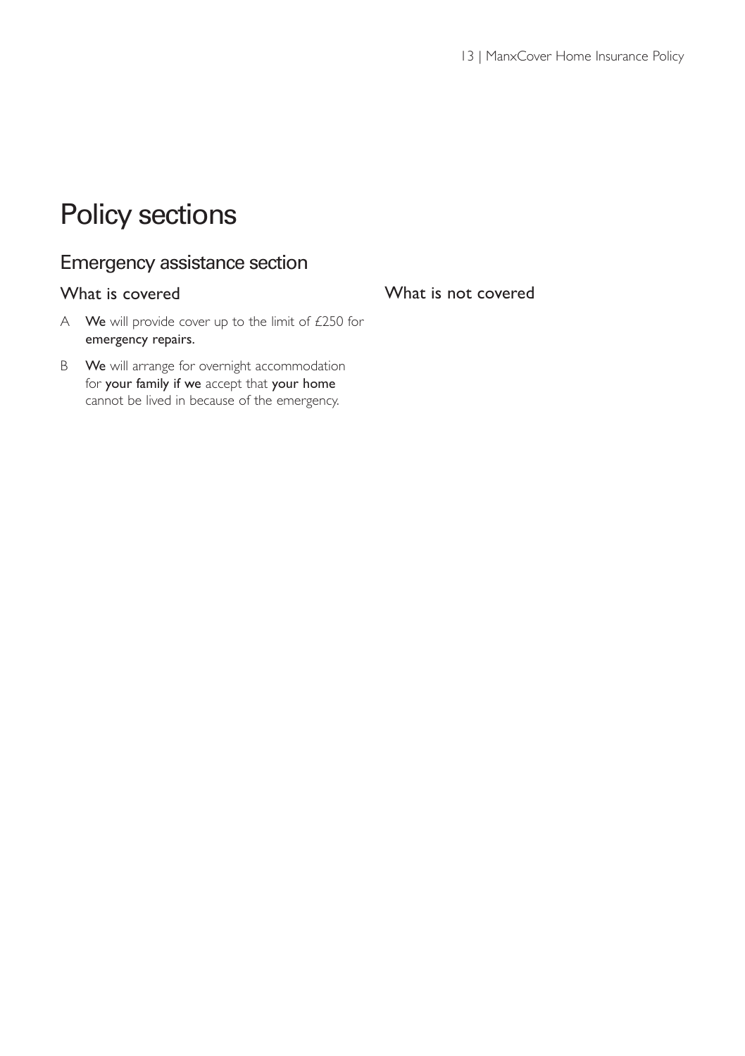# Policy sections

## Emergency assistance section

### What is covered

A **We** will provide cover up to the limit of £250 for **emergency repairs**.

B **We** will arrange for overnight accommodation for **your family if we** accept that **your home** cannot be lived in because of the emergency.

### What is not covered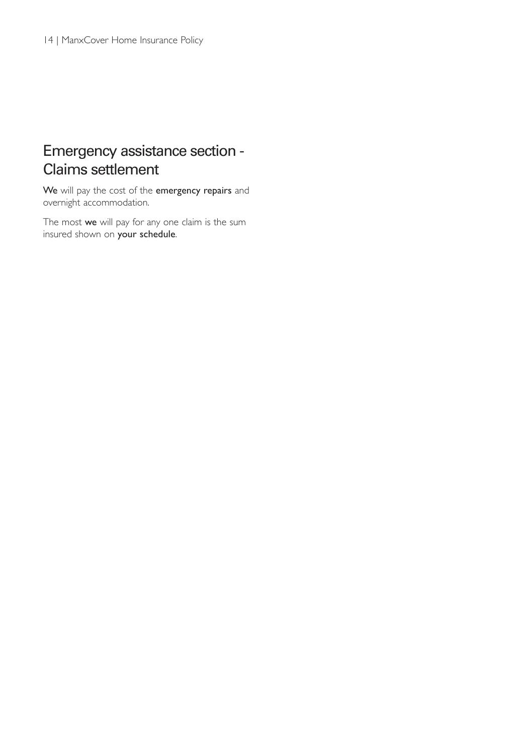## Emergency assistance section - Claims settlement

**We** will pay the cost of the **emergency repairs** and overnight accommodation.

The most **we** will pay for any one claim is the sum insured shown on **your schedule**.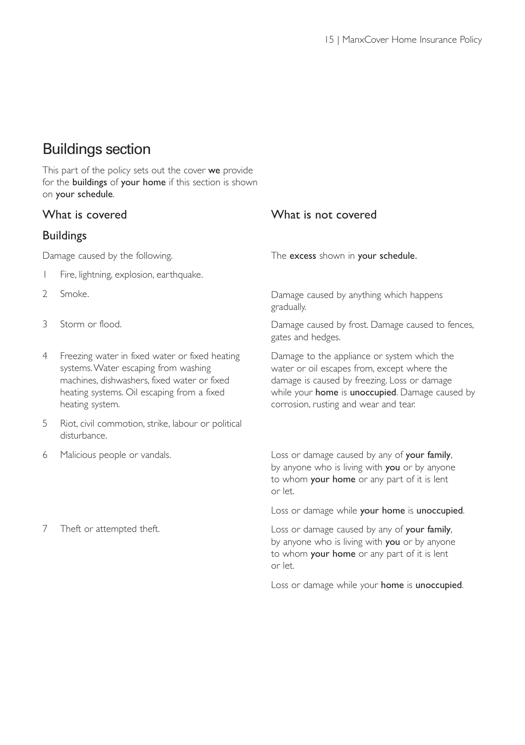# Buildings section

This part of the policy sets out the cover **we** provide for the **buildings** of **your home** if this section is shown on **your schedule**.

| What is covered | What is not covered |
|---|---|
| **Buildings** | |
| Damage caused by the following. | The **excess** shown in **your schedule**. |
| 1 Fire, lightning, explosion, earthquake. | |
| 2 Smoke. | Damage caused by anything which happens gradually. |
| 3 Storm or flood. | Damage caused by frost. Damage caused to fences, gates and hedges. |
| 4 Freezing water in fixed water or fixed heating systems. Water escaping from washing machines, dishwashers, fixed water or fixed heating systems. Oil escaping from a fixed heating system. | Damage to the appliance or system which the water or oil escapes from, except where the damage is caused by freezing. Loss or damage while your **home** is **unoccupied**. Damage caused by corrosion, rusting and wear and tear. |
| 5 Riot, civil commotion, strike, labour or political disturbance. | |
| 6 Malicious people or vandals. | Loss or damage caused by any of **your family**, by anyone who is living with **you** or by anyone to whom **your home** or any part of it is lent or let.<br><br>Loss or damage while **your home** is **unoccupied**. |
| 7 Theft or attempted theft. | Loss or damage caused by any of **your family**, by anyone who is living with **you** or by anyone to whom **your home** or any part of it is lent or let.<br><br>Loss or damage while your **home** is **unoccupied**. |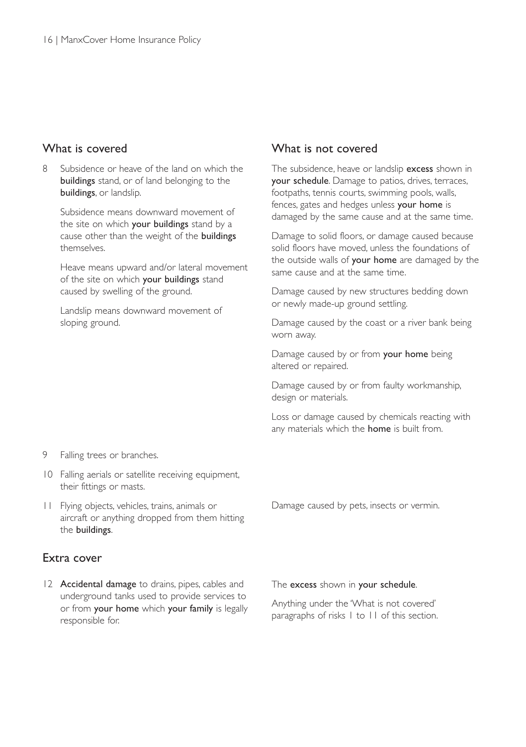| What is covered | What is not covered |
|---|---|
| 8 Subsidence or heave of the land on which the **buildings** stand, or of land belonging to the **buildings**, or landslip.<br><br>Subsidence means downward movement of the site on which **your buildings** stand by a cause other than the weight of the **buildings** themselves.<br><br>Heave means upward and/or lateral movement of the site on which **your buildings** stand caused by swelling of the ground.<br><br>Landslip means downward movement of sloping ground. | The subsidence, heave or landslip **excess** shown in **your schedule**. Damage to patios, drives, terraces, footpaths, tennis courts, swimming pools, walls, fences, gates and hedges unless **your home** is damaged by the same cause and at the same time.<br><br>Damage to solid floors, or damage caused because solid floors have moved, unless the foundations of the outside walls of **your home** are damaged by the same cause and at the same time.<br><br>Damage caused by new structures bedding down or newly made-up ground settling.<br><br>Damage caused by the coast or a river bank being worn away.<br><br>Damage caused by or from **your home** being altered or repaired.<br><br>Damage caused by or from faulty workmanship, design or materials.<br><br>Loss or damage caused by chemicals reacting with any materials which the **home** is built from. |
| 9 Falling trees or branches. | |
| 10 Falling aerials or satellite receiving equipment, their fittings or masts. | |
| 11 Flying objects, vehicles, trains, animals or aircraft or anything dropped from them hitting the **buildings**. | Damage caused by pets, insects or vermin. |

## Extra cover

| | |
|---|---|
| 12 **Accidental damage** to drains, pipes, cables and underground tanks used to provide services to or from **your home** which **your family** is legally responsible for. | The **excess** shown in **your schedule**.<br><br>Anything under the 'What is not covered' paragraphs of risks 1 to 11 of this section. |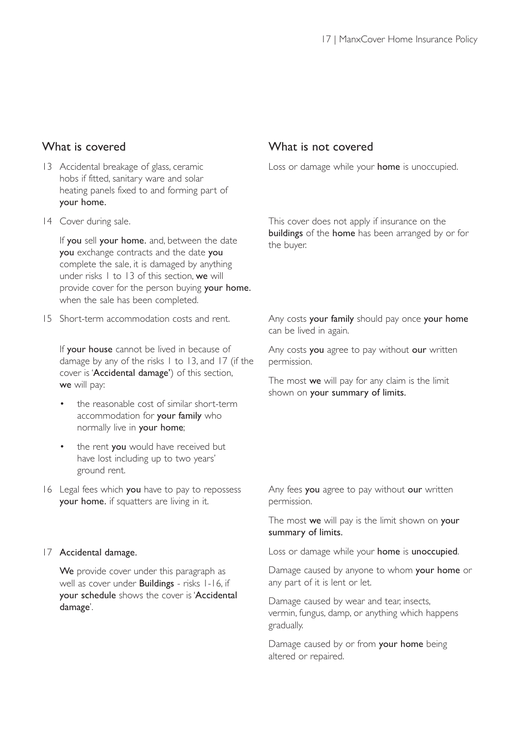| What is covered | What is not covered |
|---|---|
| 13 Accidental breakage of glass, ceramic hobs if fitted, sanitary ware and solar heating panels fixed to and forming part of **your home.** | Loss or damage while your **home** is unoccupied. |
| 14 Cover during sale.<br><br>If **you** sell **your home.** and, between the date **you** exchange contracts and the date **you** complete the sale, it is damaged by anything under risks 1 to 13 of this section, **we** will provide cover for the person buying **your home.** when the sale has been completed. | This cover does not apply if insurance on the **buildings** of the **home** has been arranged by or for the buyer. |
| 15 Short-term accommodation costs and rent.<br><br>If **your house** cannot be lived in because of damage by any of the risks 1 to 13, and 17 (if the cover is '**Accidental damage**') of this section, **we** will pay:<br><br>• the reasonable cost of similar short-term accommodation for **your family** who normally live in **your home**;<br><br>• the rent **you** would have received but have lost including up to two years' ground rent. | Any costs **your family** should pay once **your home** can be lived in again.<br><br>Any costs **you** agree to pay without **our** written permission.<br><br>The most **we** will pay for any claim is the limit shown on **your summary of limits.** |
| 16 Legal fees which **you** have to pay to repossess **your home.** if squatters are living in it. | Any fees **you** agree to pay without **our** written permission.<br><br>The most **we** will pay is the limit shown on **your summary of limits.** |
| 17 **Accidental damage.**<br><br>**We** provide cover under this paragraph as well as cover under **Buildings** - risks 1-16, if **your schedule** shows the cover is '**Accidental damage**'. | Loss or damage while your **home** is **unoccupied**.<br><br>Damage caused by anyone to whom **your home** or any part of it is lent or let.<br><br>Damage caused by wear and tear, insects, vermin, fungus, damp, or anything which happens gradually.<br><br>Damage caused by or from **your home** being altered or repaired. |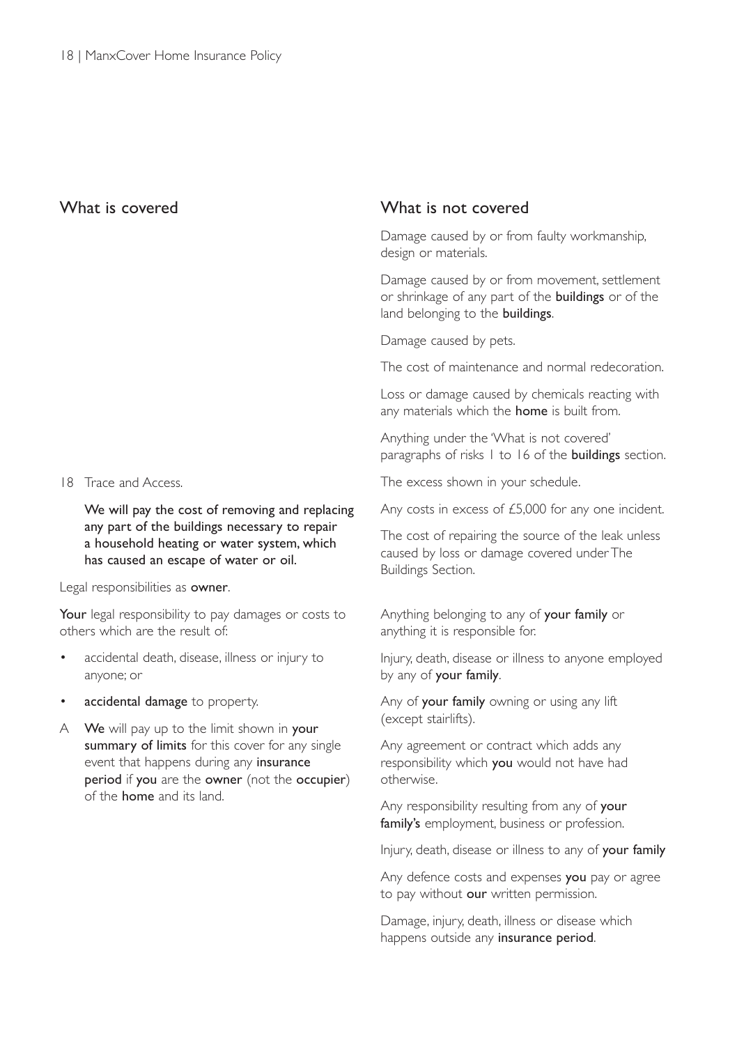| What is covered | What is not covered |
|---|---|
| | Damage caused by or from faulty workmanship, design or materials. |
| | Damage caused by or from movement, settlement or shrinkage of any part of the **buildings** or of the land belonging to the **buildings**. |
| | Damage caused by pets. |
| | The cost of maintenance and normal redecoration. |
| | Loss or damage caused by chemicals reacting with any materials which the **home** is built from. |
| | Anything under the 'What is not covered' paragraphs of risks 1 to 16 of the **buildings** section. |
| 18 Trace and Access. | The excess shown in your schedule. |
| **We will pay the cost of removing and replacing any part of the buildings necessary to repair a household heating or water system, which has caused an escape of water or oil.** | Any costs in excess of £5,000 for any one incident. The cost of repairing the source of the leak unless caused by loss or damage covered under The Buildings Section. |
| Legal responsibilities as **owner**. | |
| **Your** legal responsibility to pay damages or costs to others which are the result of: | Anything belonging to any of **your family** or anything it is responsible for. |
| • accidental death, disease, illness or injury to anyone; or | Injury, death, disease or illness to anyone employed by any of **your family**. |
| • **accidental damage** to property. | Any of **your family** owning or using any lift (except stairlifts). |
| A **We** will pay up to the limit shown in **your summary of limits** for this cover for any single event that happens during any **insurance period** if **you** are the **owner** (not the **occupier**) of the **home** and its land. | Any agreement or contract which adds any responsibility which **you** would not have had otherwise. |
| | Any responsibility resulting from any of **your family's** employment, business or profession. |
| | Injury, death, disease or illness to any of **your family** |
| | Any defence costs and expenses **you** pay or agree to pay without **our** written permission. |
| | Damage, injury, death, illness or disease which happens outside any **insurance period**. |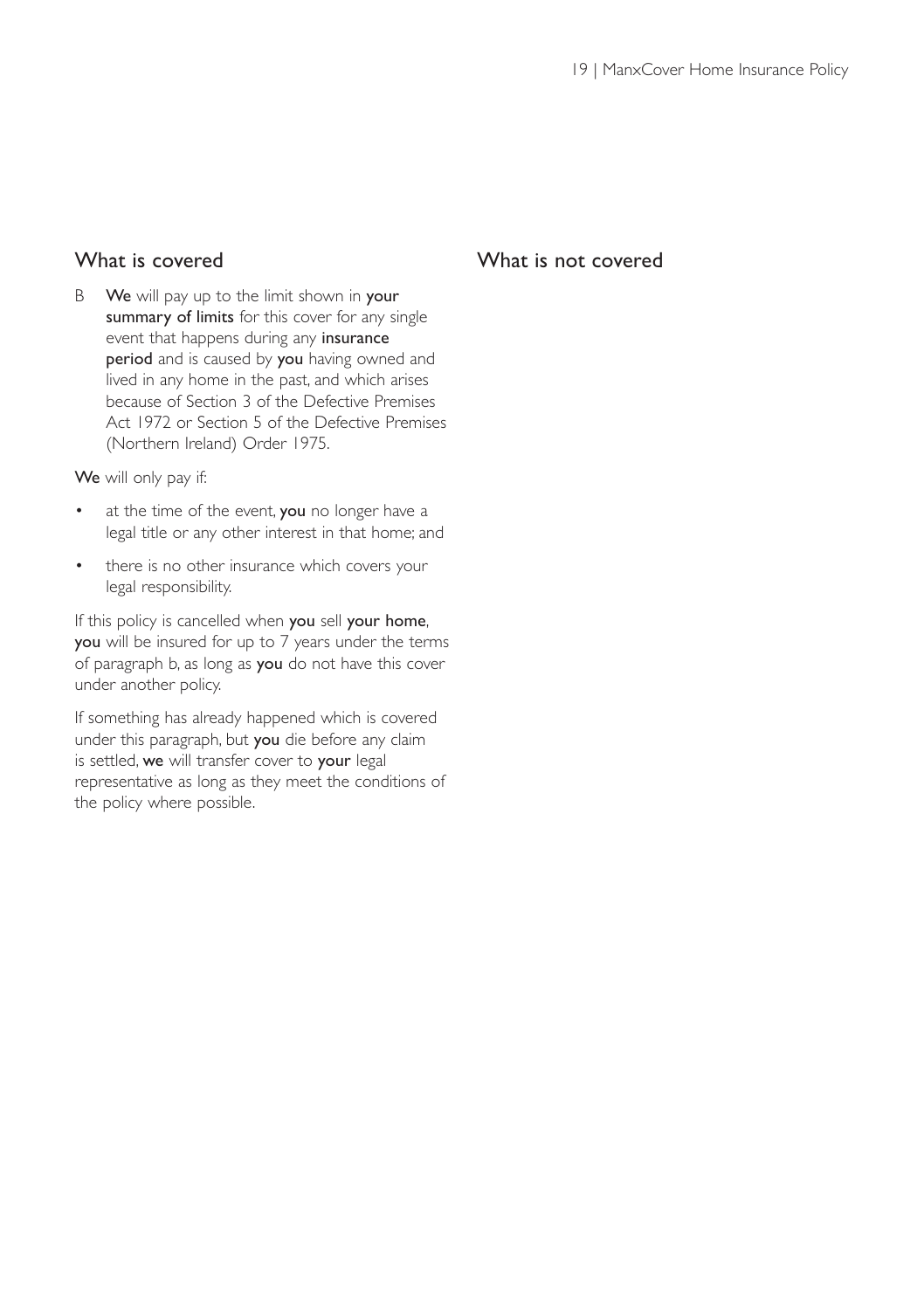## What is covered

B **We** will pay up to the limit shown in **your summary of limits** for this cover for any single event that happens during any **insurance period** and is caused by **you** having owned and lived in any home in the past, and which arises because of Section 3 of the Defective Premises Act 1972 or Section 5 of the Defective Premises (Northern Ireland) Order 1975.

**We** will only pay if:

- at the time of the event, **you** no longer have a legal title or any other interest in that home; and
- there is no other insurance which covers your legal responsibility.

If this policy is cancelled when **you** sell **your home**, **you** will be insured for up to 7 years under the terms of paragraph b, as long as **you** do not have this cover under another policy.

If something has already happened which is covered under this paragraph, but **you** die before any claim is settled, **we** will transfer cover to **your** legal representative as long as they meet the conditions of the policy where possible.

## What is not covered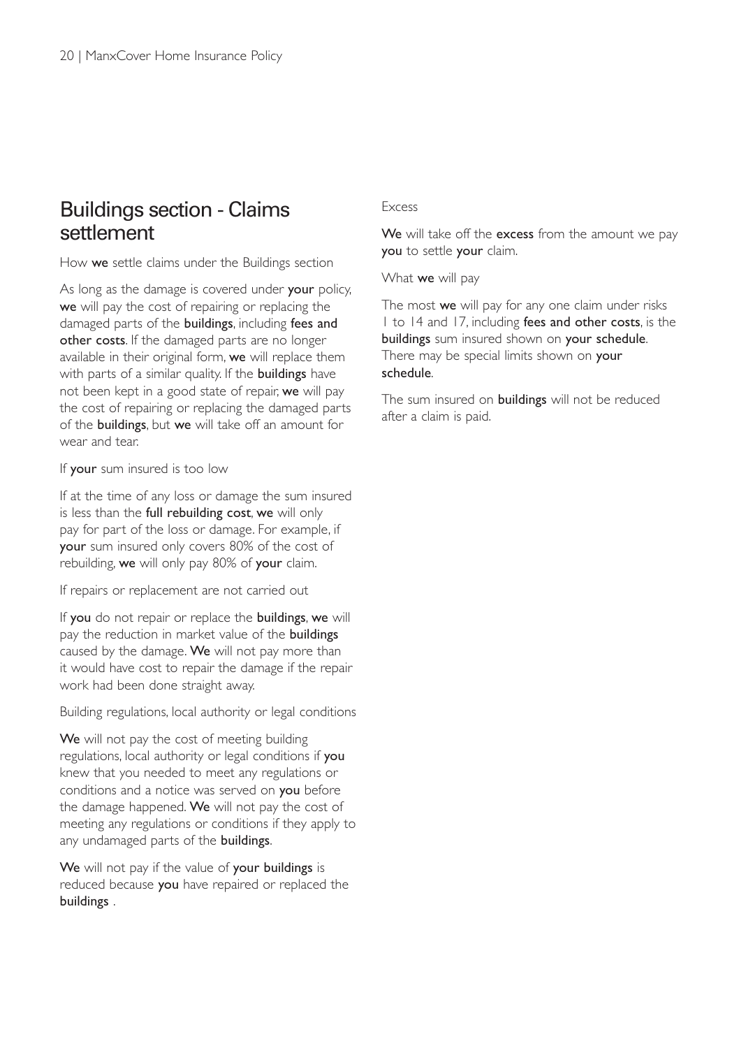## Buildings section - Claims settlement

How **we** settle claims under the Buildings section

As long as the damage is covered under **your** policy, **we** will pay the cost of repairing or replacing the damaged parts of the **buildings**, including **fees and other costs**. If the damaged parts are no longer available in their original form, **we** will replace them with parts of a similar quality. If the **buildings** have not been kept in a good state of repair, **we** will pay the cost of repairing or replacing the damaged parts of the **buildings**, but **we** will take off an amount for wear and tear.

If **your** sum insured is too low

If at the time of any loss or damage the sum insured is less than the **full rebuilding cost**, **we** will only pay for part of the loss or damage. For example, if **your** sum insured only covers 80% of the cost of rebuilding, **we** will only pay 80% of **your** claim.

If repairs or replacement are not carried out

If **you** do not repair or replace the **buildings**, **we** will pay the reduction in market value of the **buildings** caused by the damage. **We** will not pay more than it would have cost to repair the damage if the repair work had been done straight away.

Building regulations, local authority or legal conditions

**We** will not pay the cost of meeting building regulations, local authority or legal conditions if **you** knew that you needed to meet any regulations or conditions and a notice was served on **you** before the damage happened. **We** will not pay the cost of meeting any regulations or conditions if they apply to any undamaged parts of the **buildings**.

**We** will not pay if the value of **your buildings** is reduced because **you** have repaired or replaced the **buildings** .

Excess

**We** will take off the **excess** from the amount we pay **you** to settle **your** claim.

What **we** will pay

The most **we** will pay for any one claim under risks 1 to 14 and 17, including **fees and other costs**, is the **buildings** sum insured shown on **your schedule**. There may be special limits shown on **your schedule**.

The sum insured on **buildings** will not be reduced after a claim is paid.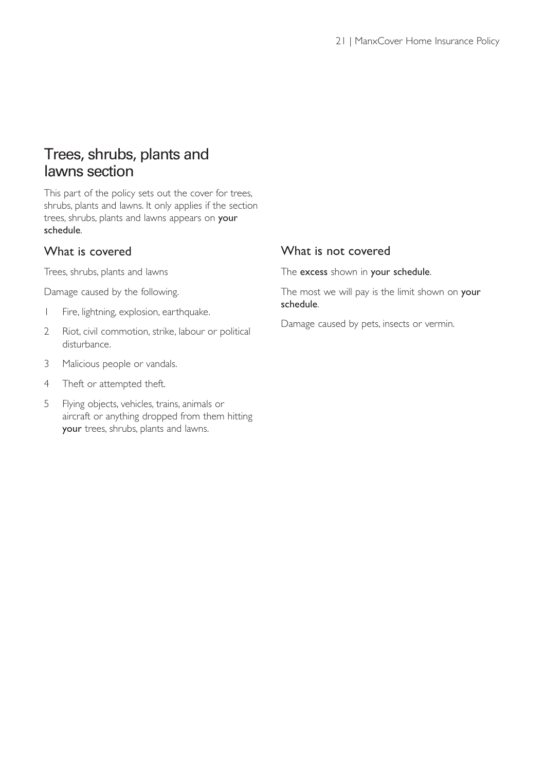# Trees, shrubs, plants and lawns section

This part of the policy sets out the cover for trees, shrubs, plants and lawns. It only applies if the section trees, shrubs, plants and lawns appears on **your schedule**.

## What is covered

Trees, shrubs, plants and lawns

Damage caused by the following.

1. Fire, lightning, explosion, earthquake.
2. Riot, civil commotion, strike, labour or political disturbance.
3. Malicious people or vandals.
4. Theft or attempted theft.
5. Flying objects, vehicles, trains, animals or aircraft or anything dropped from them hitting **your** trees, shrubs, plants and lawns.

## What is not covered

The **excess** shown in **your schedule**.

The most we will pay is the limit shown on **your schedule**.

Damage caused by pets, insects or vermin.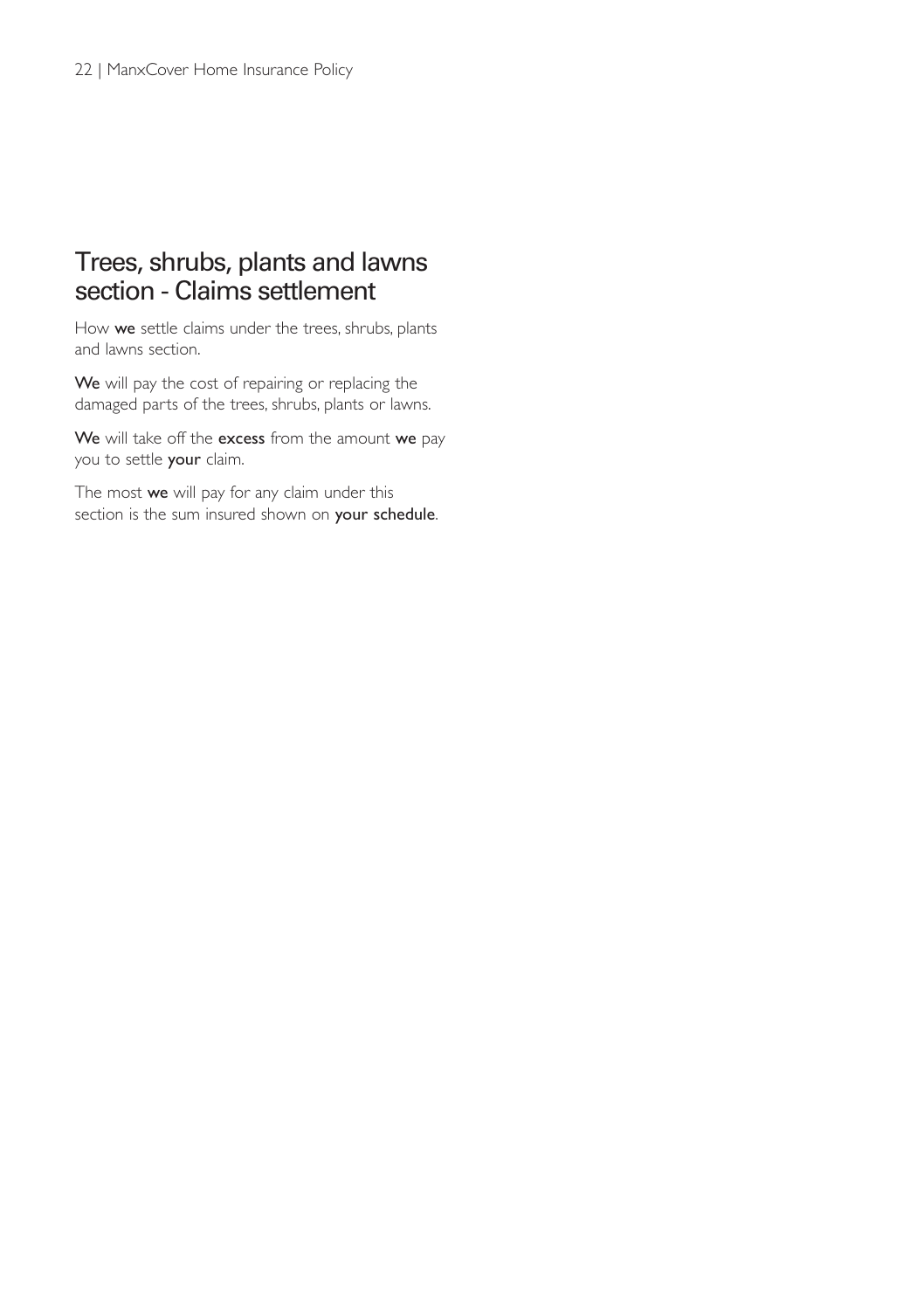## Trees, shrubs, plants and lawns section - Claims settlement

How **we** settle claims under the trees, shrubs, plants and lawns section.

**We** will pay the cost of repairing or replacing the damaged parts of the trees, shrubs, plants or lawns.

**We** will take off the **excess** from the amount **we** pay you to settle **your** claim.

The most **we** will pay for any claim under this section is the sum insured shown on **your schedule**.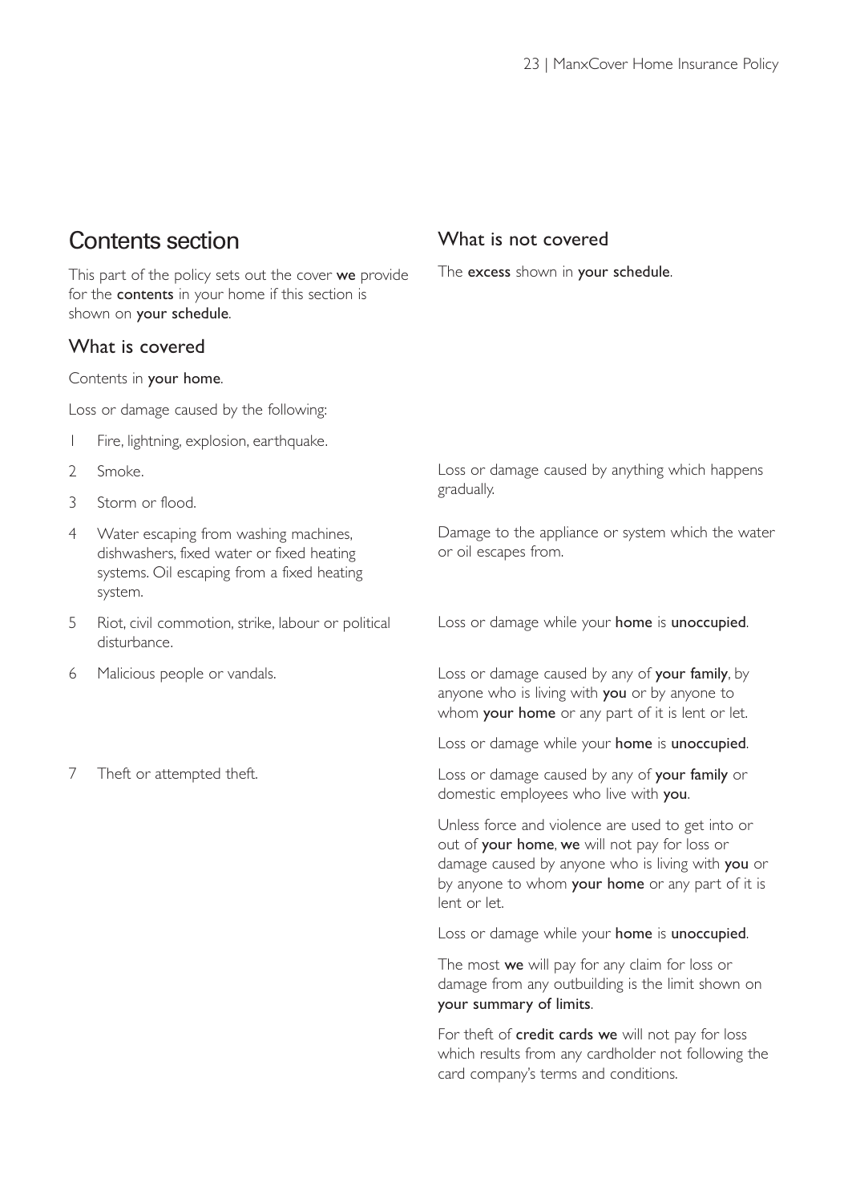## Contents section

This part of the policy sets out the cover **we** provide for the **contents** in your home if this section is shown on **your schedule**.

| What is covered | What is not covered |
|---|---|
| Contents in **your home**. | The **excess** shown in **your schedule**. |
| Loss or damage caused by the following: | |
| 1 Fire, lightning, explosion, earthquake. | |
| 2 Smoke. | Loss or damage caused by anything which happens gradually. |
| 3 Storm or flood. | |
| 4 Water escaping from washing machines, dishwashers, fixed water or fixed heating systems. Oil escaping from a fixed heating system. | Damage to the appliance or system which the water or oil escapes from. |
| 5 Riot, civil commotion, strike, labour or political disturbance. | Loss or damage while your **home** is **unoccupied**. |
| 6 Malicious people or vandals. | Loss or damage caused by any of **your family**, by anyone who is living with **you** or by anyone to whom **your home** or any part of it is lent or let.<br><br>Loss or damage while your **home** is **unoccupied**. |
| 7 Theft or attempted theft. | Loss or damage caused by any of **your family** or domestic employees who live with **you**.<br><br>Unless force and violence are used to get into or out of **your home**, **we** will not pay for loss or damage caused by anyone who is living with **you** or by anyone to whom **your home** or any part of it is lent or let.<br><br>Loss or damage while your **home** is **unoccupied**.<br><br>The most **we** will pay for any claim for loss or damage from any outbuilding is the limit shown on **your summary of limits**.<br><br>For theft of **credit cards we** will not pay for loss which results from any cardholder not following the card company's terms and conditions. |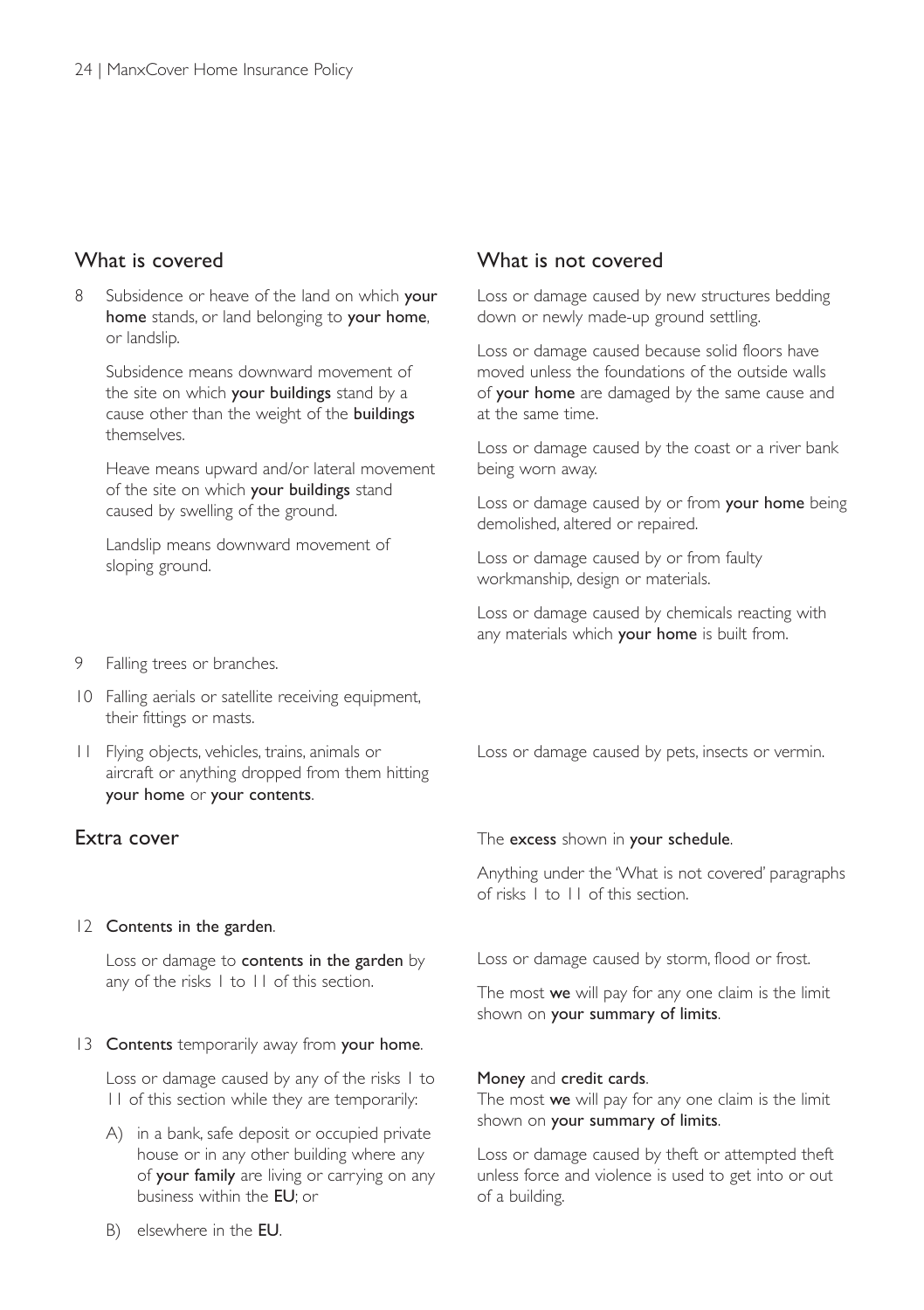| What is covered | What is not covered |
| --- | --- |
| 8 Subsidence or heave of the land on which **your home** stands, or land belonging to **your home**, or landslip.<br><br>Subsidence means downward movement of the site on which **your buildings** stand by a cause other than the weight of the **buildings** themselves.<br><br>Heave means upward and/or lateral movement of the site on which **your buildings** stand caused by swelling of the ground.<br><br>Landslip means downward movement of sloping ground. | Loss or damage caused by new structures bedding down or newly made-up ground settling.<br><br>Loss or damage caused because solid floors have moved unless the foundations of the outside walls of **your home** are damaged by the same cause and at the same time.<br><br>Loss or damage caused by the coast or a river bank being worn away.<br><br>Loss or damage caused by or from **your home** being demolished, altered or repaired.<br><br>Loss or damage caused by or from faulty workmanship, design or materials.<br><br>Loss or damage caused by chemicals reacting with any materials which **your home** is built from. |
| 9 Falling trees or branches. | |
| 10 Falling aerials or satellite receiving equipment, their fittings or masts. | |
| 11 Flying objects, vehicles, trains, animals or aircraft or anything dropped from them hitting **your home** or **your contents**. | Loss or damage caused by pets, insects or vermin. |

## Extra cover

| What is covered | What is not covered |
| --- | --- |
| | The **excess** shown in **your schedule**.<br><br>Anything under the 'What is not covered' paragraphs of risks 1 to 11 of this section. |
| 12 **Contents in the garden**.<br><br>Loss or damage to **contents in the garden** by any of the risks 1 to 11 of this section. | Loss or damage caused by storm, flood or frost.<br><br>The most **we** will pay for any one claim is the limit shown on **your summary of limits**. |
| 13 **Contents** temporarily away from **your home**.<br><br>Loss or damage caused by any of the risks 1 to 11 of this section while they are temporarily:<br><br>A) in a bank, safe deposit or occupied private house or in any other building where any of **your family** are living or carrying on any business within the **EU**; or<br><br>B) elsewhere in the **EU**. | **Money** and **credit cards**.<br>The most **we** will pay for any one claim is the limit shown on **your summary of limits**.<br><br>Loss or damage caused by theft or attempted theft unless force and violence is used to get into or out of a building. |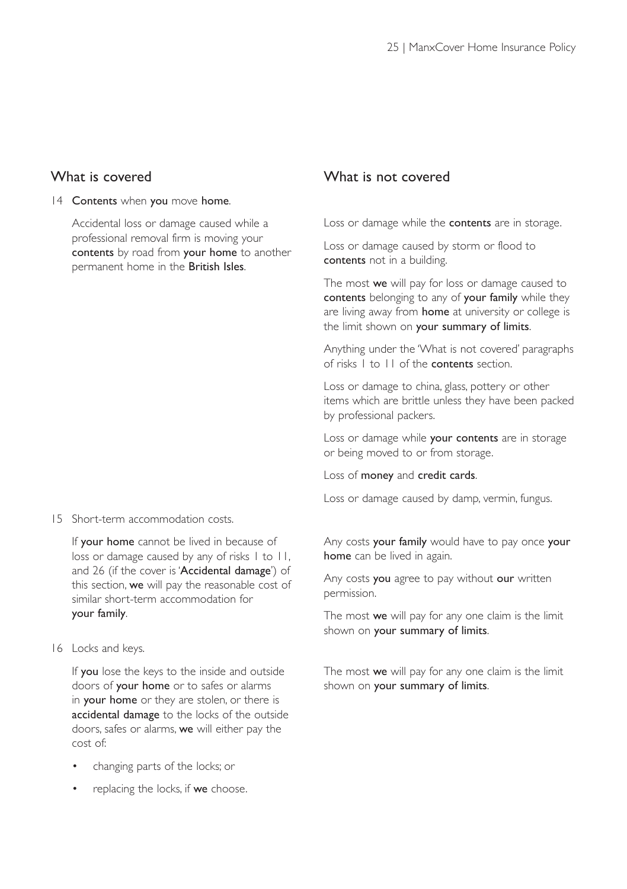| What is covered | What is not covered |
|---|---|
| 14 **Contents** when **you** move **home**.<br><br>Accidental loss or damage caused while a professional removal firm is moving your **contents** by road from **your home** to another permanent home in the **British Isles**. | Loss or damage while the **contents** are in storage.<br><br>Loss or damage caused by storm or flood to **contents** not in a building.<br><br>The most **we** will pay for loss or damage caused to **contents** belonging to any of **your family** while they are living away from **home** at university or college is the limit shown on **your summary of limits**.<br><br>Anything under the 'What is not covered' paragraphs of risks 1 to 11 of the **contents** section.<br><br>Loss or damage to china, glass, pottery or other items which are brittle unless they have been packed by professional packers.<br><br>Loss or damage while **your contents** are in storage or being moved to or from storage.<br><br>Loss of **money** and **credit cards**.<br><br>Loss or damage caused by damp, vermin, fungus. |
| 15 Short-term accommodation costs.<br><br>If **your home** cannot be lived in because of loss or damage caused by any of risks 1 to 11, and 26 (if the cover is '**Accidental damage**') of this section, **we** will pay the reasonable cost of similar short-term accommodation for **your family**. | Any costs **your family** would have to pay once **your home** can be lived in again.<br><br>Any costs **you** agree to pay without **our** written permission.<br><br>The most **we** will pay for any one claim is the limit shown on **your summary of limits**. |
| 16 Locks and keys.<br><br>If **you** lose the keys to the inside and outside doors of **your home** or to safes or alarms in **your home** or they are stolen, or there is **accidental damage** to the locks of the outside doors, safes or alarms, **we** will either pay the cost of:<br><br>• changing parts of the locks; or<br><br>• replacing the locks, if **we** choose. | The most **we** will pay for any one claim is the limit shown on **your summary of limits**. |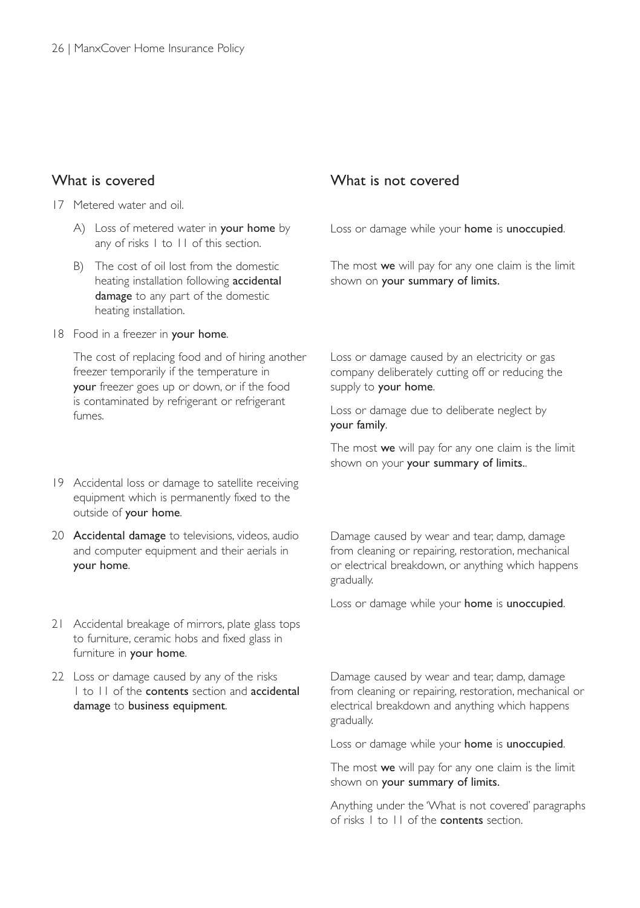| What is covered | What is not covered |
|---|---|
| 17 Metered water and oil. | |
| A) Loss of metered water in **your home** by any of risks 1 to 11 of this section. | Loss or damage while your **home** is **unoccupied**. |
| B) The cost of oil lost from the domestic heating installation following **accidental damage** to any part of the domestic heating installation. | The most **we** will pay for any one claim is the limit shown on **your summary of limits.** |
| 18 Food in a freezer in **your home**.<br><br>The cost of replacing food and of hiring another freezer temporarily if the temperature in **your** freezer goes up or down, or if the food is contaminated by refrigerant or refrigerant fumes. | Loss or damage caused by an electricity or gas company deliberately cutting off or reducing the supply to **your home**.<br><br>Loss or damage due to deliberate neglect by **your family**.<br><br>The most **we** will pay for any one claim is the limit shown on your **your summary of limits.**. |
| 19 Accidental loss or damage to satellite receiving equipment which is permanently fixed to the outside of **your home**. | |
| 20 **Accidental damage** to televisions, videos, audio and computer equipment and their aerials in **your home**. | Damage caused by wear and tear, damp, damage from cleaning or repairing, restoration, mechanical or electrical breakdown, or anything which happens gradually.<br><br>Loss or damage while your **home** is **unoccupied**. |
| 21 Accidental breakage of mirrors, plate glass tops to furniture, ceramic hobs and fixed glass in furniture in **your home**. | |
| 22 Loss or damage caused by any of the risks 1 to 11 of the **contents** section and **accidental damage** to **business equipment**. | Damage caused by wear and tear, damp, damage from cleaning or repairing, restoration, mechanical or electrical breakdown and anything which happens gradually.<br><br>Loss or damage while your **home** is **unoccupied**.<br><br>The most **we** will pay for any one claim is the limit shown on **your summary of limits.**<br><br>Anything under the 'What is not covered' paragraphs of risks 1 to 11 of the **contents** section. |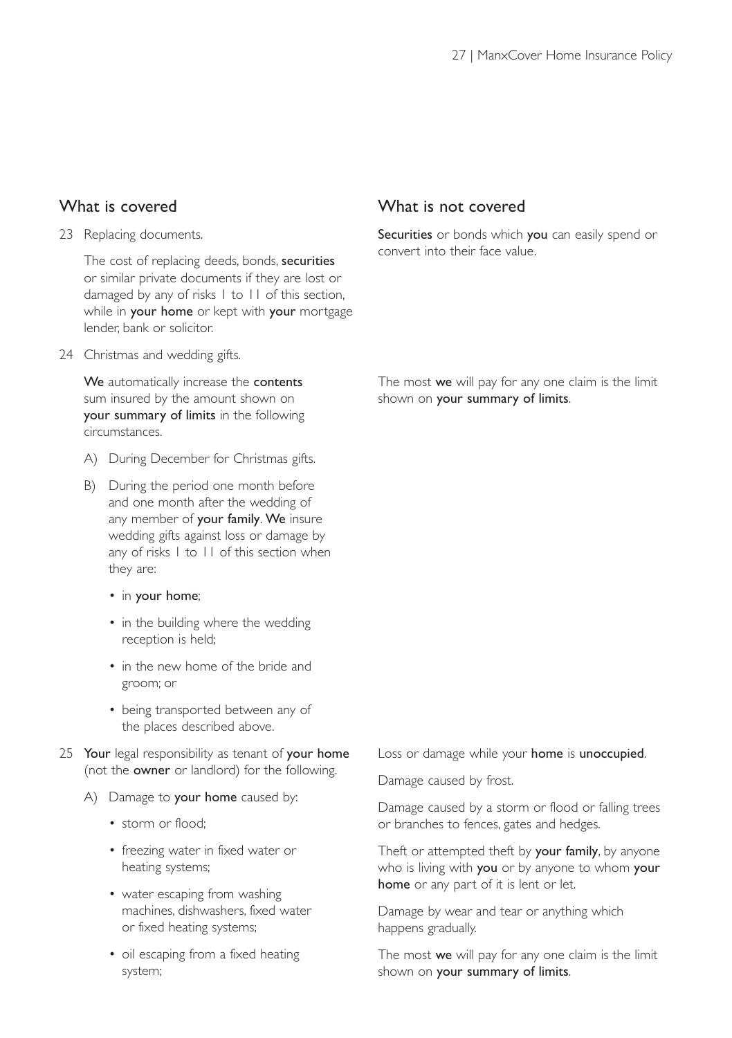| What is covered | What is not covered |
|---|---|
| 23 Replacing documents.<br><br>The cost of replacing deeds, bonds, **securities** or similar private documents if they are lost or damaged by any of risks 1 to 11 of this section, while in **your home** or kept with **your** mortgage lender, bank or solicitor. | **Securities** or bonds which **you** can easily spend or convert into their face value. |
| 24 Christmas and wedding gifts.<br><br>**We** automatically increase the **contents** sum insured by the amount shown on **your summary of limits** in the following circumstances.<br><br>A) During December for Christmas gifts.<br><br>B) During the period one month before and one month after the wedding of any member of **your family**. **We** insure wedding gifts against loss or damage by any of risks 1 to 11 of this section when they are:<br>• in **your home**;<br>• in the building where the wedding reception is held;<br>• in the new home of the bride and groom; or<br>• being transported between any of the places described above. | The most **we** will pay for any one claim is the limit shown on **your summary of limits**. |
| 25 **Your** legal responsibility as tenant of **your home** (not the **owner** or landlord) for the following.<br><br>A) Damage to **your home** caused by:<br>• storm or flood;<br>• freezing water in fixed water or heating systems;<br>• water escaping from washing machines, dishwashers, fixed water or fixed heating systems;<br>• oil escaping from a fixed heating system; | Loss or damage while your **home** is **unoccupied**.<br><br>Damage caused by frost.<br><br>Damage caused by a storm or flood or falling trees or branches to fences, gates and hedges.<br><br>Theft or attempted theft by **your family**, by anyone who is living with **you** or by anyone to whom **your home** or any part of it is lent or let.<br><br>Damage by wear and tear or anything which happens gradually.<br><br>The most **we** will pay for any one claim is the limit shown on **your summary of limits**. |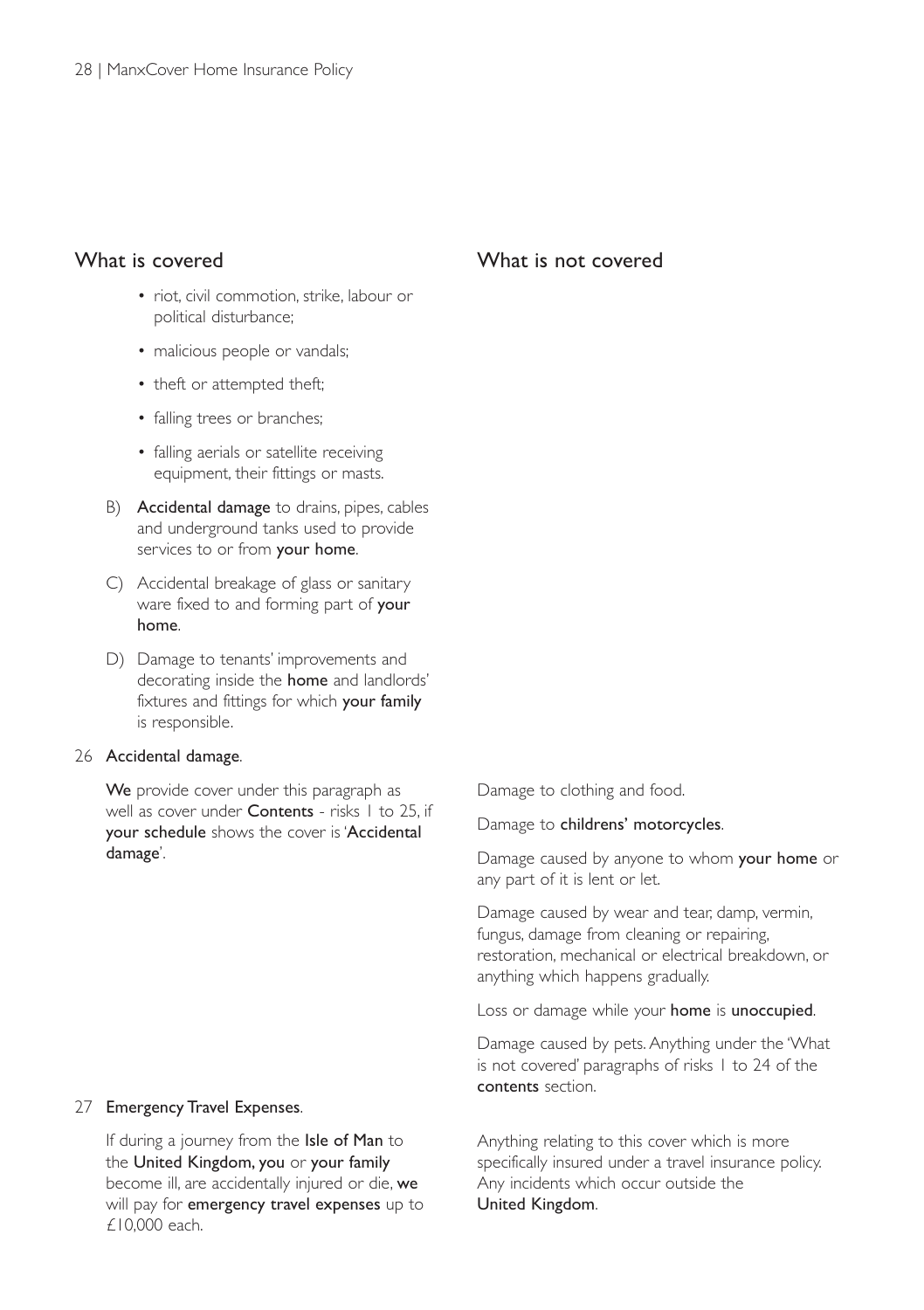| What is covered | What is not covered |
| --- | --- |
| • riot, civil commotion, strike, labour or political disturbance;<br>• malicious people or vandals;<br>• theft or attempted theft;<br>• falling trees or branches;<br>• falling aerials or satellite receiving equipment, their fittings or masts.<br>B) **Accidental damage** to drains, pipes, cables and underground tanks used to provide services to or from **your home**.<br>C) Accidental breakage of glass or sanitary ware fixed to and forming part of **your home**.<br>D) Damage to tenants' improvements and decorating inside the **home** and landlords' fixtures and fittings for which **your family** is responsible. | |
| 26 **Accidental damage**.<br><br>**We** provide cover under this paragraph as well as cover under **Contents** - risks 1 to 25, if **your schedule** shows the cover is '**Accidental damage**'. | Damage to clothing and food.<br><br>Damage to **childrens' motorcycles**.<br><br>Damage caused by anyone to whom **your home** or any part of it is lent or let.<br><br>Damage caused by wear and tear, damp, vermin, fungus, damage from cleaning or repairing, restoration, mechanical or electrical breakdown, or anything which happens gradually.<br><br>Loss or damage while your **home** is **unoccupied**.<br><br>Damage caused by pets. Anything under the 'What is not covered' paragraphs of risks 1 to 24 of the **contents** section. |
| 27 **Emergency Travel Expenses**.<br><br>If during a journey from the **Isle of Man** to the **United Kingdom, you** or **your family** become ill, are accidentally injured or die, **we** will pay for **emergency travel expenses** up to £10,000 each. | Anything relating to this cover which is more specifically insured under a travel insurance policy. Any incidents which occur outside the **United Kingdom**. |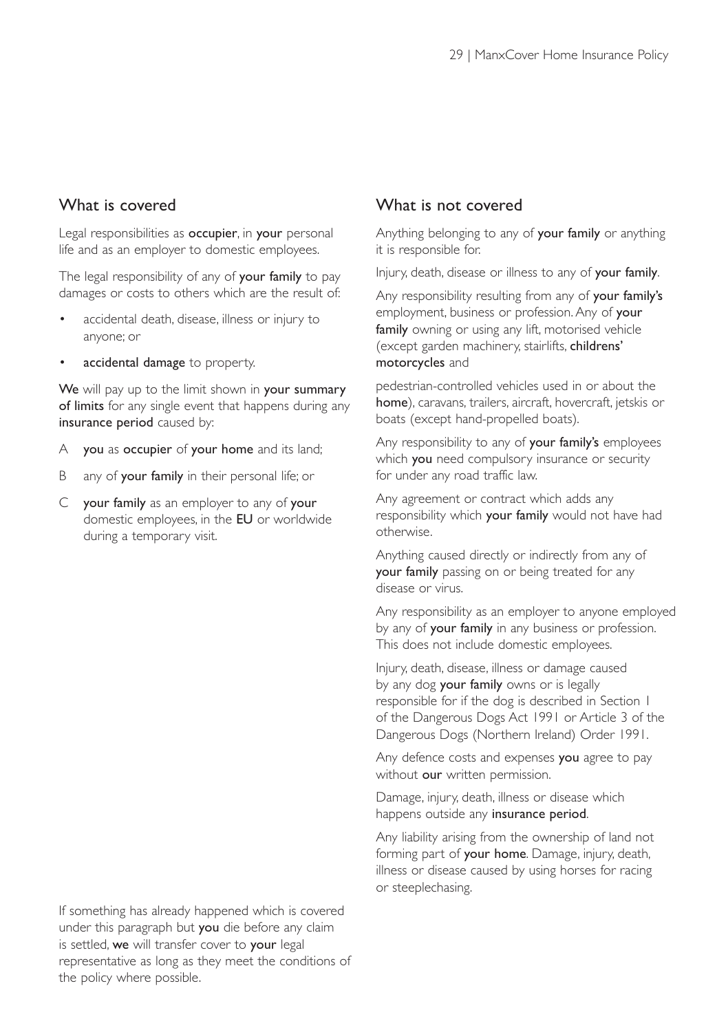## What is covered

Legal responsibilities as **occupier**, in **your** personal life and as an employer to domestic employees.

The legal responsibility of any of **your family** to pay damages or costs to others which are the result of:

- accidental death, disease, illness or injury to anyone; or
- **accidental damage** to property.

**We** will pay up to the limit shown in **your summary of limits** for any single event that happens during any **insurance period** caused by:

A **you** as **occupier** of **your home** and its land;

B any of **your family** in their personal life; or

C **your family** as an employer to any of **your** domestic employees, in the **EU** or worldwide during a temporary visit.

If something has already happened which is covered under this paragraph but **you** die before any claim is settled, **we** will transfer cover to **your** legal representative as long as they meet the conditions of the policy where possible.

## What is not covered

Anything belonging to any of **your family** or anything it is responsible for.

Injury, death, disease or illness to any of **your family**.

Any responsibility resulting from any of **your family's** employment, business or profession. Any of **your family** owning or using any lift, motorised vehicle (except garden machinery, stairlifts, **childrens' motorcycles** and pedestrian-controlled vehicles used in or about the **home**), caravans, trailers, aircraft, hovercraft, jetskis or boats (except hand-propelled boats).

Any responsibility to any of **your family's** employees which **you** need compulsory insurance or security for under any road traffic law.

Any agreement or contract which adds any responsibility which **your family** would not have had otherwise.

Anything caused directly or indirectly from any of **your family** passing on or being treated for any disease or virus.

Any responsibility as an employer to anyone employed by any of **your family** in any business or profession. This does not include domestic employees.

Injury, death, disease, illness or damage caused by any dog **your family** owns or is legally responsible for if the dog is described in Section 1 of the Dangerous Dogs Act 1991 or Article 3 of the Dangerous Dogs (Northern Ireland) Order 1991.

Any defence costs and expenses **you** agree to pay without **our** written permission.

Damage, injury, death, illness or disease which happens outside any **insurance period**.

Any liability arising from the ownership of land not forming part of **your home**. Damage, injury, death, illness or disease caused by using horses for racing or steeplechasing.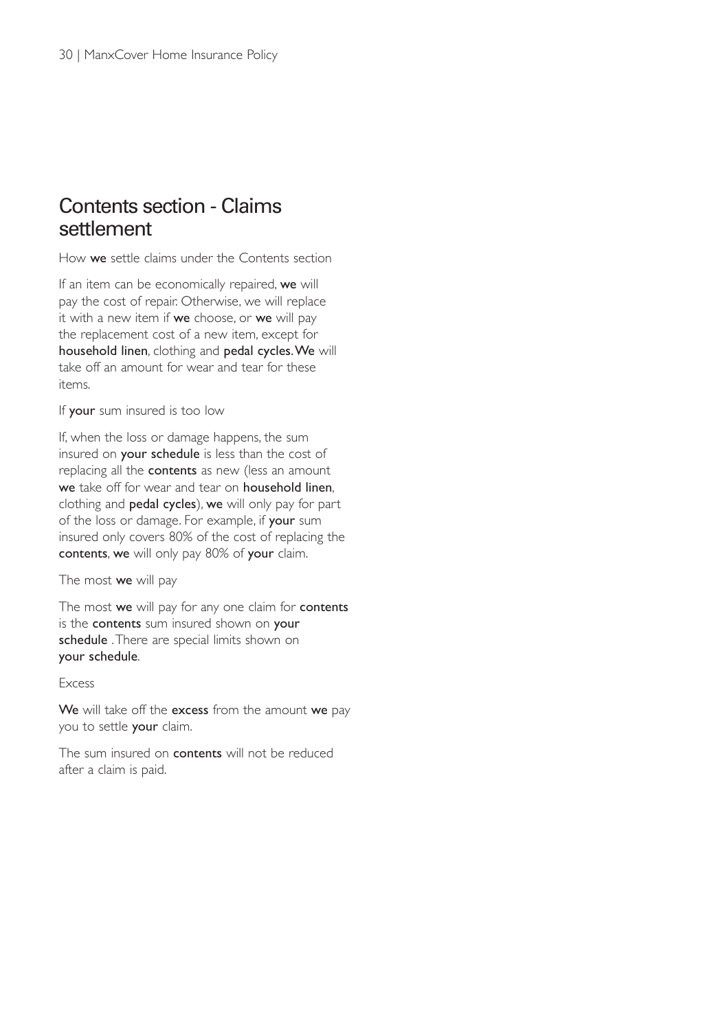## Contents section - Claims settlement

How **we** settle claims under the Contents section

If an item can be economically repaired, **we** will pay the cost of repair. Otherwise, we will replace it with a new item if **we** choose, or **we** will pay the replacement cost of a new item, except for **household linen**, clothing and **pedal cycles. We** will take off an amount for wear and tear for these items.

If **your** sum insured is too low

If, when the loss or damage happens, the sum insured on **your schedule** is less than the cost of replacing all the **contents** as new (less an amount **we** take off for wear and tear on **household linen**, clothing and **pedal cycles**), **we** will only pay for part of the loss or damage. For example, if **your** sum insured only covers 80% of the cost of replacing the **contents**, **we** will only pay 80% of **your** claim.

The most **we** will pay

The most **we** will pay for any one claim for **contents** is the **contents** sum insured shown on **your schedule** . There are special limits shown on **your schedule**.

Excess

**We** will take off the **excess** from the amount **we** pay you to settle **your** claim.

The sum insured on **contents** will not be reduced after a claim is paid.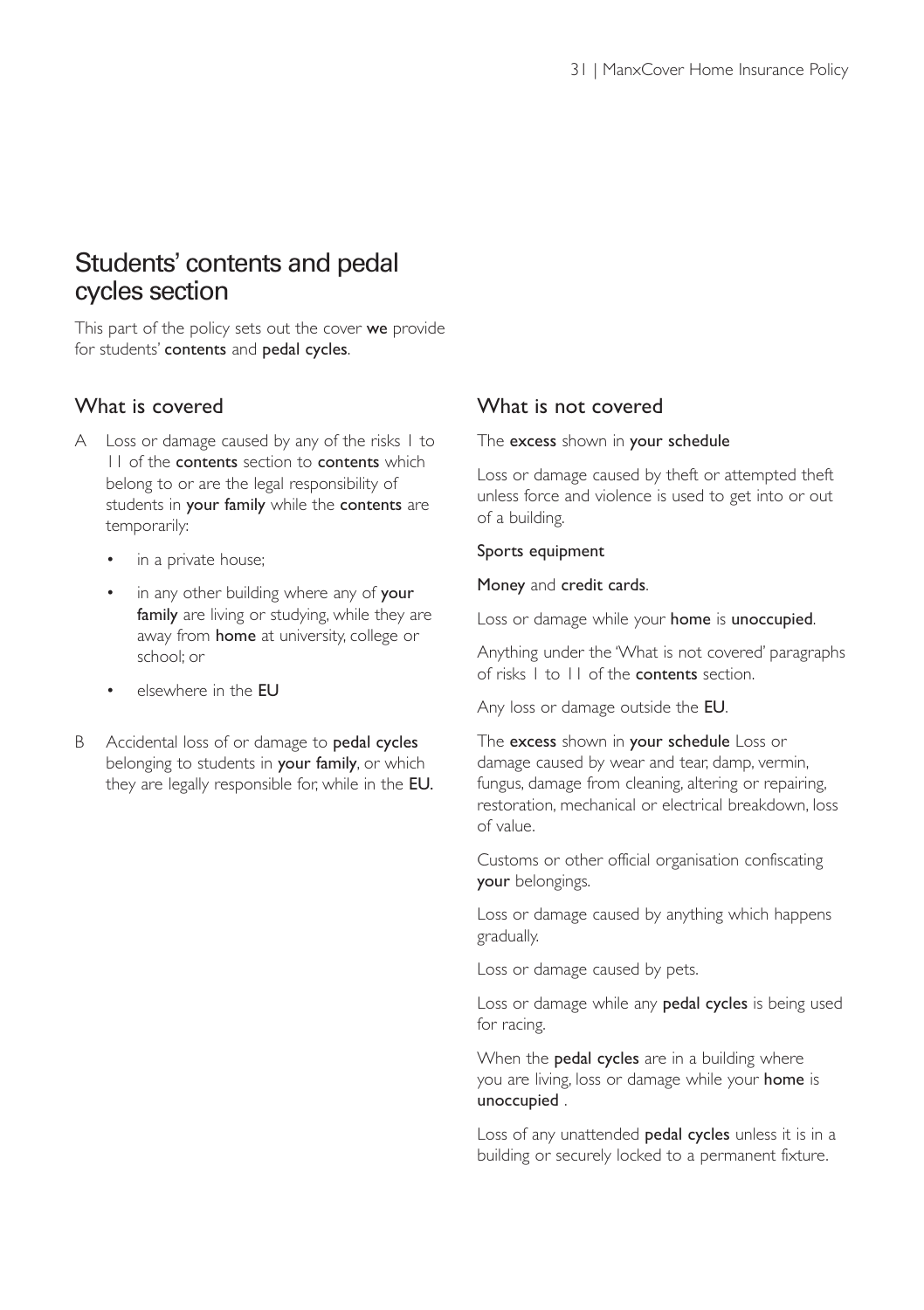# Students' contents and pedal cycles section

This part of the policy sets out the cover **we** provide for students' **contents** and **pedal cycles**.

## What is covered

A Loss or damage caused by any of the risks 1 to 11 of the **contents** section to **contents** which belong to or are the legal responsibility of students in **your family** while the **contents** are temporarily:

- in a private house;
- in any other building where any of **your family** are living or studying, while they are away from **home** at university, college or school; or
- elsewhere in the **EU**

B Accidental loss of or damage to **pedal cycles** belonging to students in **your family**, or which they are legally responsible for, while in the **EU.**

## What is not covered

The **excess** shown in **your schedule**

Loss or damage caused by theft or attempted theft unless force and violence is used to get into or out of a building.

**Sports equipment**

**Money** and **credit cards**.

Loss or damage while your **home** is **unoccupied**.

Anything under the 'What is not covered' paragraphs of risks 1 to 11 of the **contents** section.

Any loss or damage outside the **EU**.

The **excess** shown in **your schedule** Loss or damage caused by wear and tear, damp, vermin, fungus, damage from cleaning, altering or repairing, restoration, mechanical or electrical breakdown, loss of value.

Customs or other official organisation confiscating **your** belongings.

Loss or damage caused by anything which happens gradually.

Loss or damage caused by pets.

Loss or damage while any **pedal cycles** is being used for racing.

When the **pedal cycles** are in a building where you are living, loss or damage while your **home** is **unoccupied** .

Loss of any unattended **pedal cycles** unless it is in a building or securely locked to a permanent fixture.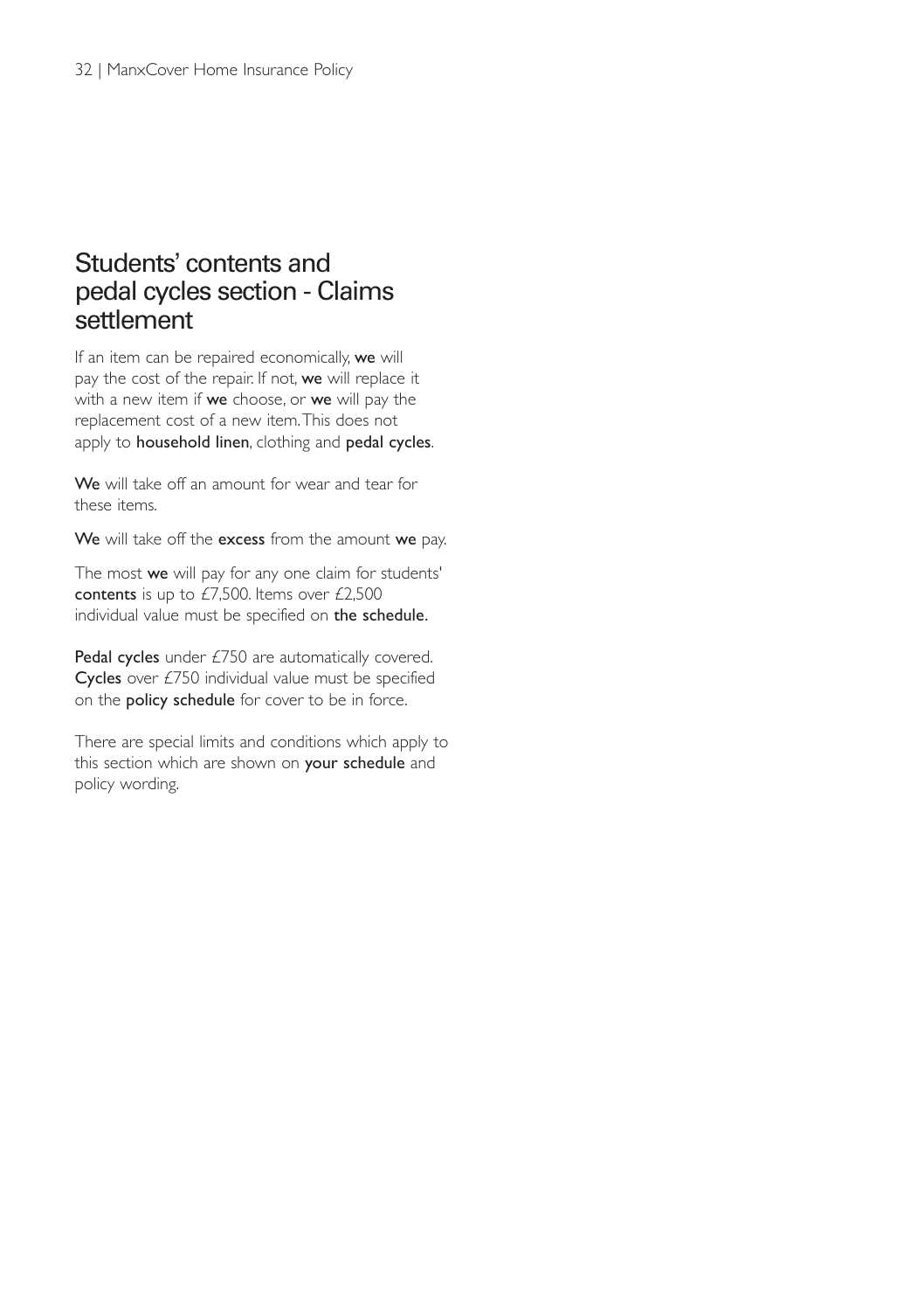## Students' contents and pedal cycles section - Claims settlement

If an item can be repaired economically, **we** will pay the cost of the repair. If not, **we** will replace it with a new item if **we** choose, or **we** will pay the replacement cost of a new item. This does not apply to **household linen**, clothing and **pedal cycles**.

**We** will take off an amount for wear and tear for these items.

**We** will take off the **excess** from the amount **we** pay.

The most **we** will pay for any one claim for students' **contents** is up to £7,500. Items over £2,500 individual value must be specified on **the schedule.**

**Pedal cycles** under £750 are automatically covered. **Cycles** over £750 individual value must be specified on the **policy schedule** for cover to be in force.

There are special limits and conditions which apply to this section which are shown on **your schedule** and policy wording.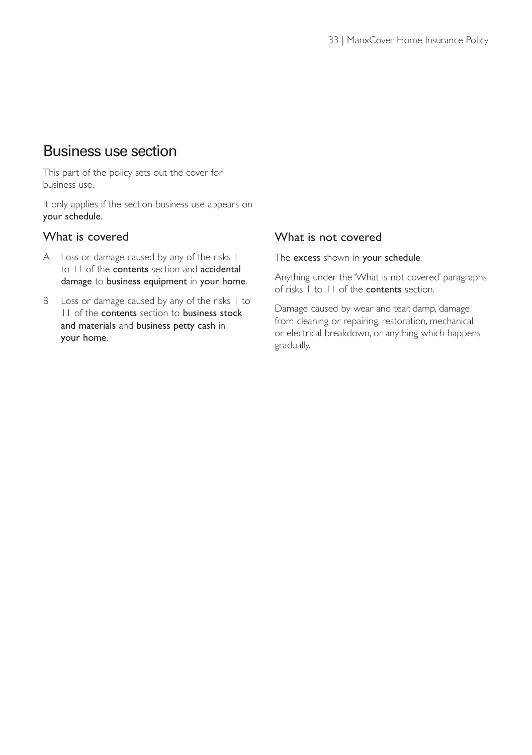# Business use section

This part of the policy sets out the cover for business use.

It only applies if the section business use appears on **your schedule**.

## What is covered

A Loss or damage caused by any of the risks 1 to 11 of the **contents** section and **accidental damage** to **business equipment** in **your home**.

B Loss or damage caused by any of the risks 1 to 11 of the **contents** section to **business stock and materials** and **business petty cash** in **your home**.

## What is not covered

The **excess** shown in **your schedule**.

Anything under the 'What is not covered' paragraphs of risks 1 to 11 of the **contents** section.

Damage caused by wear and tear, damp, damage from cleaning or repairing, restoration, mechanical or electrical breakdown, or anything which happens gradually.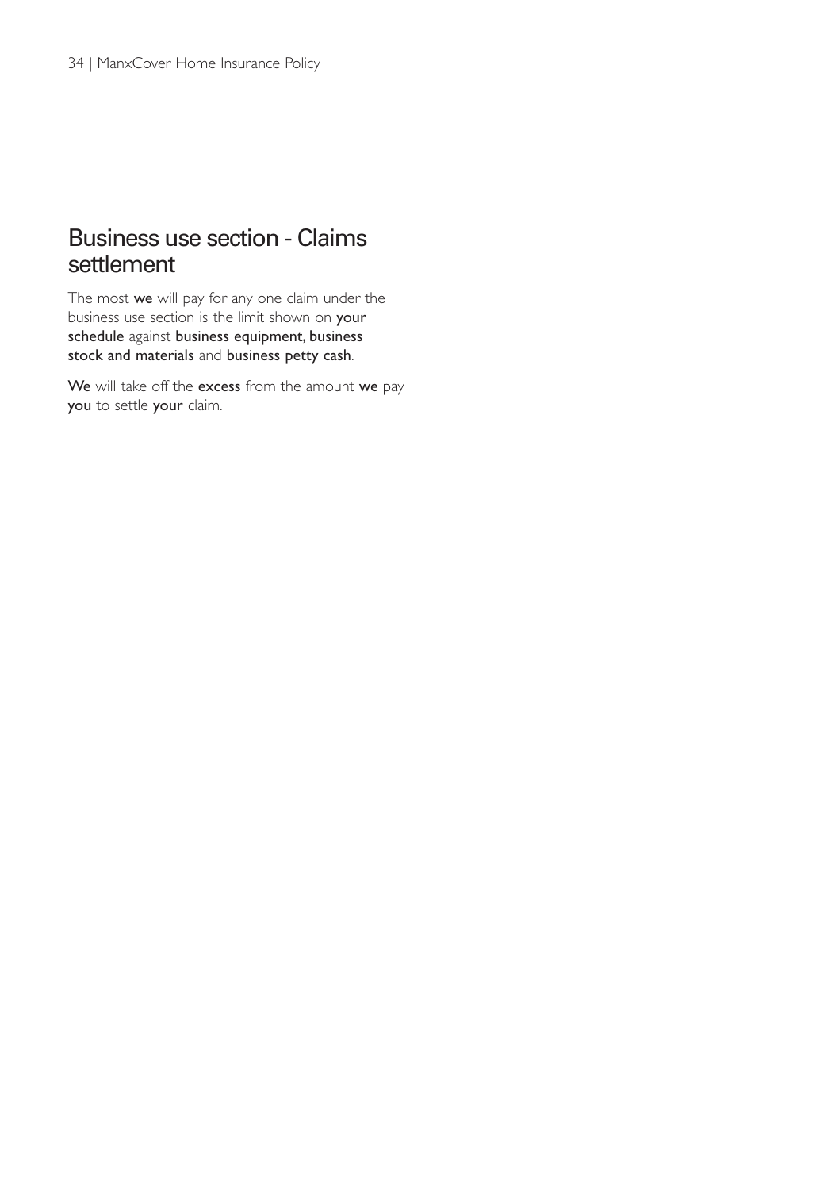## Business use section - Claims settlement

The most **we** will pay for any one claim under the business use section is the limit shown on **your schedule** against **business equipment, business stock and materials** and **business petty cash**.

**We** will take off the **excess** from the amount **we** pay **you** to settle **your** claim.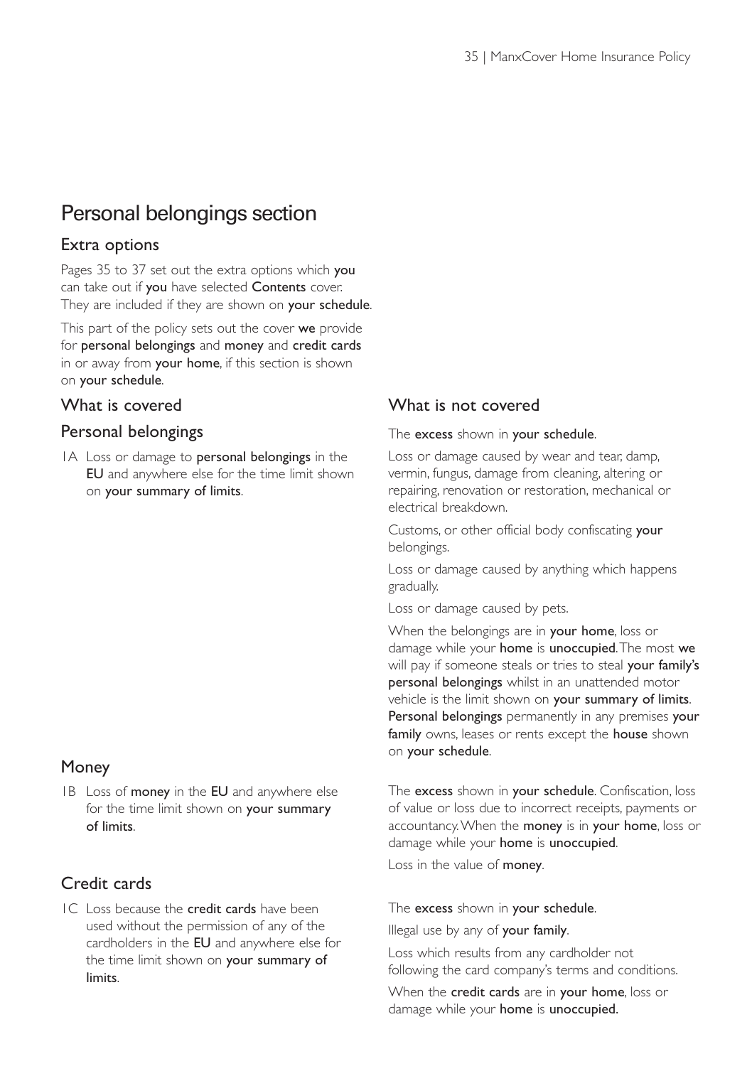# Personal belongings section

## Extra options

Pages 35 to 37 set out the extra options which **you** can take out if **you** have selected **Contents** cover. They are included if they are shown on **your schedule**.

This part of the policy sets out the cover **we** provide for **personal belongings** and **money** and **credit cards** in or away from **your home**, if this section is shown on **your schedule**.

| What is covered | What is not covered |
|---|---|
| **Personal belongings**<br><br>1A Loss or damage to **personal belongings** in the **EU** and anywhere else for the time limit shown on **your summary of limits**. | The **excess** shown in **your schedule**.<br><br>Loss or damage caused by wear and tear, damp, vermin, fungus, damage from cleaning, altering or repairing, renovation or restoration, mechanical or electrical breakdown.<br><br>Customs, or other official body confiscating **your** belongings.<br><br>Loss or damage caused by anything which happens gradually.<br><br>Loss or damage caused by pets.<br><br>When the belongings are in **your home**, loss or damage while your **home** is **unoccupied**. The most **we** will pay if someone steals or tries to steal **your family's personal belongings** whilst in an unattended motor vehicle is the limit shown on **your summary of limits**. **Personal belongings** permanently in any premises **your family** owns, leases or rents except the **house** shown on **your schedule**. |
| **Money**<br><br>1B Loss of **money** in the **EU** and anywhere else for the time limit shown on **your summary of limits**. | The **excess** shown in **your schedule**. Confiscation, loss of value or loss due to incorrect receipts, payments or accountancy. When the **money** is in **your home**, loss or damage while your **home** is **unoccupied**.<br><br>Loss in the value of **money**. |
| **Credit cards**<br><br>1C Loss because the **credit cards** have been used without the permission of any of the cardholders in the **EU** and anywhere else for the time limit shown on **your summary of limits**. | The **excess** shown in **your schedule**.<br><br>Illegal use by any of **your family**.<br><br>Loss which results from any cardholder not following the card company's terms and conditions.<br><br>When the **credit cards** are in **your home**, loss or damage while your **home** is **unoccupied.** |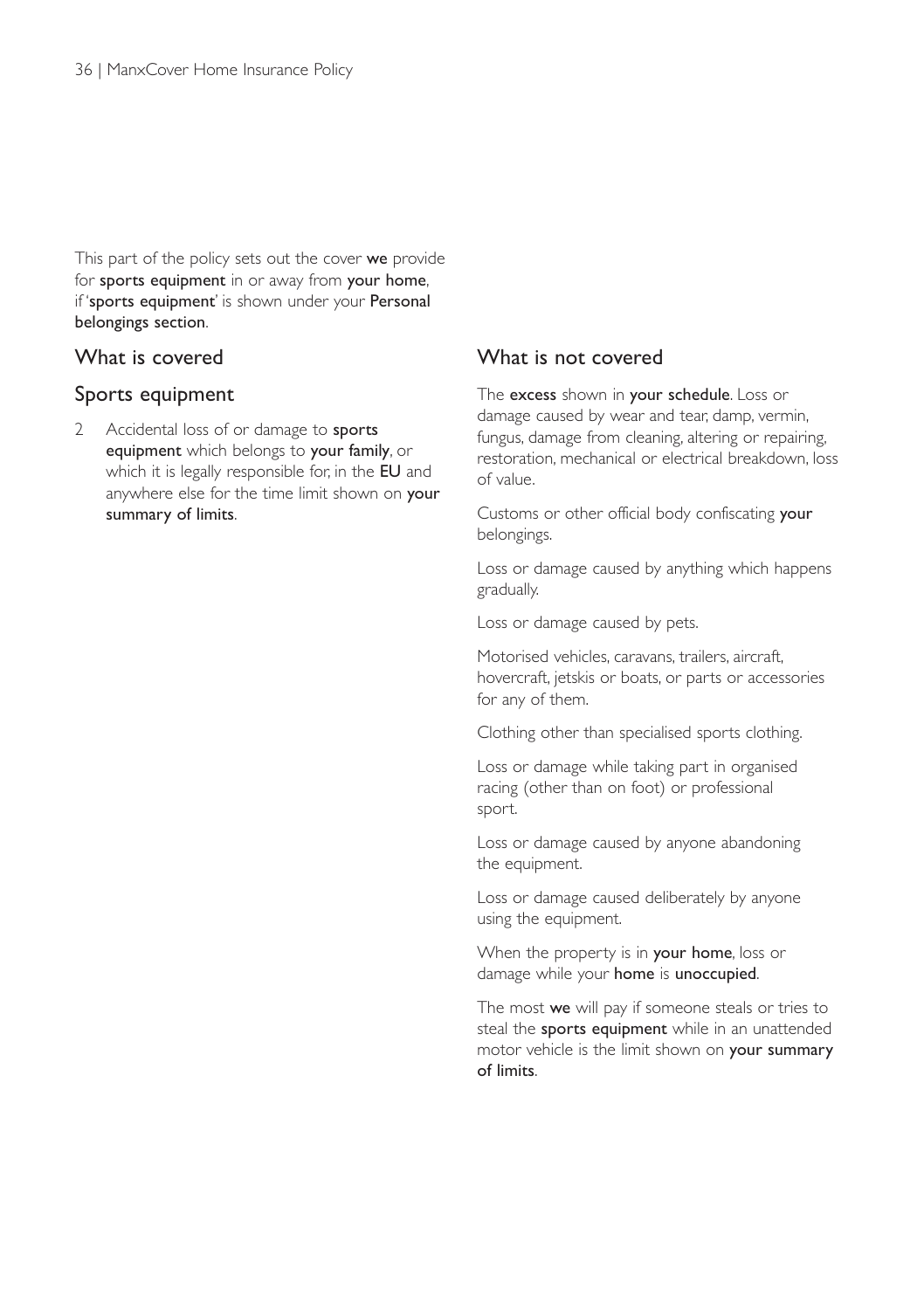This part of the policy sets out the cover **we** provide for **sports equipment** in or away from **your home**, if '**sports equipment**' is shown under your **Personal belongings section**.

## What is covered

## Sports equipment

2 Accidental loss of or damage to **sports equipment** which belongs to **your family**, or which it is legally responsible for, in the **EU** and anywhere else for the time limit shown on **your summary of limits**.

## What is not covered

The **excess** shown in **your schedule**. Loss or damage caused by wear and tear, damp, vermin, fungus, damage from cleaning, altering or repairing, restoration, mechanical or electrical breakdown, loss of value.

Customs or other official body confiscating **your** belongings.

Loss or damage caused by anything which happens gradually.

Loss or damage caused by pets.

Motorised vehicles, caravans, trailers, aircraft, hovercraft, jetskis or boats, or parts or accessories for any of them.

Clothing other than specialised sports clothing.

Loss or damage while taking part in organised racing (other than on foot) or professional sport.

Loss or damage caused by anyone abandoning the equipment.

Loss or damage caused deliberately by anyone using the equipment.

When the property is in **your home**, loss or damage while your **home** is **unoccupied**.

The most **we** will pay if someone steals or tries to steal the **sports equipment** while in an unattended motor vehicle is the limit shown on **your summary of limits**.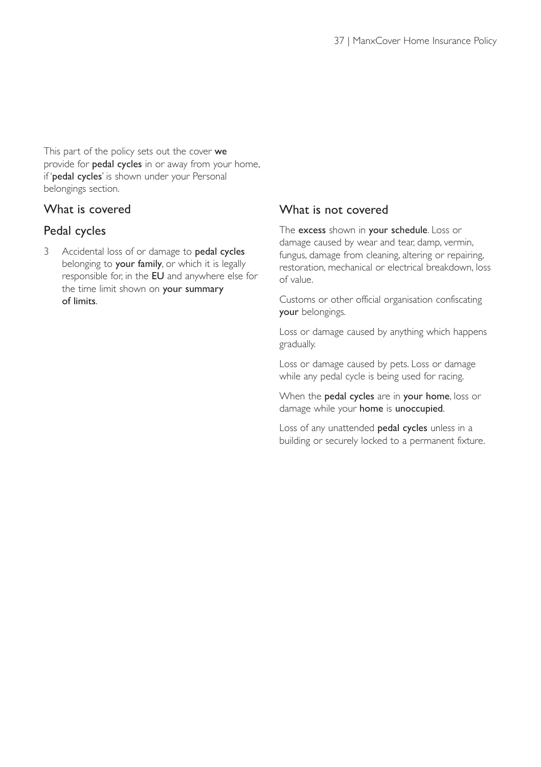This part of the policy sets out the cover **we** provide for **pedal cycles** in or away from your home, if '**pedal cycles**' is shown under your Personal belongings section.

## What is covered

## Pedal cycles

3 Accidental loss of or damage to **pedal cycles** belonging to **your family**, or which it is legally responsible for, in the **EU** and anywhere else for the time limit shown on **your summary of limits**.

## What is not covered

The **excess** shown in **your schedule**. Loss or damage caused by wear and tear, damp, vermin, fungus, damage from cleaning, altering or repairing, restoration, mechanical or electrical breakdown, loss of value.

Customs or other official organisation confiscating **your** belongings.

Loss or damage caused by anything which happens gradually.

Loss or damage caused by pets. Loss or damage while any pedal cycle is being used for racing.

When the **pedal cycles** are in **your home**, loss or damage while your **home** is **unoccupied**.

Loss of any unattended **pedal cycles** unless in a building or securely locked to a permanent fixture.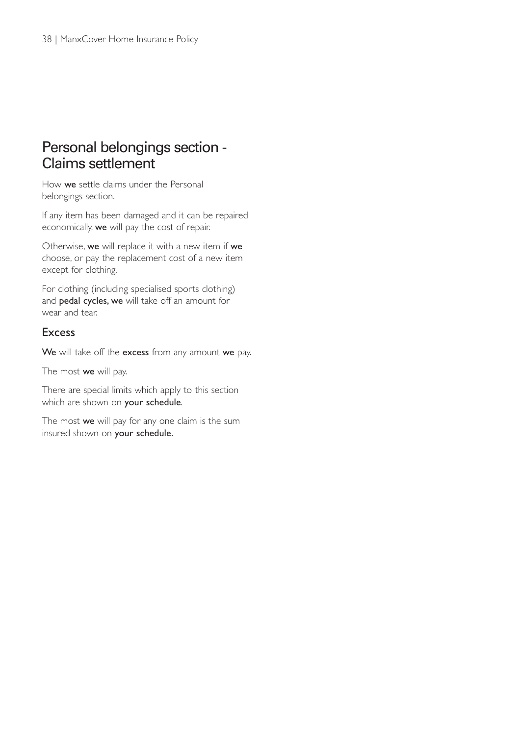# Personal belongings section - Claims settlement

How **we** settle claims under the Personal belongings section.

If any item has been damaged and it can be repaired economically, **we** will pay the cost of repair.

Otherwise, **we** will replace it with a new item if **we** choose, or pay the replacement cost of a new item except for clothing.

For clothing (including specialised sports clothing) and **pedal cycles, we** will take off an amount for wear and tear.

## Excess

**We** will take off the **excess** from any amount **we** pay.

The most **we** will pay.

There are special limits which apply to this section which are shown on **your schedule**.

The most **we** will pay for any one claim is the sum insured shown on **your schedule.**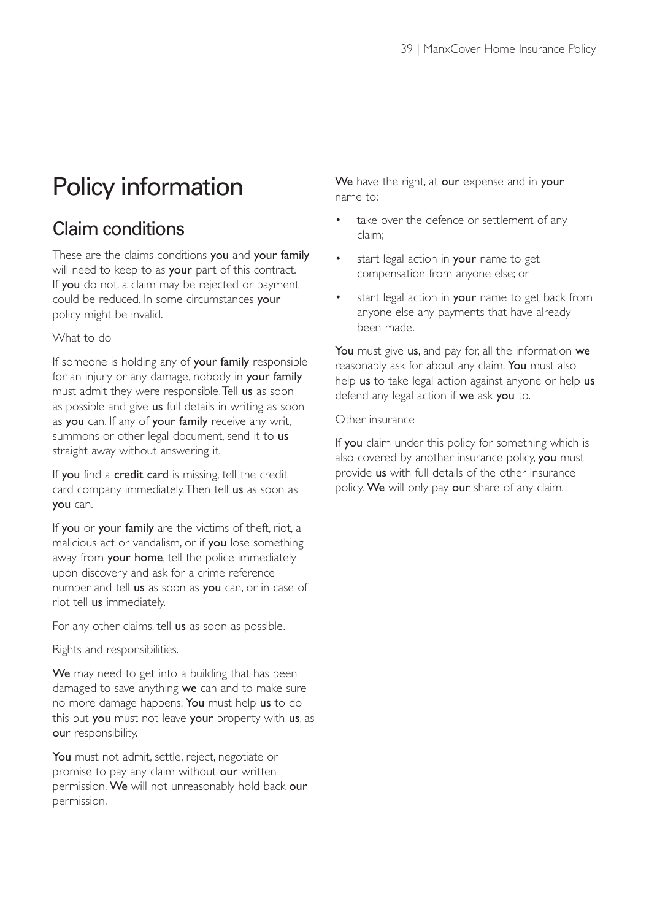# Policy information

## Claim conditions

These are the claims conditions **you** and **your family** will need to keep to as **your** part of this contract. If **you** do not, a claim may be rejected or payment could be reduced. In some circumstances **your** policy might be invalid.

What to do

If someone is holding any of **your family** responsible for an injury or any damage, nobody in **your family** must admit they were responsible. Tell **us** as soon as possible and give **us** full details in writing as soon as **you** can. If any of **your family** receive any writ, summons or other legal document, send it to **us** straight away without answering it.

If **you** find a **credit card** is missing, tell the credit card company immediately. Then tell **us** as soon as **you** can.

If **you** or **your family** are the victims of theft, riot, a malicious act or vandalism, or if **you** lose something away from **your home**, tell the police immediately upon discovery and ask for a crime reference number and tell **us** as soon as **you** can, or in case of riot tell **us** immediately.

For any other claims, tell **us** as soon as possible.

Rights and responsibilities.

**We** may need to get into a building that has been damaged to save anything **we** can and to make sure no more damage happens. **You** must help **us** to do this but **you** must not leave **your** property with **us**, as **our** responsibility.

**You** must not admit, settle, reject, negotiate or promise to pay any claim without **our** written permission. **We** will not unreasonably hold back **our** permission.

**We** have the right, at **our** expense and in **your** name to:

- take over the defence or settlement of any claim;
- start legal action in **your** name to get compensation from anyone else; or
- start legal action in **your** name to get back from anyone else any payments that have already been made.

**You** must give **us**, and pay for, all the information **we** reasonably ask for about any claim. **You** must also help **us** to take legal action against anyone or help **us** defend any legal action if **we** ask **you** to.

Other insurance

If **you** claim under this policy for something which is also covered by another insurance policy, **you** must provide **us** with full details of the other insurance policy. **We** will only pay **our** share of any claim.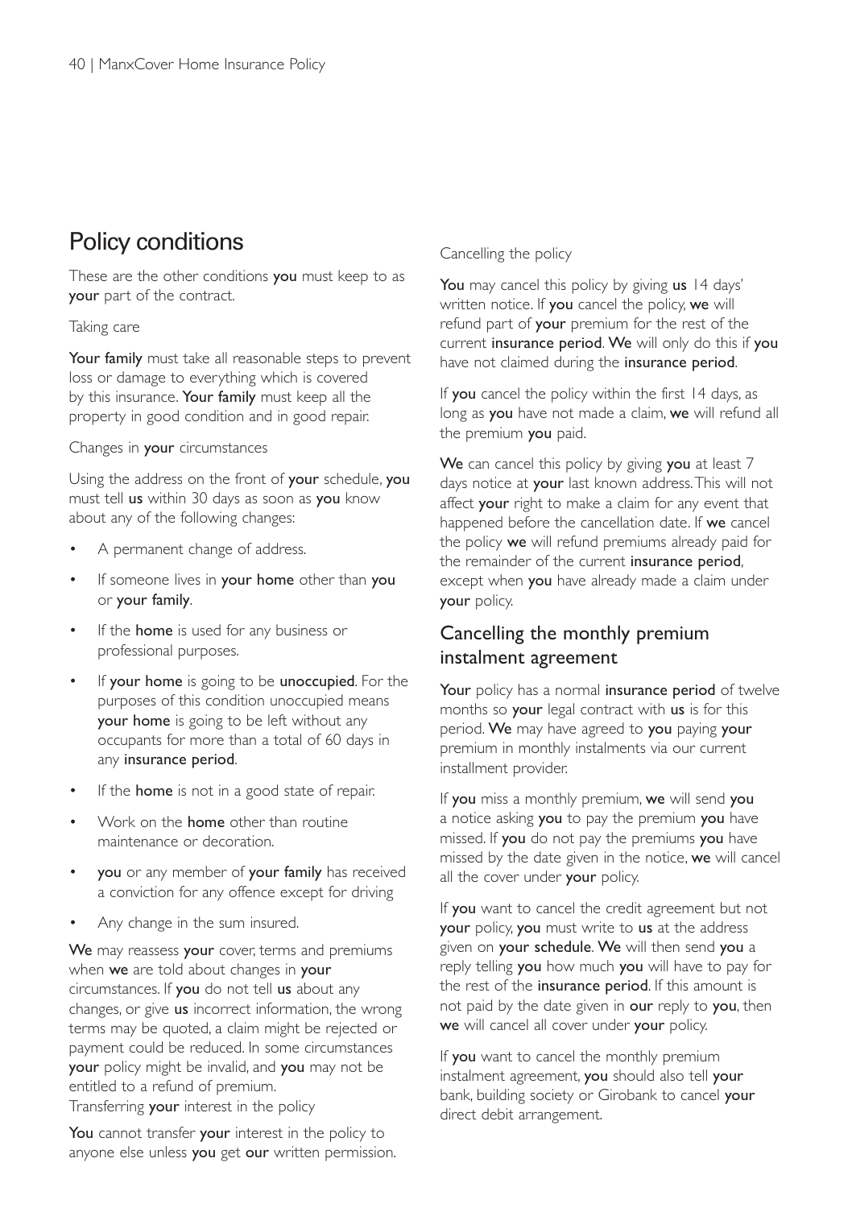# Policy conditions

These are the other conditions **you** must keep to as **your** part of the contract.

Taking care

**Your family** must take all reasonable steps to prevent loss or damage to everything which is covered by this insurance. **Your family** must keep all the property in good condition and in good repair.

Changes in **your** circumstances

Using the address on the front of **your** schedule, **you** must tell **us** within 30 days as soon as **you** know about any of the following changes:

- A permanent change of address.
- If someone lives in **your home** other than **you** or **your family**.
- If the **home** is used for any business or professional purposes.
- If **your home** is going to be **unoccupied**. For the purposes of this condition unoccupied means **your home** is going to be left without any occupants for more than a total of 60 days in any **insurance period**.
- If the **home** is not in a good state of repair.
- Work on the **home** other than routine maintenance or decoration.
- **you** or any member of **your family** has received a conviction for any offence except for driving
- Any change in the sum insured.

**We** may reassess **your** cover, terms and premiums when **we** are told about changes in **your** circumstances. If **you** do not tell **us** about any changes, or give **us** incorrect information, the wrong terms may be quoted, a claim might be rejected or payment could be reduced. In some circumstances **your** policy might be invalid, and **you** may not be entitled to a refund of premium.

Transferring **your** interest in the policy

**You** cannot transfer **your** interest in the policy to anyone else unless **you** get **our** written permission.

Cancelling the policy

**You** may cancel this policy by giving **us** 14 days' written notice. If **you** cancel the policy, **we** will refund part of **your** premium for the rest of the current **insurance period**. **We** will only do this if **you** have not claimed during the **insurance period**.

If **you** cancel the policy within the first 14 days, as long as **you** have not made a claim, **we** will refund all the premium **you** paid.

**We** can cancel this policy by giving **you** at least 7 days notice at **your** last known address. This will not affect **your** right to make a claim for any event that happened before the cancellation date. If **we** cancel the policy **we** will refund premiums already paid for the remainder of the current **insurance period**, except when **you** have already made a claim under **your** policy.

## Cancelling the monthly premium instalment agreement

**Your** policy has a normal **insurance period** of twelve months so **your** legal contract with **us** is for this period. **We** may have agreed to **you** paying **your** premium in monthly instalments via our current installment provider.

If **you** miss a monthly premium, **we** will send **you** a notice asking **you** to pay the premium **you** have missed. If **you** do not pay the premiums **you** have missed by the date given in the notice, **we** will cancel all the cover under **your** policy.

If **you** want to cancel the credit agreement but not **your** policy, **you** must write to **us** at the address given on **your schedule**. **We** will then send **you** a reply telling **you** how much **you** will have to pay for the rest of the **insurance period**. If this amount is not paid by the date given in **our** reply to **you**, then **we** will cancel all cover under **your** policy.

If **you** want to cancel the monthly premium instalment agreement, **you** should also tell **your** bank, building society or Girobank to cancel **your** direct debit arrangement.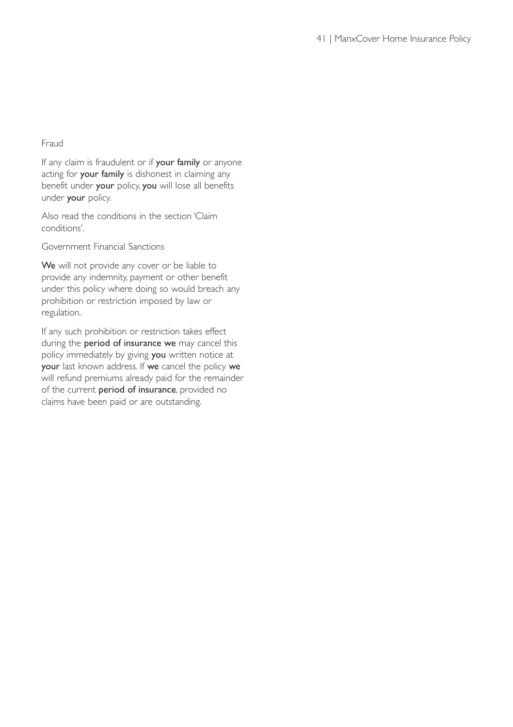Fraud

If any claim is fraudulent or if **your family** or anyone acting for **your family** is dishonest in claiming any benefit under **your** policy, **you** will lose all benefits under **your** policy.

Also read the conditions in the section 'Claim conditions'.

Government Financial Sanctions

**We** will not provide any cover or be liable to provide any indemnity, payment or other benefit under this policy where doing so would breach any prohibition or restriction imposed by law or regulation.

If any such prohibition or restriction takes effect during the **period of insurance we** may cancel this policy immediately by giving **you** written notice at **your** last known address. If **we** cancel the policy **we** will refund premiums already paid for the remainder of the current **period of insurance**, provided no claims have been paid or are outstanding.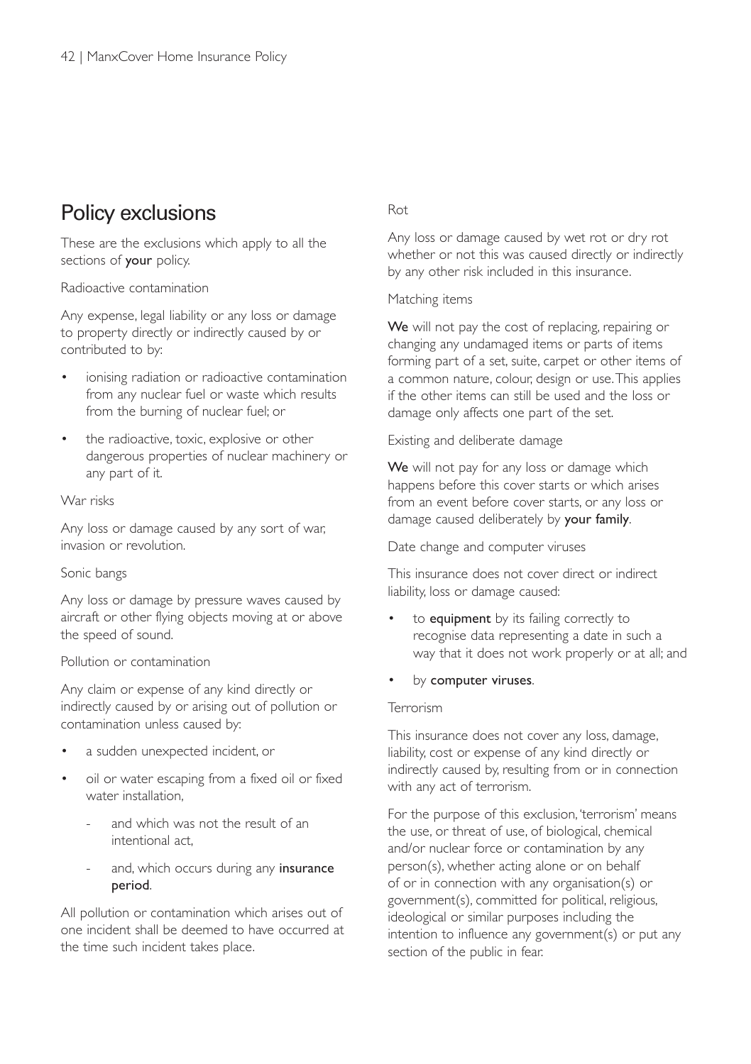# Policy exclusions

These are the exclusions which apply to all the sections of **your** policy.

### Radioactive contamination

Any expense, legal liability or any loss or damage to property directly or indirectly caused by or contributed to by:

- ionising radiation or radioactive contamination from any nuclear fuel or waste which results from the burning of nuclear fuel; or
- the radioactive, toxic, explosive or other dangerous properties of nuclear machinery or any part of it.

### War risks

Any loss or damage caused by any sort of war, invasion or revolution.

### Sonic bangs

Any loss or damage by pressure waves caused by aircraft or other flying objects moving at or above the speed of sound.

### Pollution or contamination

Any claim or expense of any kind directly or indirectly caused by or arising out of pollution or contamination unless caused by:

- a sudden unexpected incident, or
- oil or water escaping from a fixed oil or fixed water installation,
  - and which was not the result of an intentional act,
  - and, which occurs during any **insurance period**.

All pollution or contamination which arises out of one incident shall be deemed to have occurred at the time such incident takes place.

### Rot

Any loss or damage caused by wet rot or dry rot whether or not this was caused directly or indirectly by any other risk included in this insurance.

### Matching items

**We** will not pay the cost of replacing, repairing or changing any undamaged items or parts of items forming part of a set, suite, carpet or other items of a common nature, colour, design or use. This applies if the other items can still be used and the loss or damage only affects one part of the set.

### Existing and deliberate damage

**We** will not pay for any loss or damage which happens before this cover starts or which arises from an event before cover starts, or any loss or damage caused deliberately by **your family**.

### Date change and computer viruses

This insurance does not cover direct or indirect liability, loss or damage caused:

- to **equipment** by its failing correctly to recognise data representing a date in such a way that it does not work properly or at all; and
- by **computer viruses**.

### Terrorism

This insurance does not cover any loss, damage, liability, cost or expense of any kind directly or indirectly caused by, resulting from or in connection with any act of terrorism.

For the purpose of this exclusion, 'terrorism' means the use, or threat of use, of biological, chemical and/or nuclear force or contamination by any person(s), whether acting alone or on behalf of or in connection with any organisation(s) or government(s), committed for political, religious, ideological or similar purposes including the intention to influence any government(s) or put any section of the public in fear.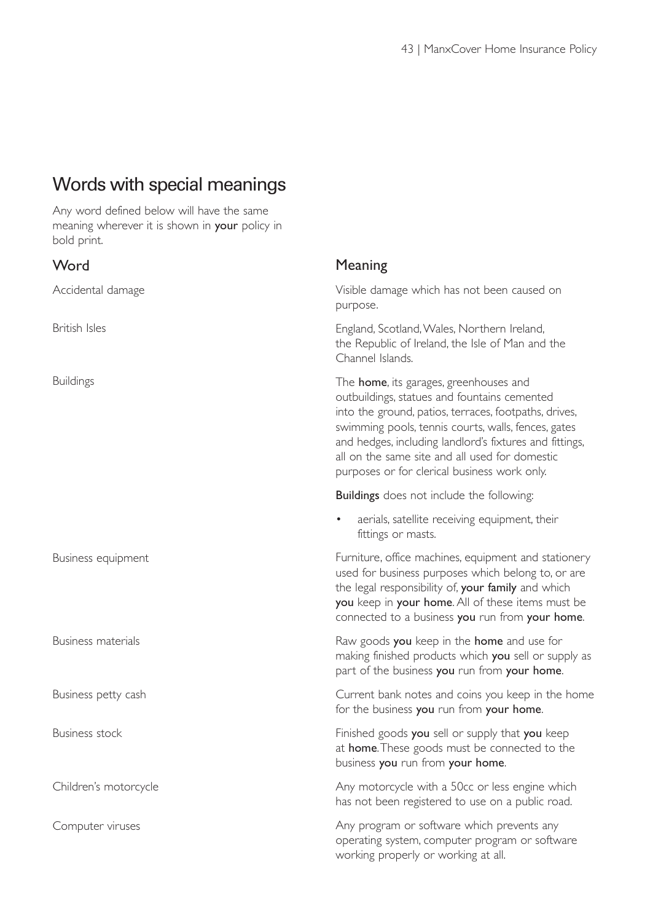# Words with special meanings

Any word defined below will have the same meaning wherever it is shown in **your** policy in bold print.

| Word | Meaning |
|---|---|
| Accidental damage | Visible damage which has not been caused on purpose. |
| British Isles | England, Scotland, Wales, Northern Ireland, the Republic of Ireland, the Isle of Man and the Channel Islands. |
| Buildings | The **home**, its garages, greenhouses and outbuildings, statues and fountains cemented into the ground, patios, terraces, footpaths, drives, swimming pools, tennis courts, walls, fences, gates and hedges, including landlord's fixtures and fittings, all on the same site and all used for domestic purposes or for clerical business work only.<br><br>**Buildings** does not include the following:<br><br>• aerials, satellite receiving equipment, their fittings or masts. |
| Business equipment | Furniture, office machines, equipment and stationery used for business purposes which belong to, or are the legal responsibility of, **your family** and which **you** keep in **your home**. All of these items must be connected to a business **you** run from **your home**. |
| Business materials | Raw goods **you** keep in the **home** and use for making finished products which **you** sell or supply as part of the business **you** run from **your home**. |
| Business petty cash | Current bank notes and coins you keep in the home for the business **you** run from **your home**. |
| Business stock | Finished goods **you** sell or supply that **you** keep at **home**. These goods must be connected to the business **you** run from **your home**. |
| Children's motorcycle | Any motorcycle with a 50cc or less engine which has not been registered to use on a public road. |
| Computer viruses | Any program or software which prevents any operating system, computer program or software working properly or working at all. |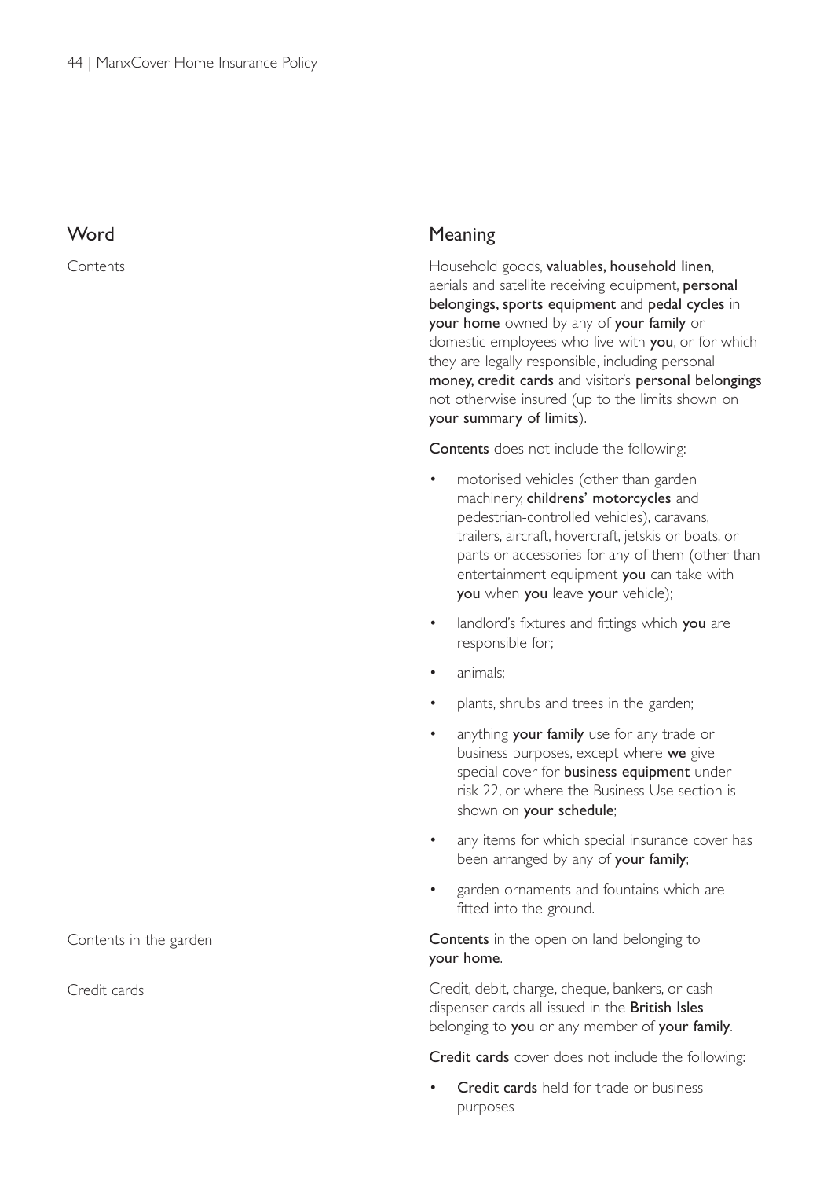| Word | Meaning |
| --- | --- |
| Contents | Household goods, **valuables, household linen**, aerials and satellite receiving equipment, **personal belongings, sports equipment** and **pedal cycles** in **your home** owned by any of **your family** or domestic employees who live with **you**, or for which they are legally responsible, including personal **money, credit cards** and visitor's **personal belongings** not otherwise insured (up to the limits shown on **your summary of limits**).<br><br>**Contents** does not include the following:<br><br>• motorised vehicles (other than garden machinery, **childrens' motorcycles** and pedestrian-controlled vehicles), caravans, trailers, aircraft, hovercraft, jetskis or boats, or parts or accessories for any of them (other than entertainment equipment **you** can take with **you** when **you** leave **your** vehicle);<br>• landlord's fixtures and fittings which **you** are responsible for;<br>• animals;<br>• plants, shrubs and trees in the garden;<br>• anything **your family** use for any trade or business purposes, except where **we** give special cover for **business equipment** under risk 22, or where the Business Use section is shown on **your schedule**;<br>• any items for which special insurance cover has been arranged by any of **your family**;<br>• garden ornaments and fountains which are fitted into the ground. |
| Contents in the garden | **Contents** in the open on land belonging to **your home**. |
| Credit cards | Credit, debit, charge, cheque, bankers, or cash dispenser cards all issued in the **British Isles** belonging to **you** or any member of **your family**.<br><br>**Credit cards** cover does not include the following:<br><br>• **Credit cards** held for trade or business purposes |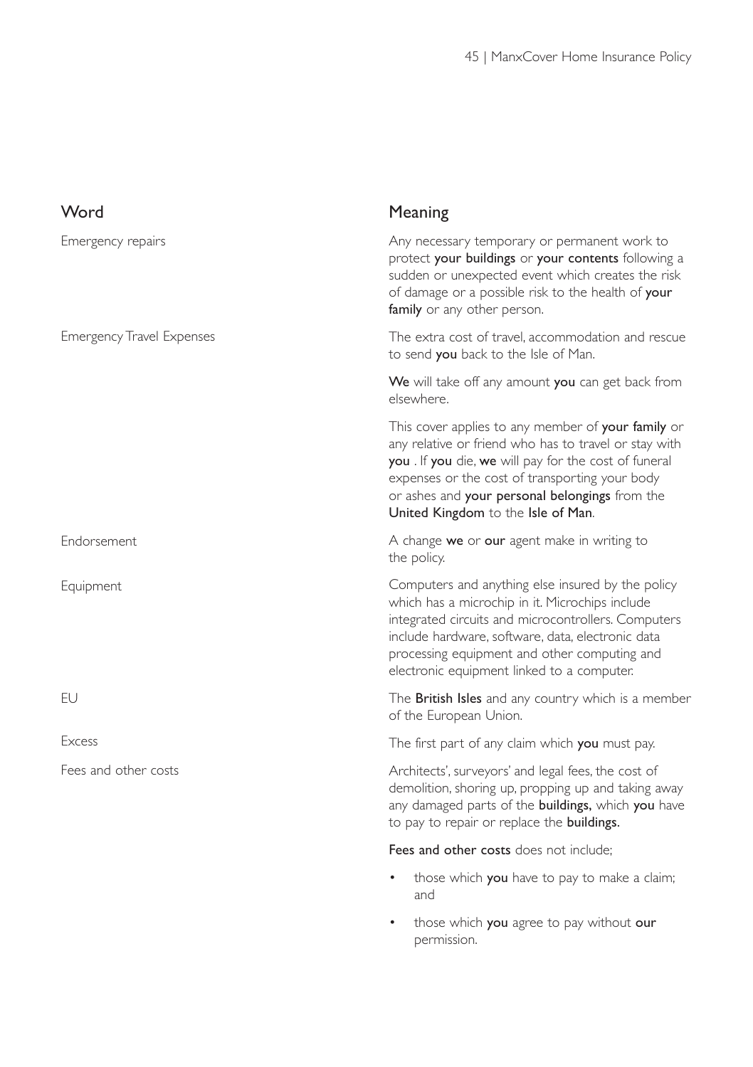| Word | Meaning |
| --- | --- |
| Emergency repairs | Any necessary temporary or permanent work to protect **your buildings** or **your contents** following a sudden or unexpected event which creates the risk of damage or a possible risk to the health of **your family** or any other person. |
| Emergency Travel Expenses | The extra cost of travel, accommodation and rescue to send **you** back to the Isle of Man.<br><br>**We** will take off any amount **you** can get back from elsewhere.<br><br>This cover applies to any member of **your family** or any relative or friend who has to travel or stay with **you** . If **you** die, **we** will pay for the cost of funeral expenses or the cost of transporting your body or ashes and **your personal belongings** from the **United Kingdom** to the **Isle of Man**. |
| Endorsement | A change **we** or **our** agent make in writing to the policy. |
| Equipment | Computers and anything else insured by the policy which has a microchip in it. Microchips include integrated circuits and microcontrollers. Computers include hardware, software, data, electronic data processing equipment and other computing and electronic equipment linked to a computer. |
| EU | The **British Isles** and any country which is a member of the European Union. |
| Excess | The first part of any claim which **you** must pay. |
| Fees and other costs | Architects', surveyors' and legal fees, the cost of demolition, shoring up, propping up and taking away any damaged parts of the **buildings,** which **you** have to pay to repair or replace the **buildings.**<br><br>**Fees and other costs** does not include;<br><br>• those which **you** have to pay to make a claim; and<br><br>• those which **you** agree to pay without **our** permission. |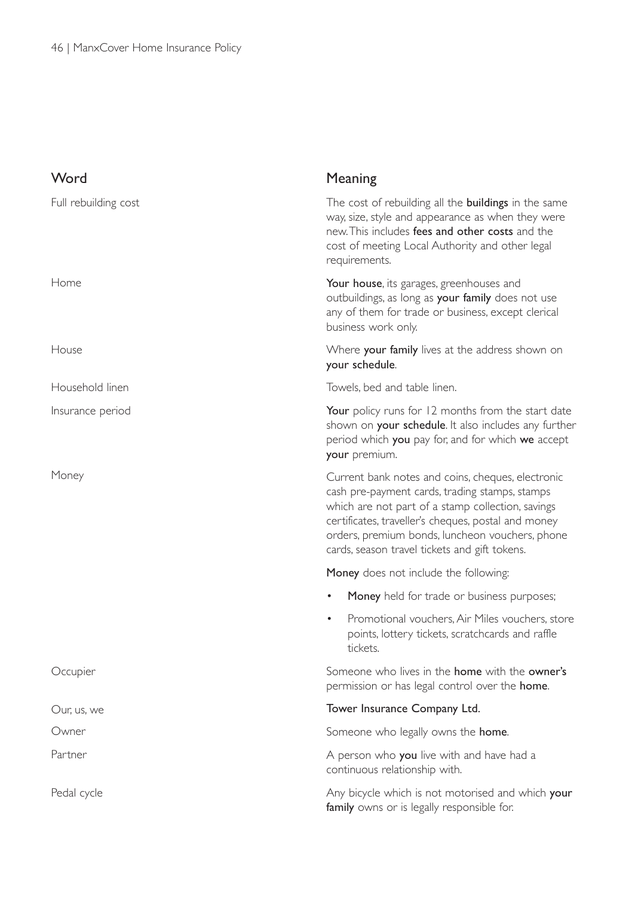| Word | Meaning |
| --- | --- |
| Full rebuilding cost | The cost of rebuilding all the **buildings** in the same way, size, style and appearance as when they were new. This includes **fees and other costs** and the cost of meeting Local Authority and other legal requirements. |
| Home | **Your house**, its garages, greenhouses and outbuildings, as long as **your family** does not use any of them for trade or business, except clerical business work only. |
| House | Where **your family** lives at the address shown on **your schedule**. |
| Household linen | Towels, bed and table linen. |
| Insurance period | **Your** policy runs for 12 months from the start date shown on **your schedule**. It also includes any further period which **you** pay for, and for which **we** accept **your** premium. |
| Money | Current bank notes and coins, cheques, electronic cash pre-payment cards, trading stamps, stamps which are not part of a stamp collection, savings certificates, traveller's cheques, postal and money orders, premium bonds, luncheon vouchers, phone cards, season travel tickets and gift tokens.<br><br>**Money** does not include the following:<br>• **Money** held for trade or business purposes;<br>• Promotional vouchers, Air Miles vouchers, store points, lottery tickets, scratchcards and raffle tickets. |
| Occupier | Someone who lives in the **home** with the **owner's** permission or has legal control over the **home**. |
| Our, us, we | **Tower Insurance Company Ltd.** |
| Owner | Someone who legally owns the **home**. |
| Partner | A person who **you** live with and have had a continuous relationship with. |
| Pedal cycle | Any bicycle which is not motorised and which **your family** owns or is legally responsible for. |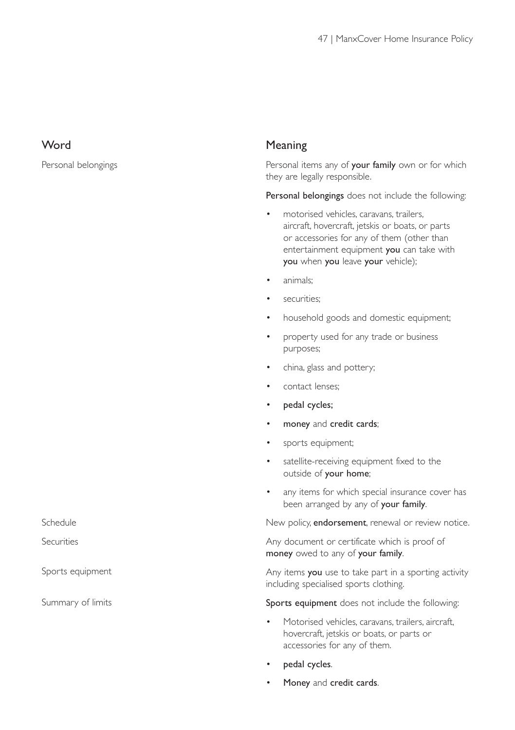| Word | Meaning |
|---|---|
| Personal belongings | Personal items any of **your family** own or for which they are legally responsible.<br><br>**Personal belongings** does not include the following:<br>• motorised vehicles, caravans, trailers, aircraft, hovercraft, jetskis or boats, or parts or accessories for any of them (other than entertainment equipment **you** can take with **you** when **you** leave **your** vehicle);<br>• animals;<br>• securities;<br>• household goods and domestic equipment;<br>• property used for any trade or business purposes;<br>• china, glass and pottery;<br>• contact lenses;<br>• **pedal cycles;**<br>• **money** and **credit cards**;<br>• sports equipment;<br>• satellite-receiving equipment fixed to the outside of **your home**;<br>• any items for which special insurance cover has been arranged by any of **your family**. |
| Schedule | New policy, **endorsement**, renewal or review notice. |
| Securities | Any document or certificate which is proof of **money** owed to any of **your family**. |
| Sports equipment | Any items **you** use to take part in a sporting activity including specialised sports clothing.<br><br>**Sports equipment** does not include the following:<br>• Motorised vehicles, caravans, trailers, aircraft, hovercraft, jetskis or boats, or parts or accessories for any of them.<br>• **pedal cycles**.<br>• **Money** and **credit cards**. |
| Summary of limits | |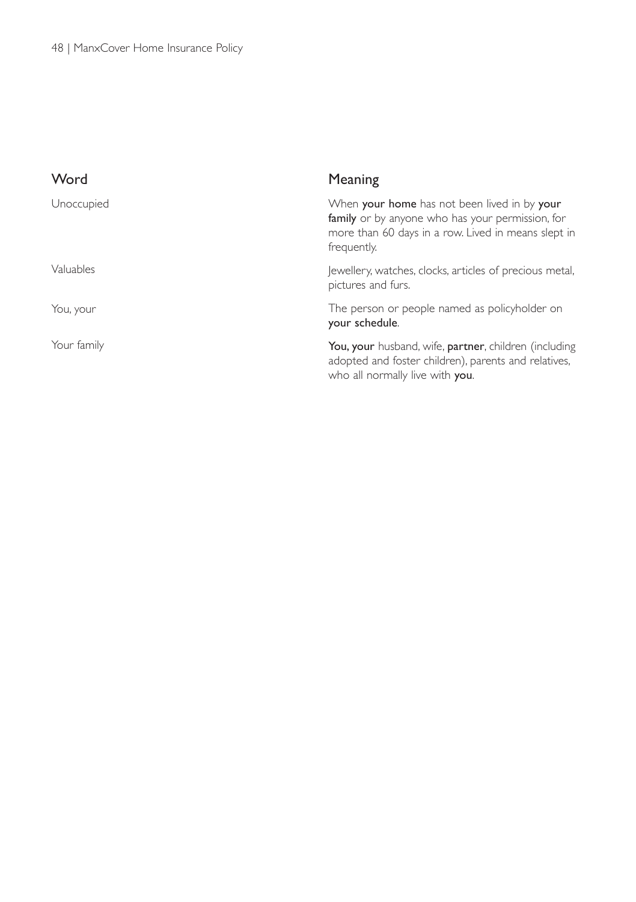| Word | Meaning |
| --- | --- |
| Unoccupied | When **your home** has not been lived in by **your family** or by anyone who has your permission, for more than 60 days in a row. Lived in means slept in frequently. |
| Valuables | Jewellery, watches, clocks, articles of precious metal, pictures and furs. |
| You, your | The person or people named as policyholder on **your schedule**. |
| Your family | **You, your** husband, wife, **partner**, children (including adopted and foster children), parents and relatives, who all normally live with **you**. |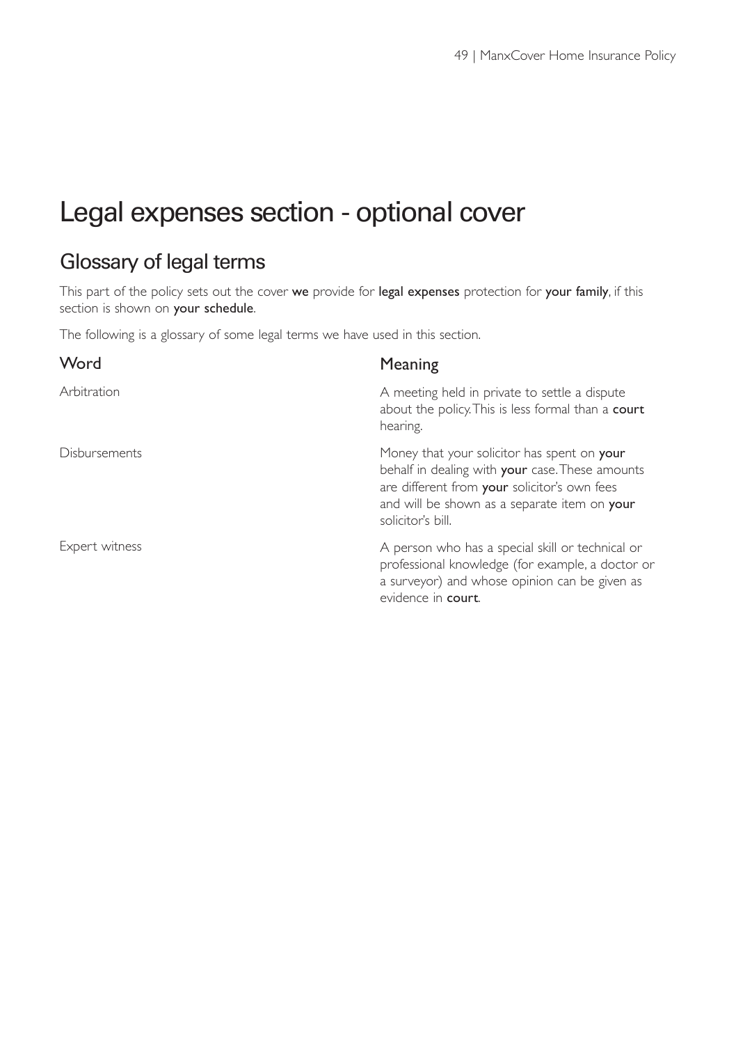# Legal expenses section - optional cover

## Glossary of legal terms

This part of the policy sets out the cover **we** provide for **legal expenses** protection for **your family**, if this section is shown on **your schedule**.

The following is a glossary of some legal terms we have used in this section.

| Word | Meaning |
|---|---|
| Arbitration | A meeting held in private to settle a dispute about the policy. This is less formal than a **court** hearing. |
| Disbursements | Money that your solicitor has spent on **your** behalf in dealing with **your** case. These amounts are different from **your** solicitor's own fees and will be shown as a separate item on **your** solicitor's bill. |
| Expert witness | A person who has a special skill or technical or professional knowledge (for example, a doctor or a surveyor) and whose opinion can be given as evidence in **court**. |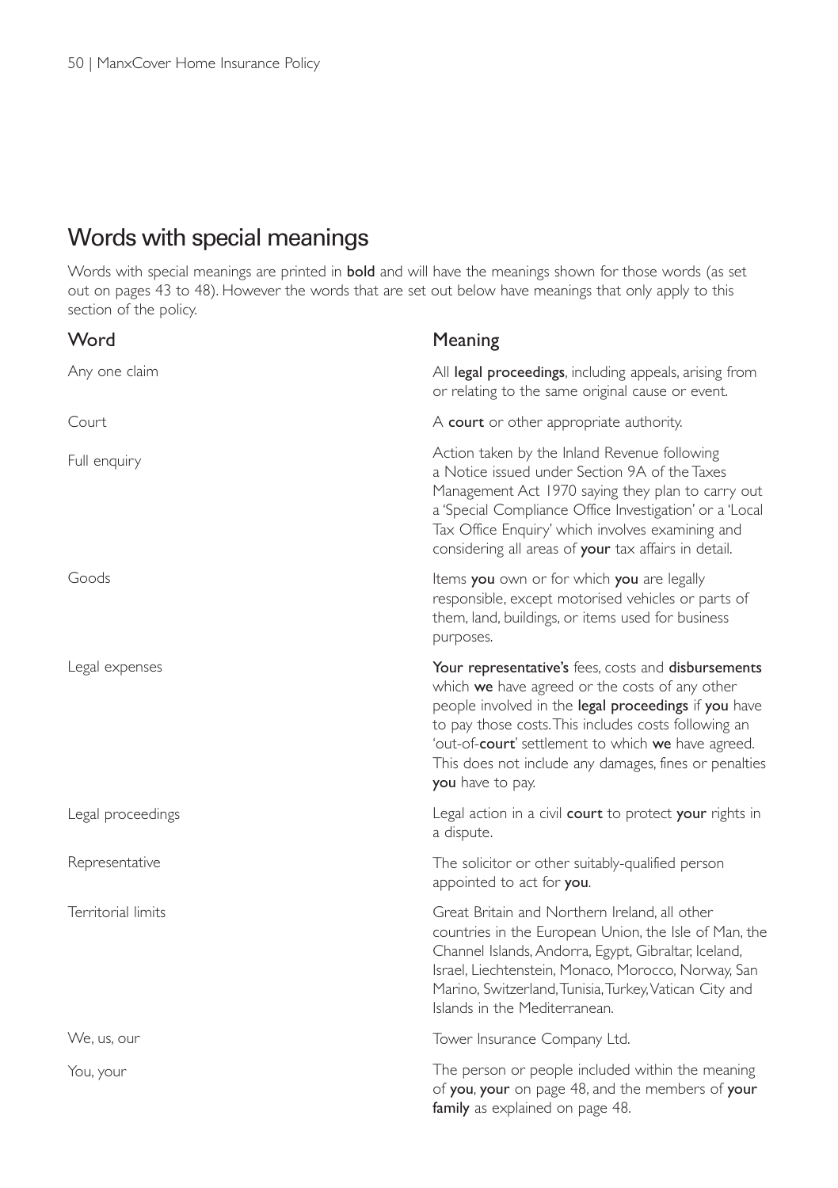## Words with special meanings

Words with special meanings are printed in **bold** and will have the meanings shown for those words (as set out on pages 43 to 48). However the words that are set out below have meanings that only apply to this section of the policy.

| Word | Meaning |
|---|---|
| Any one claim | All **legal proceedings**, including appeals, arising from or relating to the same original cause or event. |
| Court | A **court** or other appropriate authority. |
| Full enquiry | Action taken by the Inland Revenue following a Notice issued under Section 9A of the Taxes Management Act 1970 saying they plan to carry out a 'Special Compliance Office Investigation' or a 'Local Tax Office Enquiry' which involves examining and considering all areas of **your** tax affairs in detail. |
| Goods | Items **you** own or for which **you** are legally responsible, except motorised vehicles or parts of them, land, buildings, or items used for business purposes. |
| Legal expenses | **Your representative's** fees, costs and **disbursements** which **we** have agreed or the costs of any other people involved in the **legal proceedings** if **you** have to pay those costs. This includes costs following an 'out-of-**court**' settlement to which **we** have agreed. This does not include any damages, fines or penalties **you** have to pay. |
| Legal proceedings | Legal action in a civil **court** to protect **your** rights in a dispute. |
| Representative | The solicitor or other suitably-qualified person appointed to act for **you**. |
| Territorial limits | Great Britain and Northern Ireland, all other countries in the European Union, the Isle of Man, the Channel Islands, Andorra, Egypt, Gibraltar, Iceland, Israel, Liechtenstein, Monaco, Morocco, Norway, San Marino, Switzerland, Tunisia, Turkey, Vatican City and Islands in the Mediterranean. |
| We, us, our | Tower Insurance Company Ltd. |
| You, your | The person or people included within the meaning of **you**, **your** on page 48, and the members of **your family** as explained on page 48. |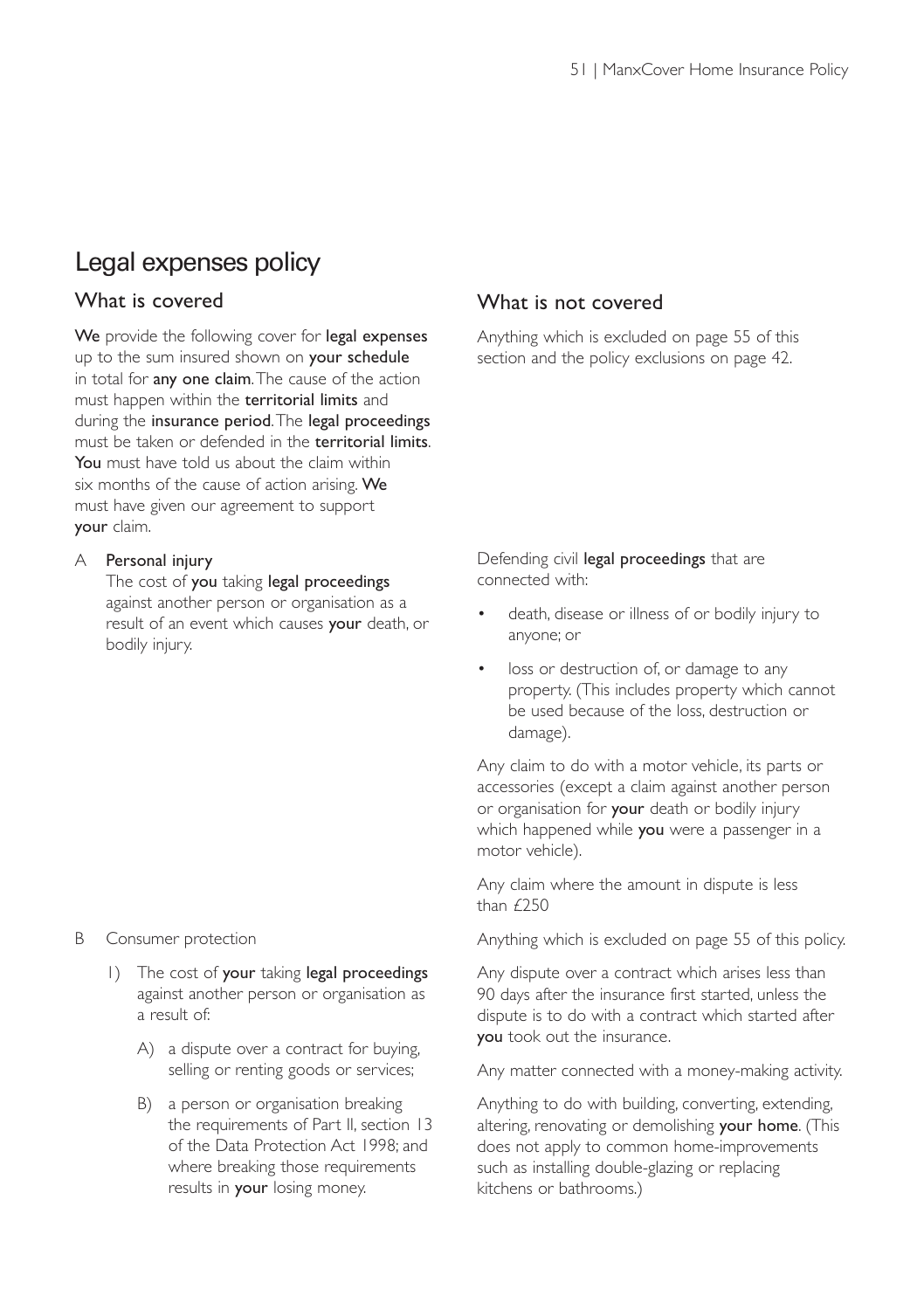# Legal expenses policy

## What is covered

**We** provide the following cover for **legal expenses** up to the sum insured shown on **your schedule** in total for **any one claim**. The cause of the action must happen within the **territorial limits** and during the **insurance period**. The **legal proceedings** must be taken or defended in the **territorial limits**. **You** must have told us about the claim within six months of the cause of action arising. **We** must have given our agreement to support **your** claim.

## What is not covered

Anything which is excluded on page 55 of this section and the policy exclusions on page 42.

### A Personal injury

**What is covered:**

The cost of **you** taking **legal proceedings** against another person or organisation as a result of an event which causes **your** death, or bodily injury.

**What is not covered:**

Defending civil **legal proceedings** that are connected with:

- death, disease or illness of or bodily injury to anyone; or
- loss or destruction of, or damage to any property. (This includes property which cannot be used because of the loss, destruction or damage).

Any claim to do with a motor vehicle, its parts or accessories (except a claim against another person or organisation for **your** death or bodily injury which happened while **you** were a passenger in a motor vehicle).

Any claim where the amount in dispute is less than £250

### B Consumer protection

**What is covered:**

1) The cost of **your** taking **legal proceedings** against another person or organisation as a result of:

   A) a dispute over a contract for buying, selling or renting goods or services;

   B) a person or organisation breaking the requirements of Part II, section 13 of the Data Protection Act 1998; and where breaking those requirements results in **your** losing money.

**What is not covered:**

Anything which is excluded on page 55 of this policy.

Any dispute over a contract which arises less than 90 days after the insurance first started, unless the dispute is to do with a contract which started after **you** took out the insurance.

Any matter connected with a money-making activity.

Anything to do with building, converting, extending, altering, renovating or demolishing **your home**. (This does not apply to common home-improvements such as installing double-glazing or replacing kitchens or bathrooms.)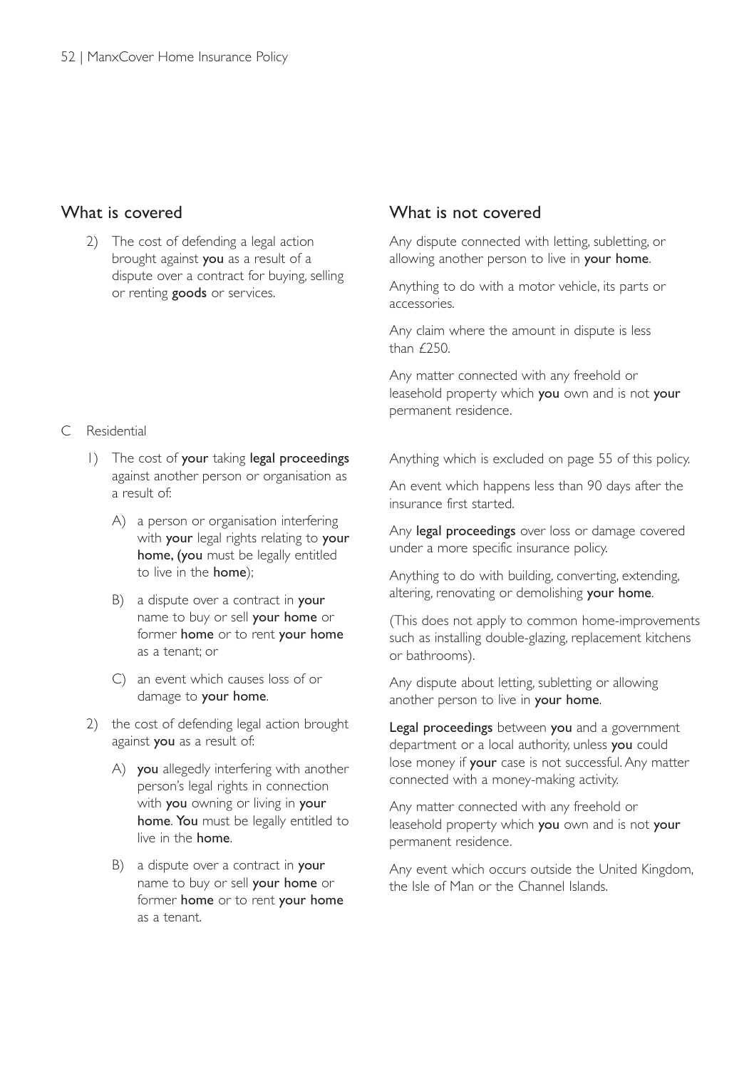## What is covered

2) The cost of defending a legal action brought against **you** as a result of a dispute over a contract for buying, selling or renting **goods** or services.

## What is not covered

Any dispute connected with letting, subletting, or allowing another person to live in **your home**.

Anything to do with a motor vehicle, its parts or accessories.

Any claim where the amount in dispute is less than £250.

Any matter connected with any freehold or leasehold property which **you** own and is not **your** permanent residence.

## What is covered

C Residential

1) The cost of **your** taking **legal proceedings** against another person or organisation as a result of:

   A) a person or organisation interfering with **your** legal rights relating to **your home, (you** must be legally entitled to live in the **home**);

   B) a dispute over a contract in **your** name to buy or sell **your home** or former **home** or to rent **your home** as a tenant; or

   C) an event which causes loss of or damage to **your home**.

2) the cost of defending legal action brought against **you** as a result of:

   A) **you** allegedly interfering with another person's legal rights in connection with **you** owning or living in **your home**. **You** must be legally entitled to live in the **home**.

   B) a dispute over a contract in **your** name to buy or sell **your home** or former **home** or to rent **your home** as a tenant.

## What is not covered

Anything which is excluded on page 55 of this policy.

An event which happens less than 90 days after the insurance first started.

Any **legal proceedings** over loss or damage covered under a more specific insurance policy.

Anything to do with building, converting, extending, altering, renovating or demolishing **your home**.

(This does not apply to common home-improvements such as installing double-glazing, replacement kitchens or bathrooms).

Any dispute about letting, subletting or allowing another person to live in **your home**.

**Legal proceedings** between **you** and a government department or a local authority, unless **you** could lose money if **your** case is not successful. Any matter connected with a money-making activity.

Any matter connected with any freehold or leasehold property which **you** own and is not **your** permanent residence.

Any event which occurs outside the United Kingdom, the Isle of Man or the Channel Islands.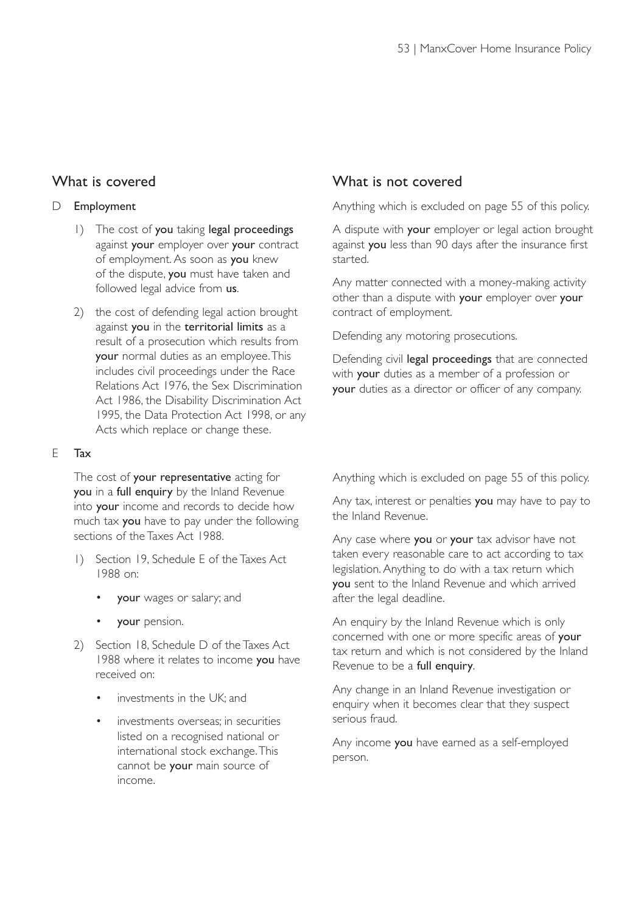## What is covered

### D Employment

1) The cost of **you** taking **legal proceedings** against **your** employer over **your** contract of employment. As soon as **you** knew of the dispute, **you** must have taken and followed legal advice from **us**.

2) the cost of defending legal action brought against **you** in the **territorial limits** as a result of a prosecution which results from **your** normal duties as an employee. This includes civil proceedings under the Race Relations Act 1976, the Sex Discrimination Act 1986, the Disability Discrimination Act 1995, the Data Protection Act 1998, or any Acts which replace or change these.

## What is not covered

Anything which is excluded on page 55 of this policy.

A dispute with **your** employer or legal action brought against **you** less than 90 days after the insurance first started.

Any matter connected with a money-making activity other than a dispute with **your** employer over **your** contract of employment.

Defending any motoring prosecutions.

Defending civil **legal proceedings** that are connected with **your** duties as a member of a profession or **your** duties as a director or officer of any company.

## What is covered

### E Tax

The cost of **your representative** acting for **you** in a **full enquiry** by the Inland Revenue into **your** income and records to decide how much tax **you** have to pay under the following sections of the Taxes Act 1988.

1) Section 19, Schedule E of the Taxes Act 1988 on:
   - **your** wages or salary; and
   - **your** pension.

2) Section 18, Schedule D of the Taxes Act 1988 where it relates to income **you** have received on:
   - investments in the UK; and
   - investments overseas; in securities listed on a recognised national or international stock exchange. This cannot be **your** main source of income.

## What is not covered

Anything which is excluded on page 55 of this policy.

Any tax, interest or penalties **you** may have to pay to the Inland Revenue.

Any case where **you** or **your** tax advisor have not taken every reasonable care to act according to tax legislation. Anything to do with a tax return which **you** sent to the Inland Revenue and which arrived after the legal deadline.

An enquiry by the Inland Revenue which is only concerned with one or more specific areas of **your** tax return and which is not considered by the Inland Revenue to be a **full enquiry**.

Any change in an Inland Revenue investigation or enquiry when it becomes clear that they suspect serious fraud.

Any income **you** have earned as a self-employed person.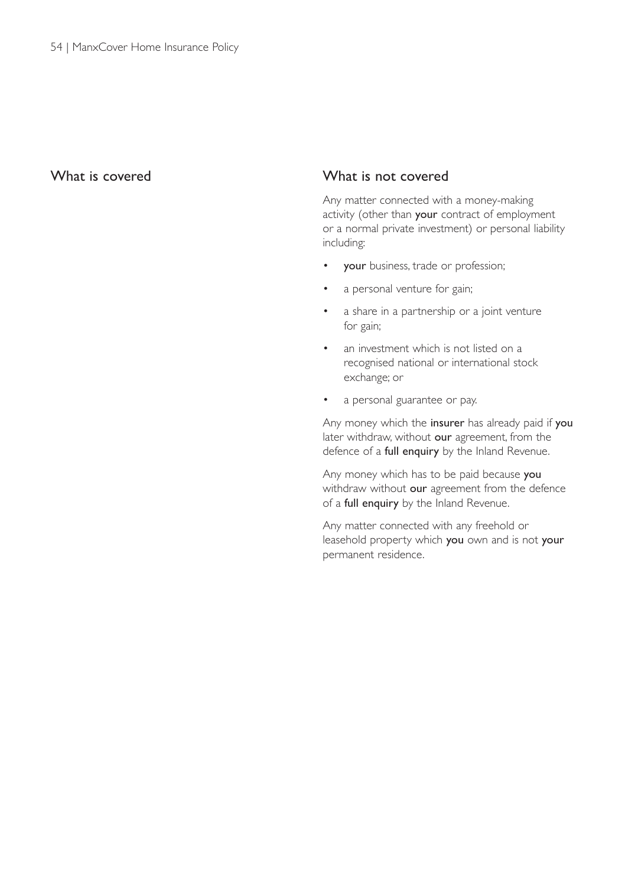## What is covered

## What is not covered

Any matter connected with a money-making activity (other than **your** contract of employment or a normal private investment) or personal liability including:

- **your** business, trade or profession;
- a personal venture for gain;
- a share in a partnership or a joint venture for gain;
- an investment which is not listed on a recognised national or international stock exchange; or
- a personal guarantee or pay.

Any money which the **insurer** has already paid if **you** later withdraw, without **our** agreement, from the defence of a **full enquiry** by the Inland Revenue.

Any money which has to be paid because **you** withdraw without **our** agreement from the defence of a **full enquiry** by the Inland Revenue.

Any matter connected with any freehold or leasehold property which **you** own and is not **your** permanent residence.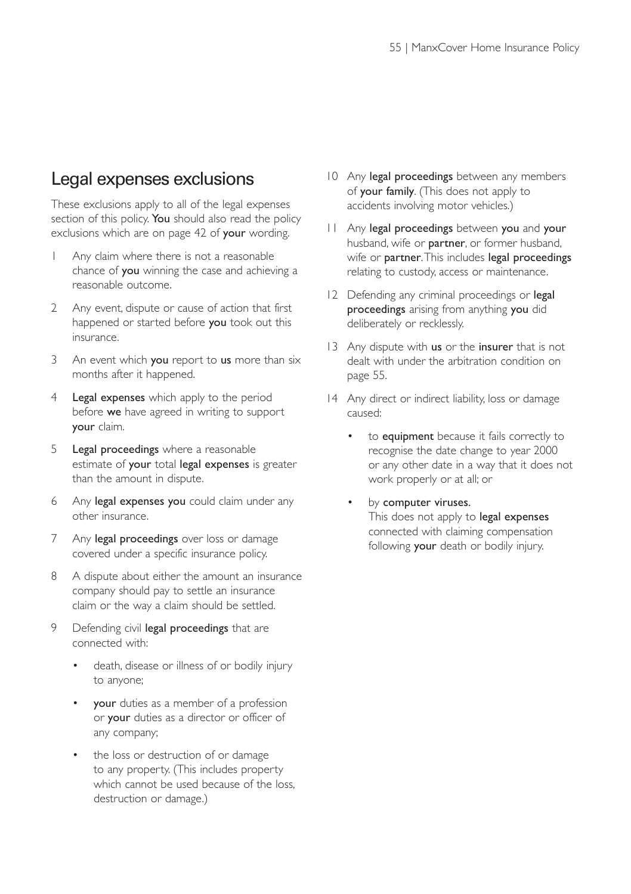## Legal expenses exclusions

These exclusions apply to all of the legal expenses section of this policy. **You** should also read the policy exclusions which are on page 42 of **your** wording.

1. Any claim where there is not a reasonable chance of **you** winning the case and achieving a reasonable outcome.
2. Any event, dispute or cause of action that first happened or started before **you** took out this insurance.
3. An event which **you** report to **us** more than six months after it happened.
4. **Legal expenses** which apply to the period before **we** have agreed in writing to support **your** claim.
5. **Legal proceedings** where a reasonable estimate of **your** total **legal expenses** is greater than the amount in dispute.
6. Any **legal expenses you** could claim under any other insurance.
7. Any **legal proceedings** over loss or damage covered under a specific insurance policy.
8. A dispute about either the amount an insurance company should pay to settle an insurance claim or the way a claim should be settled.
9. Defending civil **legal proceedings** that are connected with:
   - death, disease or illness of or bodily injury to anyone;
   - **your** duties as a member of a profession or **your** duties as a director or officer of any company;
   - the loss or destruction of or damage to any property. (This includes property which cannot be used because of the loss, destruction or damage.)
10. Any **legal proceedings** between any members of **your family**. (This does not apply to accidents involving motor vehicles.)
11. Any **legal proceedings** between **you** and **your** husband, wife or **partner**, or former husband, wife or **partner**. This includes **legal proceedings** relating to custody, access or maintenance.
12. Defending any criminal proceedings or **legal proceedings** arising from anything **you** did deliberately or recklessly.
13. Any dispute with **us** or the **insurer** that is not dealt with under the arbitration condition on page 55.
14. Any direct or indirect liability, loss or damage caused:
    - to **equipment** because it fails correctly to recognise the date change to year 2000 or any other date in a way that it does not work properly or at all; or
    - by **computer viruses.**
    
    This does not apply to **legal expenses** connected with claiming compensation following **your** death or bodily injury.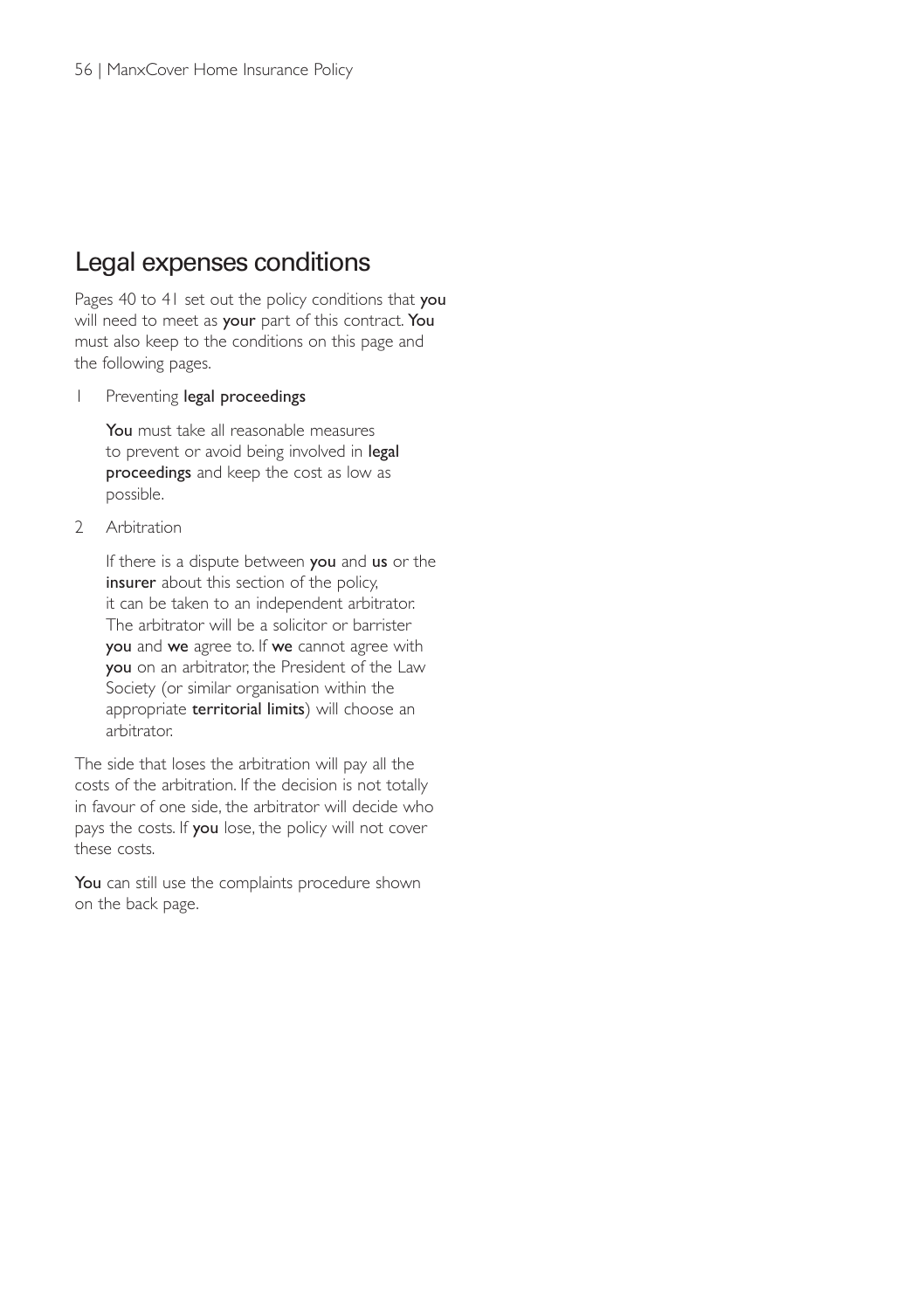# Legal expenses conditions

Pages 40 to 41 set out the policy conditions that **you** will need to meet as **your** part of this contract. **You** must also keep to the conditions on this page and the following pages.

1 Preventing **legal proceedings**

   **You** must take all reasonable measures to prevent or avoid being involved in **legal proceedings** and keep the cost as low as possible.

2 Arbitration

   If there is a dispute between **you** and **us** or the **insurer** about this section of the policy, it can be taken to an independent arbitrator. The arbitrator will be a solicitor or barrister **you** and **we** agree to. If **we** cannot agree with **you** on an arbitrator, the President of the Law Society (or similar organisation within the appropriate **territorial limits**) will choose an arbitrator.

The side that loses the arbitration will pay all the costs of the arbitration. If the decision is not totally in favour of one side, the arbitrator will decide who pays the costs. If **you** lose, the policy will not cover these costs.

**You** can still use the complaints procedure shown on the back page.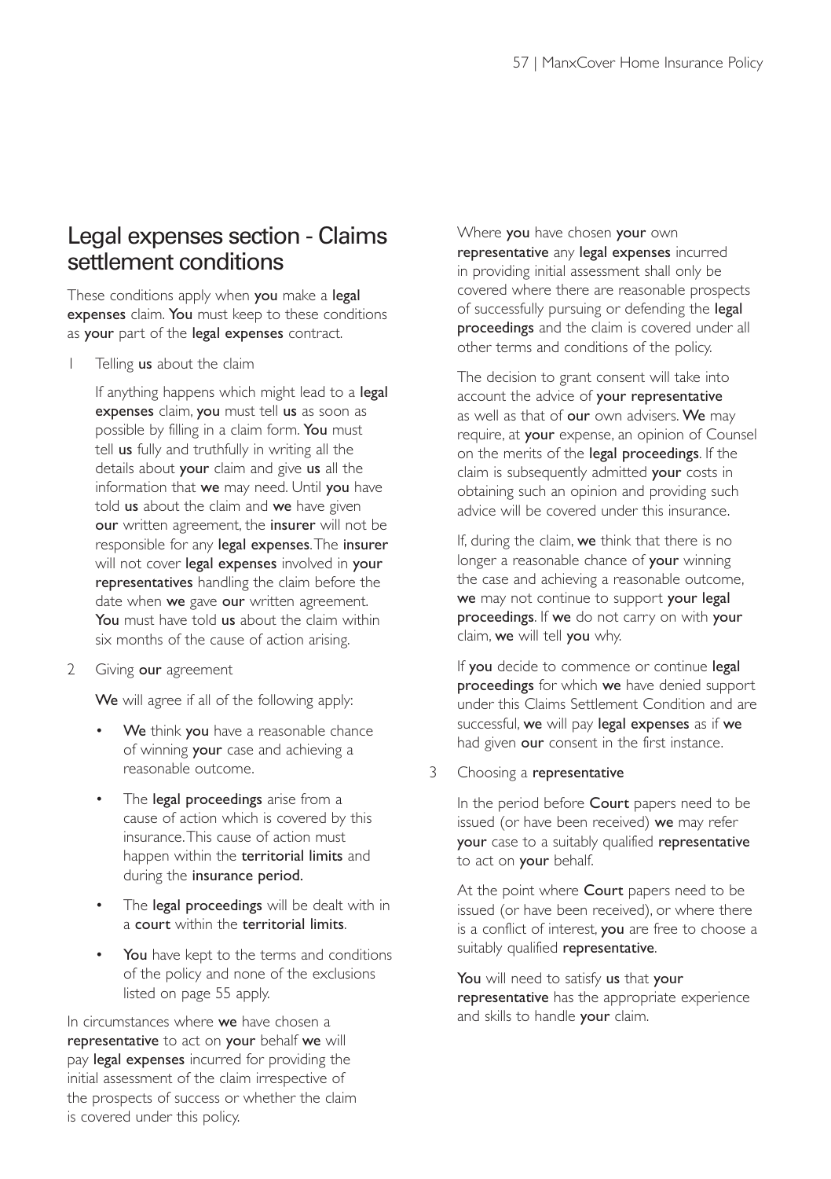## Legal expenses section - Claims settlement conditions

These conditions apply when **you** make a **legal expenses** claim. **You** must keep to these conditions as **your** part of the **legal expenses** contract.

1 Telling **us** about the claim

If anything happens which might lead to a **legal expenses** claim, **you** must tell **us** as soon as possible by filling in a claim form. **You** must tell **us** fully and truthfully in writing all the details about **your** claim and give **us** all the information that **we** may need. Until **you** have told **us** about the claim and **we** have given **our** written agreement, the **insurer** will not be responsible for any **legal expenses**. The **insurer** will not cover **legal expenses** involved in **your representatives** handling the claim before the date when **we** gave **our** written agreement. **You** must have told **us** about the claim within six months of the cause of action arising.

2 Giving **our** agreement

**We** will agree if all of the following apply:

- **We** think **you** have a reasonable chance of winning **your** case and achieving a reasonable outcome.
- The **legal proceedings** arise from a cause of action which is covered by this insurance. This cause of action must happen within the **territorial limits** and during the **insurance period.**
- The **legal proceedings** will be dealt with in a **court** within the **territorial limits**.
- **You** have kept to the terms and conditions of the policy and none of the exclusions listed on page 55 apply.

In circumstances where **we** have chosen a **representative** to act on **your** behalf **we** will pay **legal expenses** incurred for providing the initial assessment of the claim irrespective of the prospects of success or whether the claim is covered under this policy.

Where **you** have chosen **your** own **representative** any **legal expenses** incurred in providing initial assessment shall only be covered where there are reasonable prospects of successfully pursuing or defending the **legal proceedings** and the claim is covered under all other terms and conditions of the policy.

The decision to grant consent will take into account the advice of **your representative** as well as that of **our** own advisers. **We** may require, at **your** expense, an opinion of Counsel on the merits of the **legal proceedings**. If the claim is subsequently admitted **your** costs in obtaining such an opinion and providing such advice will be covered under this insurance.

If, during the claim, **we** think that there is no longer a reasonable chance of **your** winning the case and achieving a reasonable outcome, **we** may not continue to support **your legal proceedings**. If **we** do not carry on with **your** claim, **we** will tell **you** why.

If **you** decide to commence or continue **legal proceedings** for which **we** have denied support under this Claims Settlement Condition and are successful, **we** will pay **legal expenses** as if **we** had given **our** consent in the first instance.

3 Choosing a **representative**

In the period before **Court** papers need to be issued (or have been received) **we** may refer **your** case to a suitably qualified **representative** to act on **your** behalf.

At the point where **Court** papers need to be issued (or have been received), or where there is a conflict of interest, **you** are free to choose a suitably qualified **representative**.

**You** will need to satisfy **us** that **your representative** has the appropriate experience and skills to handle **your** claim.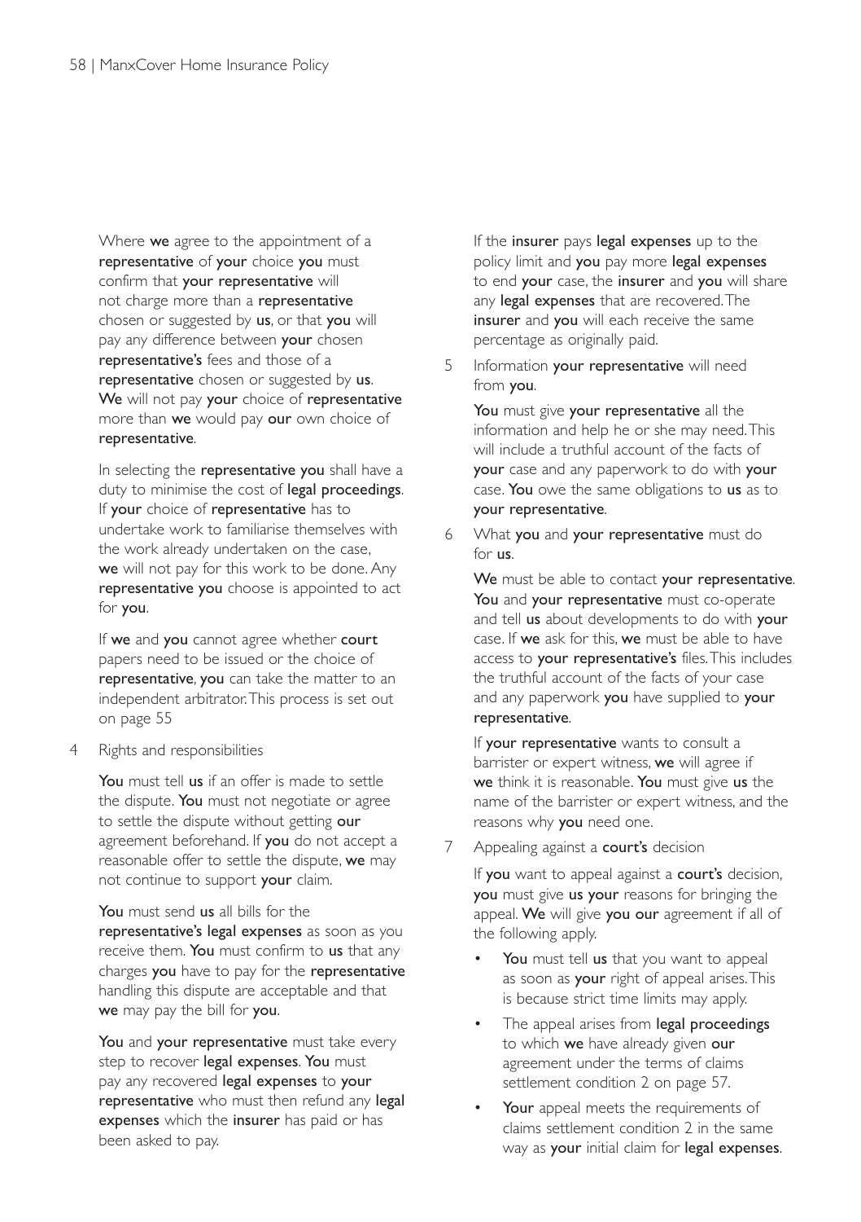Where **we** agree to the appointment of a **representative** of **your** choice **you** must confirm that **your representative** will not charge more than a **representative** chosen or suggested by **us**, or that **you** will pay any difference between **your** chosen **representative's** fees and those of a **representative** chosen or suggested by **us**. **We** will not pay **your** choice of **representative** more than **we** would pay **our** own choice of **representative**.

In selecting the **representative you** shall have a duty to minimise the cost of **legal proceedings**. If **your** choice of **representative** has to undertake work to familiarise themselves with the work already undertaken on the case, **we** will not pay for this work to be done. Any **representative you** choose is appointed to act for **you**.

If **we** and **you** cannot agree whether **court** papers need to be issued or the choice of **representative**, **you** can take the matter to an independent arbitrator. This process is set out on page 55

4 Rights and responsibilities

**You** must tell **us** if an offer is made to settle the dispute. **You** must not negotiate or agree to settle the dispute without getting **our** agreement beforehand. If **you** do not accept a reasonable offer to settle the dispute, **we** may not continue to support **your** claim.

**You** must send **us** all bills for the **representative's legal expenses** as soon as you receive them. **You** must confirm to **us** that any charges **you** have to pay for the **representative** handling this dispute are acceptable and that **we** may pay the bill for **you**.

**You** and **your representative** must take every step to recover **legal expenses**. **You** must pay any recovered **legal expenses** to **your representative** who must then refund any **legal expenses** which the **insurer** has paid or has been asked to pay.

If the **insurer** pays **legal expenses** up to the policy limit and **you** pay more **legal expenses** to end **your** case, the **insurer** and **you** will share any **legal expenses** that are recovered. The **insurer** and **you** will each receive the same percentage as originally paid.

5 Information **your representative** will need from **you**.

**You** must give **your representative** all the information and help he or she may need. This will include a truthful account of the facts of **your** case and any paperwork to do with **your** case. **You** owe the same obligations to **us** as to **your representative**.

6 What **you** and **your representative** must do for **us**.

**We** must be able to contact **your representative**. **You** and **your representative** must co-operate and tell **us** about developments to do with **your** case. If **we** ask for this, **we** must be able to have access to **your representative's** files. This includes the truthful account of the facts of your case and any paperwork **you** have supplied to **your representative**.

If **your representative** wants to consult a barrister or expert witness, **we** will agree if **we** think it is reasonable. **You** must give **us** the name of the barrister or expert witness, and the reasons why **you** need one.

7 Appealing against a **court's** decision

If **you** want to appeal against a **court's** decision, **you** must give **us your** reasons for bringing the appeal. **We** will give **you our** agreement if all of the following apply.

- **You** must tell **us** that you want to appeal as soon as **your** right of appeal arises. This is because strict time limits may apply.
- The appeal arises from **legal proceedings** to which **we** have already given **our** agreement under the terms of claims settlement condition 2 on page 57.
- **Your** appeal meets the requirements of claims settlement condition 2 in the same way as **your** initial claim for **legal expenses**.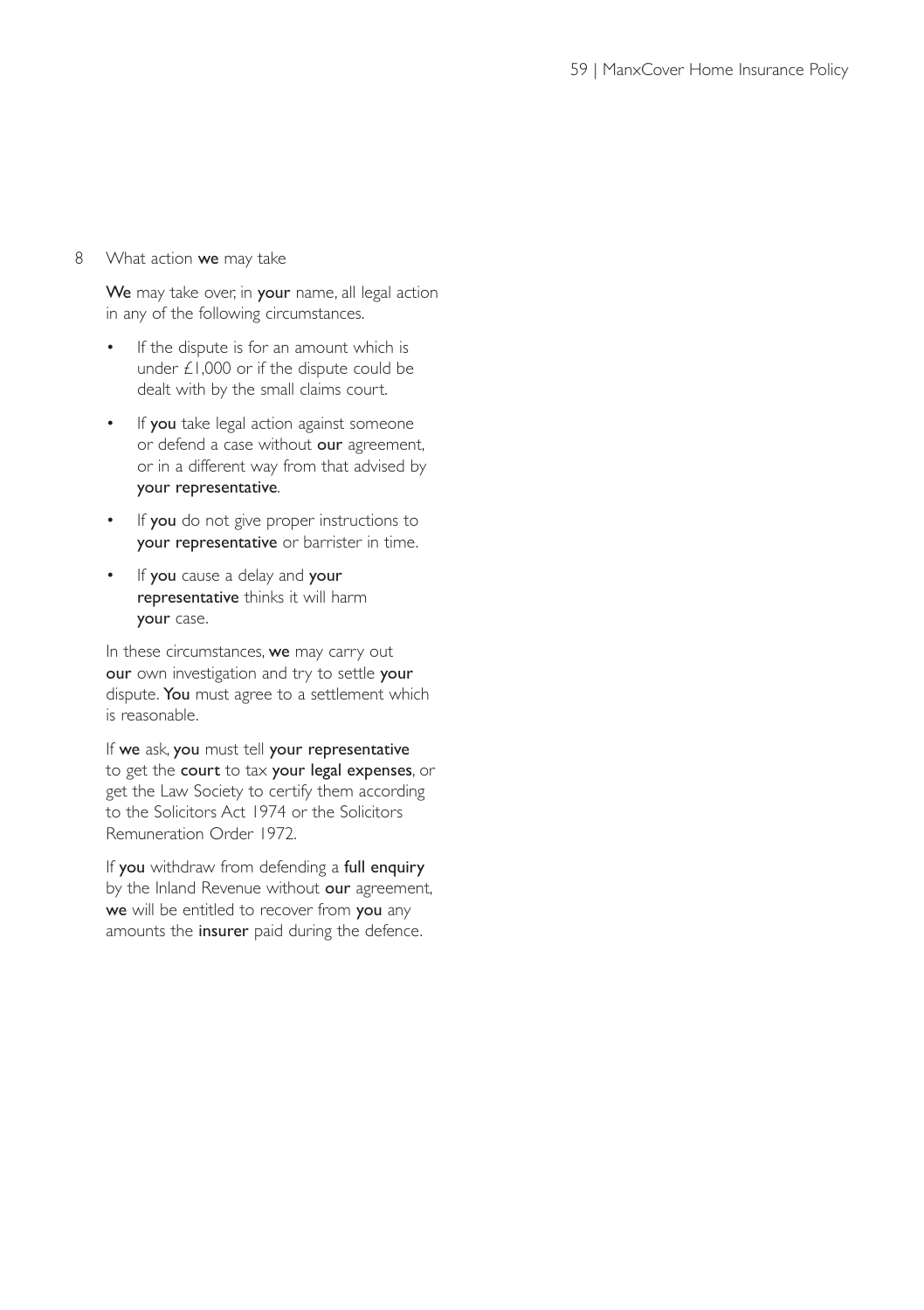8 What action **we** may take

**We** may take over, in **your** name, all legal action in any of the following circumstances.

- If the dispute is for an amount which is under £1,000 or if the dispute could be dealt with by the small claims court.
- If **you** take legal action against someone or defend a case without **our** agreement, or in a different way from that advised by **your representative**.
- If **you** do not give proper instructions to **your representative** or barrister in time.
- If **you** cause a delay and **your representative** thinks it will harm **your** case.

In these circumstances, **we** may carry out **our** own investigation and try to settle **your** dispute. **You** must agree to a settlement which is reasonable.

If **we** ask, **you** must tell **your representative** to get the **court** to tax **your legal expenses**, or get the Law Society to certify them according to the Solicitors Act 1974 or the Solicitors Remuneration Order 1972.

If **you** withdraw from defending a **full enquiry** by the Inland Revenue without **our** agreement, **we** will be entitled to recover from **you** any amounts the **insurer** paid during the defence.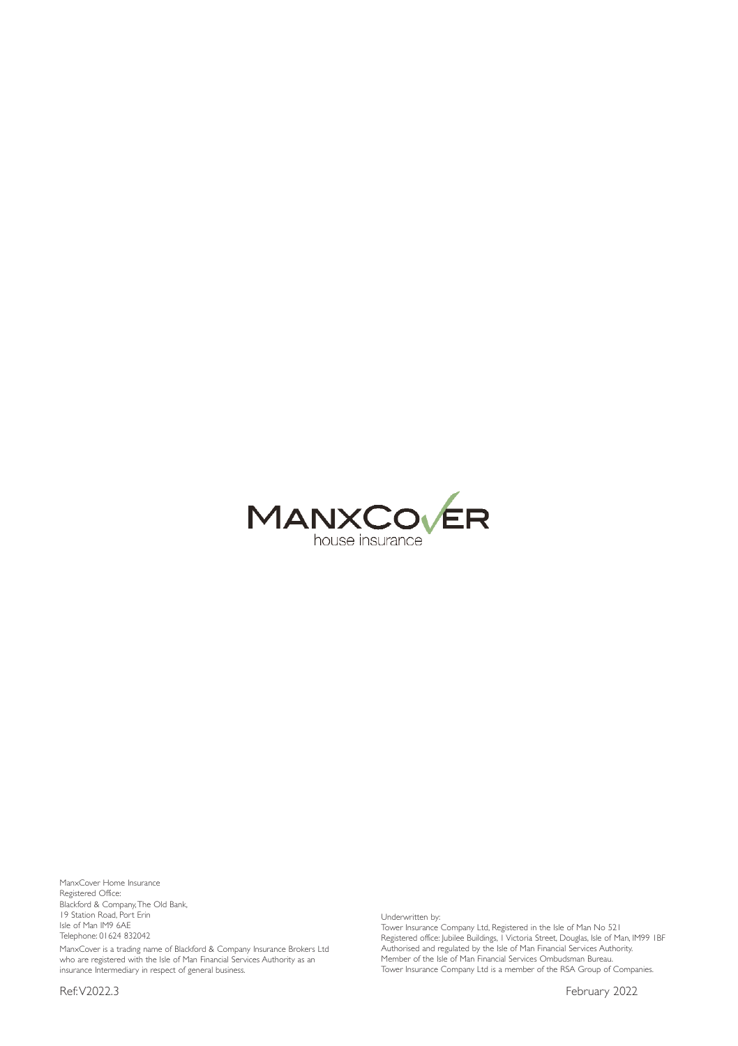MANXCOVER
house insurance

ManxCover Home Insurance
Registered Office:
Blackford & Company, The Old Bank,
19 Station Road, Port Erin
Isle of Man IM9 6AE
Telephone: 01624 832042

ManxCover is a trading name of Blackford & Company Insurance Brokers Ltd who are registered with the Isle of Man Financial Services Authority as an insurance Intermediary in respect of general business.

Underwritten by:
Tower Insurance Company Ltd, Registered in the Isle of Man No 521
Registered office: Jubilee Buildings, 1 Victoria Street, Douglas, Isle of Man, IM99 1BF
Authorised and regulated by the Isle of Man Financial Services Authority.
Member of the Isle of Man Financial Services Ombudsman Bureau.
Tower Insurance Company Ltd is a member of the RSA Group of Companies.

Ref: V2022.3

February 2022